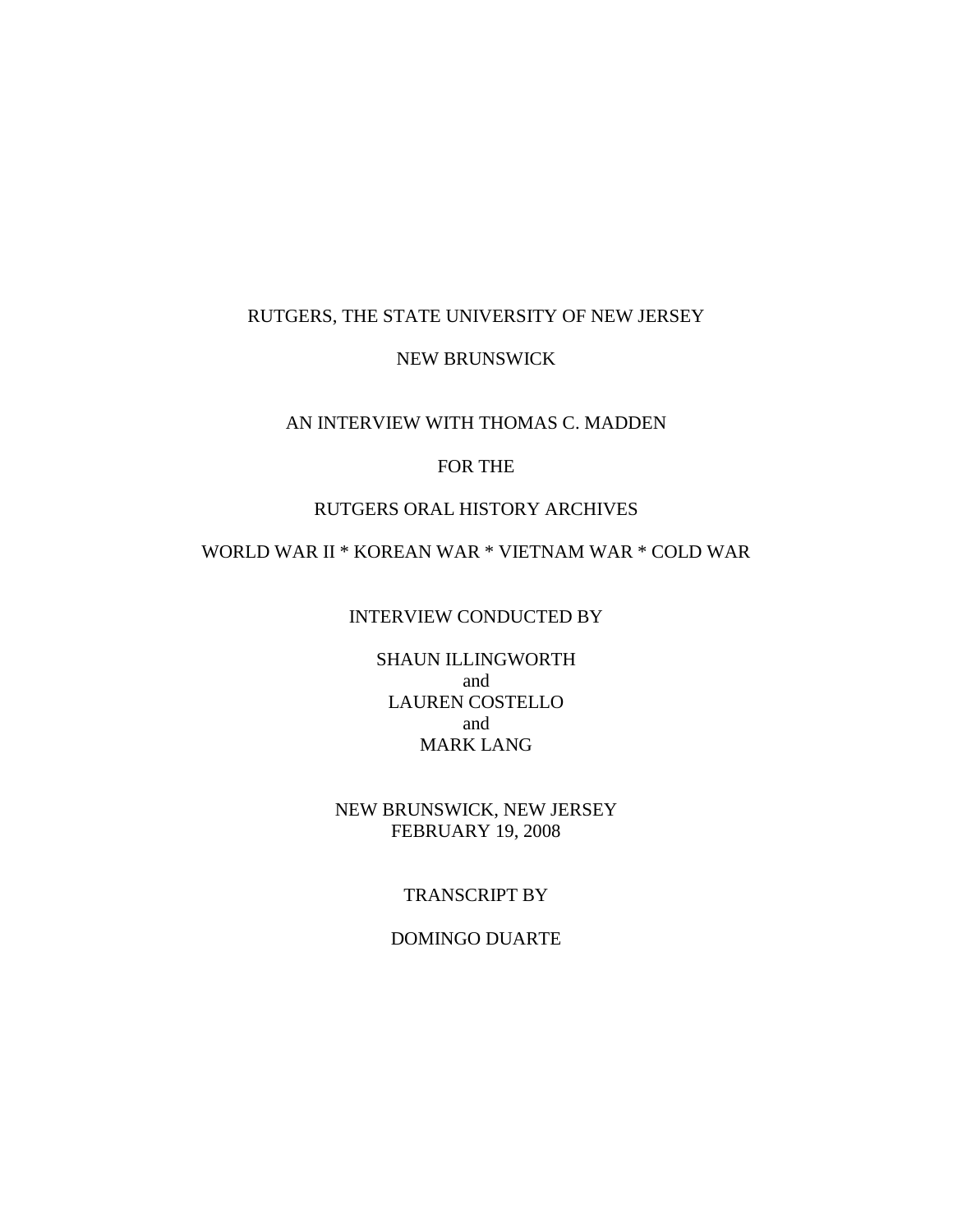RUTGERS, THE STATE UNIVERSITY OF NEW JERSEY

NEW BRUNSWICK

AN INTERVIEW WITH THOMAS C. MADDEN

FOR THE

RUTGERS ORAL HISTORY ARCHIVES

WORLD WAR II * KOREAN WAR * VIETNAM WAR * COLD WAR

INTERVIEW CONDUCTED BY

SHAUN ILLINGWORTH
and
LAUREN COSTELLO
and
MARK LANG

NEW BRUNSWICK, NEW JERSEY
FEBRUARY 19, 2008

TRANSCRIPT BY

DOMINGO DUARTE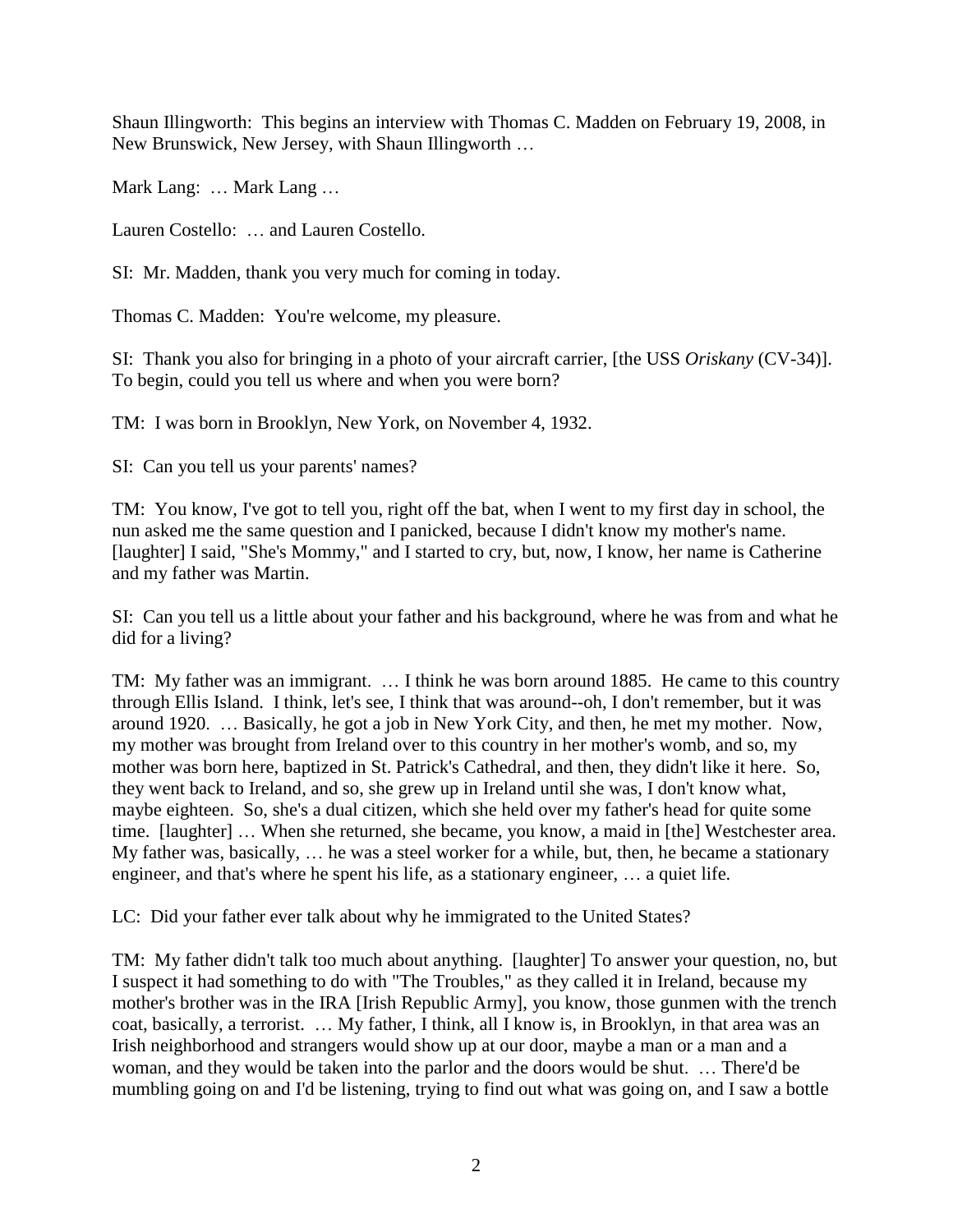Shaun Illingworth: This begins an interview with Thomas C. Madden on February 19, 2008, in New Brunswick, New Jersey, with Shaun Illingworth …

Mark Lang: … Mark Lang …

Lauren Costello: … and Lauren Costello.

SI: Mr. Madden, thank you very much for coming in today.

Thomas C. Madden: You're welcome, my pleasure.

SI: Thank you also for bringing in a photo of your aircraft carrier, [the USS *Oriskany* (CV-34)]. To begin, could you tell us where and when you were born?

TM: I was born in Brooklyn, New York, on November 4, 1932.

SI: Can you tell us your parents' names?

TM: You know, I've got to tell you, right off the bat, when I went to my first day in school, the nun asked me the same question and I panicked, because I didn't know my mother's name. [laughter] I said, "She's Mommy," and I started to cry, but, now, I know, her name is Catherine and my father was Martin.

SI: Can you tell us a little about your father and his background, where he was from and what he did for a living?

TM: My father was an immigrant. … I think he was born around 1885. He came to this country through Ellis Island. I think, let's see, I think that was around--oh, I don't remember, but it was around 1920. … Basically, he got a job in New York City, and then, he met my mother. Now, my mother was brought from Ireland over to this country in her mother's womb, and so, my mother was born here, baptized in St. Patrick's Cathedral, and then, they didn't like it here. So, they went back to Ireland, and so, she grew up in Ireland until she was, I don't know what, maybe eighteen. So, she's a dual citizen, which she held over my father's head for quite some time. [laughter] … When she returned, she became, you know, a maid in [the] Westchester area. My father was, basically, … he was a steel worker for a while, but, then, he became a stationary engineer, and that's where he spent his life, as a stationary engineer, … a quiet life.

LC: Did your father ever talk about why he immigrated to the United States?

TM: My father didn't talk too much about anything. [laughter] To answer your question, no, but I suspect it had something to do with "The Troubles," as they called it in Ireland, because my mother's brother was in the IRA [Irish Republic Army], you know, those gunmen with the trench coat, basically, a terrorist. … My father, I think, all I know is, in Brooklyn, in that area was an Irish neighborhood and strangers would show up at our door, maybe a man or a man and a woman, and they would be taken into the parlor and the doors would be shut. … There'd be mumbling going on and I'd be listening, trying to find out what was going on, and I saw a bottle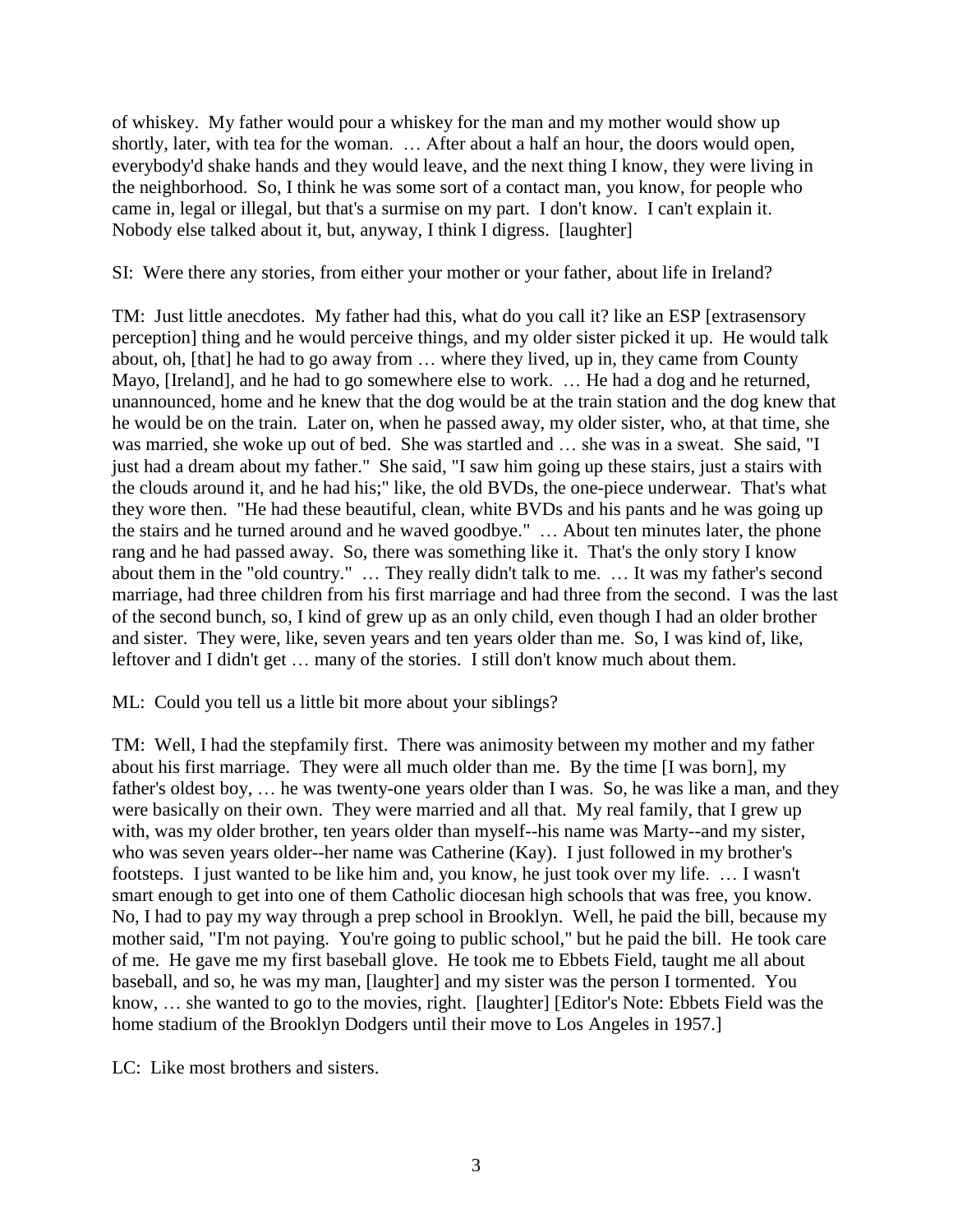of whiskey. My father would pour a whiskey for the man and my mother would show up shortly, later, with tea for the woman. … After about a half an hour, the doors would open, everybody'd shake hands and they would leave, and the next thing I know, they were living in the neighborhood. So, I think he was some sort of a contact man, you know, for people who came in, legal or illegal, but that's a surmise on my part. I don't know. I can't explain it. Nobody else talked about it, but, anyway, I think I digress. [laughter]

SI: Were there any stories, from either your mother or your father, about life in Ireland?

TM: Just little anecdotes. My father had this, what do you call it? like an ESP [extrasensory perception] thing and he would perceive things, and my older sister picked it up. He would talk about, oh, [that] he had to go away from … where they lived, up in, they came from County Mayo, [Ireland], and he had to go somewhere else to work. … He had a dog and he returned, unannounced, home and he knew that the dog would be at the train station and the dog knew that he would be on the train. Later on, when he passed away, my older sister, who, at that time, she was married, she woke up out of bed. She was startled and … she was in a sweat. She said, "I just had a dream about my father." She said, "I saw him going up these stairs, just a stairs with the clouds around it, and he had his;" like, the old BVDs, the one-piece underwear. That's what they wore then. "He had these beautiful, clean, white BVDs and his pants and he was going up the stairs and he turned around and he waved goodbye." … About ten minutes later, the phone rang and he had passed away. So, there was something like it. That's the only story I know about them in the "old country." … They really didn't talk to me. … It was my father's second marriage, had three children from his first marriage and had three from the second. I was the last of the second bunch, so, I kind of grew up as an only child, even though I had an older brother and sister. They were, like, seven years and ten years older than me. So, I was kind of, like, leftover and I didn't get … many of the stories. I still don't know much about them.

ML: Could you tell us a little bit more about your siblings?

TM: Well, I had the stepfamily first. There was animosity between my mother and my father about his first marriage. They were all much older than me. By the time [I was born], my father's oldest boy, … he was twenty-one years older than I was. So, he was like a man, and they were basically on their own. They were married and all that. My real family, that I grew up with, was my older brother, ten years older than myself--his name was Marty--and my sister, who was seven years older--her name was Catherine (Kay). I just followed in my brother's footsteps. I just wanted to be like him and, you know, he just took over my life. … I wasn't smart enough to get into one of them Catholic diocesan high schools that was free, you know. No, I had to pay my way through a prep school in Brooklyn. Well, he paid the bill, because my mother said, "I'm not paying. You're going to public school," but he paid the bill. He took care of me. He gave me my first baseball glove. He took me to Ebbets Field, taught me all about baseball, and so, he was my man, [laughter] and my sister was the person I tormented. You know, … she wanted to go to the movies, right. [laughter] [Editor's Note: Ebbets Field was the home stadium of the Brooklyn Dodgers until their move to Los Angeles in 1957.]

LC: Like most brothers and sisters.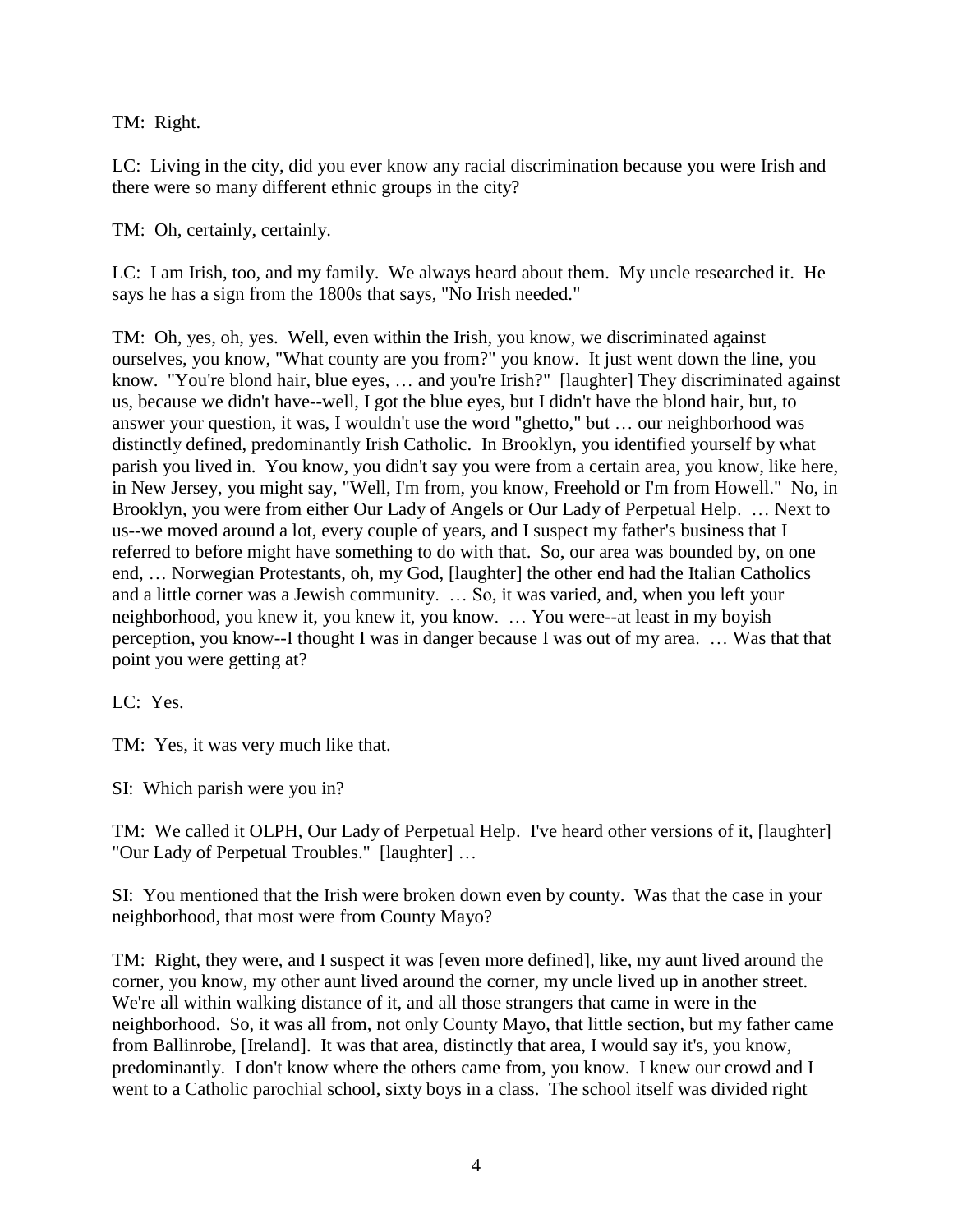TM: Right.

LC: Living in the city, did you ever know any racial discrimination because you were Irish and there were so many different ethnic groups in the city?

TM: Oh, certainly, certainly.

LC: I am Irish, too, and my family. We always heard about them. My uncle researched it. He says he has a sign from the 1800s that says, "No Irish needed."

TM: Oh, yes, oh, yes. Well, even within the Irish, you know, we discriminated against ourselves, you know, "What county are you from?" you know. It just went down the line, you know. "You're blond hair, blue eyes, … and you're Irish?" [laughter] They discriminated against us, because we didn't have--well, I got the blue eyes, but I didn't have the blond hair, but, to answer your question, it was, I wouldn't use the word "ghetto," but … our neighborhood was distinctly defined, predominantly Irish Catholic. In Brooklyn, you identified yourself by what parish you lived in. You know, you didn't say you were from a certain area, you know, like here, in New Jersey, you might say, "Well, I'm from, you know, Freehold or I'm from Howell." No, in Brooklyn, you were from either Our Lady of Angels or Our Lady of Perpetual Help. … Next to us--we moved around a lot, every couple of years, and I suspect my father's business that I referred to before might have something to do with that. So, our area was bounded by, on one end, … Norwegian Protestants, oh, my God, [laughter] the other end had the Italian Catholics and a little corner was a Jewish community. … So, it was varied, and, when you left your neighborhood, you knew it, you knew it, you know. … You were--at least in my boyish perception, you know--I thought I was in danger because I was out of my area. … Was that that point you were getting at?

LC: Yes.

TM: Yes, it was very much like that.

SI: Which parish were you in?

TM: We called it OLPH, Our Lady of Perpetual Help. I've heard other versions of it, [laughter] "Our Lady of Perpetual Troubles." [laughter] …

SI: You mentioned that the Irish were broken down even by county. Was that the case in your neighborhood, that most were from County Mayo?

TM: Right, they were, and I suspect it was [even more defined], like, my aunt lived around the corner, you know, my other aunt lived around the corner, my uncle lived up in another street. We're all within walking distance of it, and all those strangers that came in were in the neighborhood. So, it was all from, not only County Mayo, that little section, but my father came from Ballinrobe, [Ireland]. It was that area, distinctly that area, I would say it's, you know, predominantly. I don't know where the others came from, you know. I knew our crowd and I went to a Catholic parochial school, sixty boys in a class. The school itself was divided right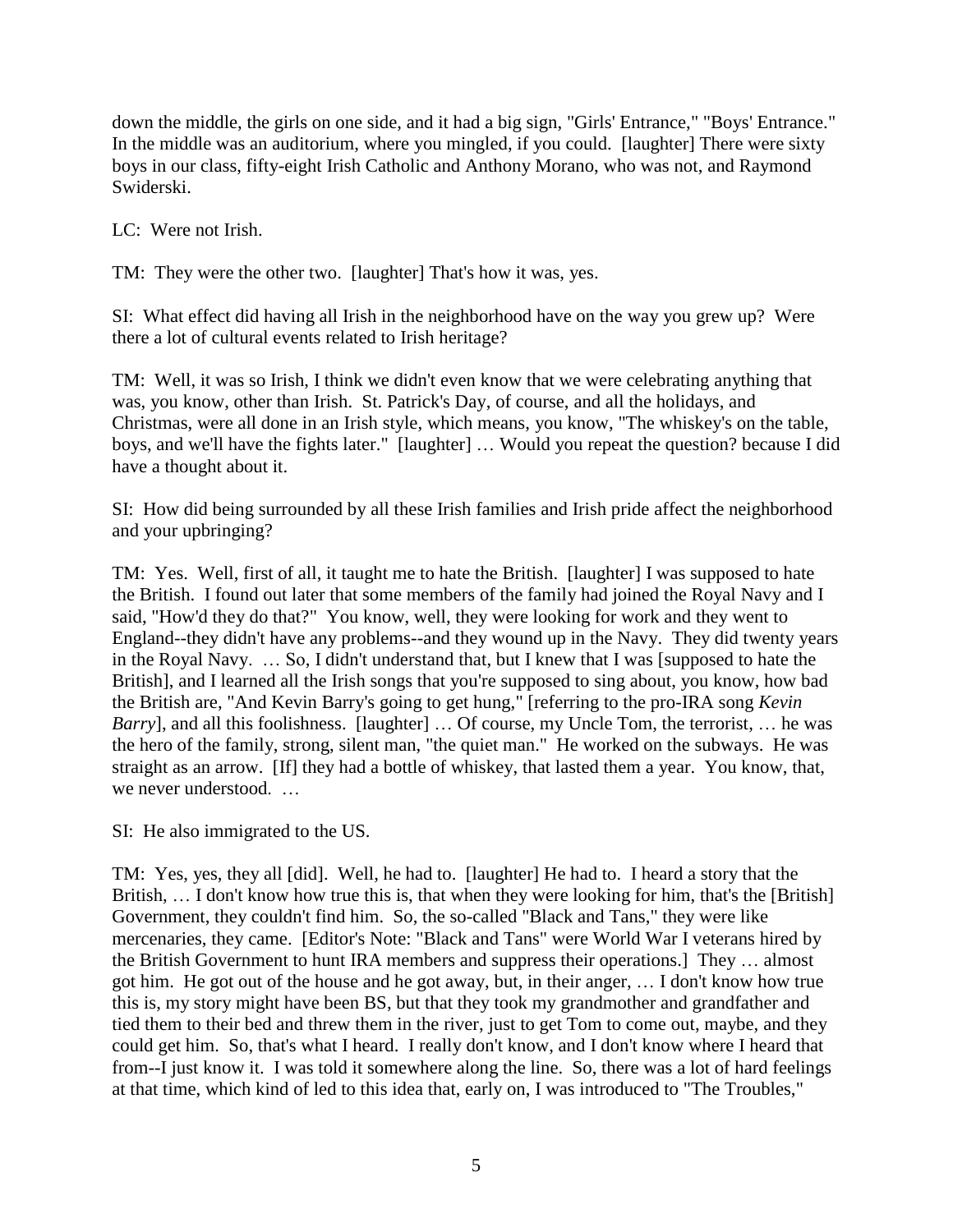down the middle, the girls on one side, and it had a big sign, "Girls' Entrance," "Boys' Entrance." In the middle was an auditorium, where you mingled, if you could. [laughter] There were sixty boys in our class, fifty-eight Irish Catholic and Anthony Morano, who was not, and Raymond Swiderski.

LC: Were not Irish.

TM: They were the other two. [laughter] That's how it was, yes.

SI: What effect did having all Irish in the neighborhood have on the way you grew up? Were there a lot of cultural events related to Irish heritage?

TM: Well, it was so Irish, I think we didn't even know that we were celebrating anything that was, you know, other than Irish. St. Patrick's Day, of course, and all the holidays, and Christmas, were all done in an Irish style, which means, you know, "The whiskey's on the table, boys, and we'll have the fights later." [laughter] … Would you repeat the question? because I did have a thought about it.

SI: How did being surrounded by all these Irish families and Irish pride affect the neighborhood and your upbringing?

TM: Yes. Well, first of all, it taught me to hate the British. [laughter] I was supposed to hate the British. I found out later that some members of the family had joined the Royal Navy and I said, "How'd they do that?" You know, well, they were looking for work and they went to England--they didn't have any problems--and they wound up in the Navy. They did twenty years in the Royal Navy. … So, I didn't understand that, but I knew that I was [supposed to hate the British], and I learned all the Irish songs that you're supposed to sing about, you know, how bad the British are, "And Kevin Barry's going to get hung," [referring to the pro-IRA song *Kevin Barry*], and all this foolishness. [laughter] … Of course, my Uncle Tom, the terrorist, … he was the hero of the family, strong, silent man, "the quiet man." He worked on the subways. He was straight as an arrow. [If] they had a bottle of whiskey, that lasted them a year. You know, that, we never understood. …

SI: He also immigrated to the US.

TM: Yes, yes, they all [did]. Well, he had to. [laughter] He had to. I heard a story that the British, … I don't know how true this is, that when they were looking for him, that's the [British] Government, they couldn't find him. So, the so-called "Black and Tans," they were like mercenaries, they came. [Editor's Note: "Black and Tans" were World War I veterans hired by the British Government to hunt IRA members and suppress their operations.] They … almost got him. He got out of the house and he got away, but, in their anger, … I don't know how true this is, my story might have been BS, but that they took my grandmother and grandfather and tied them to their bed and threw them in the river, just to get Tom to come out, maybe, and they could get him. So, that's what I heard. I really don't know, and I don't know where I heard that from--I just know it. I was told it somewhere along the line. So, there was a lot of hard feelings at that time, which kind of led to this idea that, early on, I was introduced to "The Troubles,"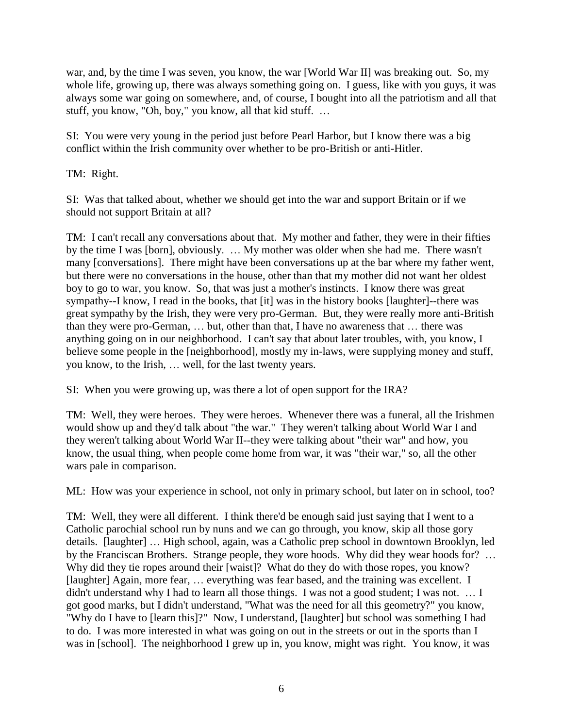war, and, by the time I was seven, you know, the war [World War II] was breaking out. So, my whole life, growing up, there was always something going on. I guess, like with you guys, it was always some war going on somewhere, and, of course, I bought into all the patriotism and all that stuff, you know, "Oh, boy," you know, all that kid stuff. …

SI: You were very young in the period just before Pearl Harbor, but I know there was a big conflict within the Irish community over whether to be pro-British or anti-Hitler.

TM: Right.

SI: Was that talked about, whether we should get into the war and support Britain or if we should not support Britain at all?

TM: I can't recall any conversations about that. My mother and father, they were in their fifties by the time I was [born], obviously. … My mother was older when she had me. There wasn't many [conversations]. There might have been conversations up at the bar where my father went, but there were no conversations in the house, other than that my mother did not want her oldest boy to go to war, you know. So, that was just a mother's instincts. I know there was great sympathy--I know, I read in the books, that [it] was in the history books [laughter]--there was great sympathy by the Irish, they were very pro-German. But, they were really more anti-British than they were pro-German, … but, other than that, I have no awareness that … there was anything going on in our neighborhood. I can't say that about later troubles, with, you know, I believe some people in the [neighborhood], mostly my in-laws, were supplying money and stuff, you know, to the Irish, … well, for the last twenty years.

SI: When you were growing up, was there a lot of open support for the IRA?

TM: Well, they were heroes. They were heroes. Whenever there was a funeral, all the Irishmen would show up and they'd talk about "the war." They weren't talking about World War I and they weren't talking about World War II--they were talking about "their war" and how, you know, the usual thing, when people come home from war, it was "their war," so, all the other wars pale in comparison.

ML: How was your experience in school, not only in primary school, but later on in school, too?

TM: Well, they were all different. I think there'd be enough said just saying that I went to a Catholic parochial school run by nuns and we can go through, you know, skip all those gory details. [laughter] … High school, again, was a Catholic prep school in downtown Brooklyn, led by the Franciscan Brothers. Strange people, they wore hoods. Why did they wear hoods for? … Why did they tie ropes around their [waist]? What do they do with those ropes, you know? [laughter] Again, more fear, … everything was fear based, and the training was excellent. I didn't understand why I had to learn all those things. I was not a good student; I was not. … I got good marks, but I didn't understand, "What was the need for all this geometry?" you know, "Why do I have to [learn this]?" Now, I understand, [laughter] but school was something I had to do. I was more interested in what was going on out in the streets or out in the sports than I was in [school]. The neighborhood I grew up in, you know, might was right. You know, it was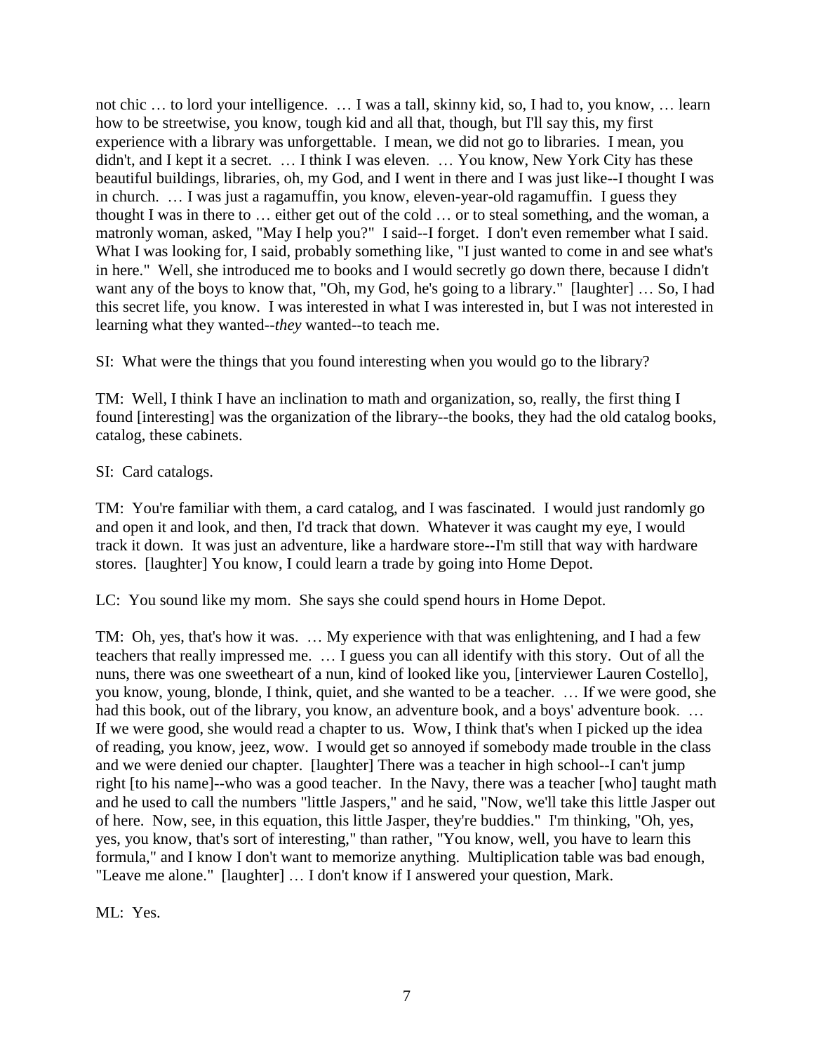not chic … to lord your intelligence. … I was a tall, skinny kid, so, I had to, you know, … learn how to be streetwise, you know, tough kid and all that, though, but I'll say this, my first experience with a library was unforgettable. I mean, we did not go to libraries. I mean, you didn't, and I kept it a secret. … I think I was eleven. … You know, New York City has these beautiful buildings, libraries, oh, my God, and I went in there and I was just like--I thought I was in church. … I was just a ragamuffin, you know, eleven-year-old ragamuffin. I guess they thought I was in there to … either get out of the cold … or to steal something, and the woman, a matronly woman, asked, "May I help you?" I said--I forget. I don't even remember what I said. What I was looking for, I said, probably something like, "I just wanted to come in and see what's in here." Well, she introduced me to books and I would secretly go down there, because I didn't want any of the boys to know that, "Oh, my God, he's going to a library." [laughter] … So, I had this secret life, you know. I was interested in what I was interested in, but I was not interested in learning what they wanted--*they* wanted--to teach me.

SI: What were the things that you found interesting when you would go to the library?

TM: Well, I think I have an inclination to math and organization, so, really, the first thing I found [interesting] was the organization of the library--the books, they had the old catalog books, catalog, these cabinets.

SI: Card catalogs.

TM: You're familiar with them, a card catalog, and I was fascinated. I would just randomly go and open it and look, and then, I'd track that down. Whatever it was caught my eye, I would track it down. It was just an adventure, like a hardware store--I'm still that way with hardware stores. [laughter] You know, I could learn a trade by going into Home Depot.

LC: You sound like my mom. She says she could spend hours in Home Depot.

TM: Oh, yes, that's how it was. … My experience with that was enlightening, and I had a few teachers that really impressed me. … I guess you can all identify with this story. Out of all the nuns, there was one sweetheart of a nun, kind of looked like you, [interviewer Lauren Costello], you know, young, blonde, I think, quiet, and she wanted to be a teacher. … If we were good, she had this book, out of the library, you know, an adventure book, and a boys' adventure book. … If we were good, she would read a chapter to us. Wow, I think that's when I picked up the idea of reading, you know, jeez, wow. I would get so annoyed if somebody made trouble in the class and we were denied our chapter. [laughter] There was a teacher in high school--I can't jump right [to his name]--who was a good teacher. In the Navy, there was a teacher [who] taught math and he used to call the numbers "little Jaspers," and he said, "Now, we'll take this little Jasper out of here. Now, see, in this equation, this little Jasper, they're buddies." I'm thinking, "Oh, yes, yes, you know, that's sort of interesting," than rather, "You know, well, you have to learn this formula," and I know I don't want to memorize anything. Multiplication table was bad enough, "Leave me alone." [laughter] … I don't know if I answered your question, Mark.

ML: Yes.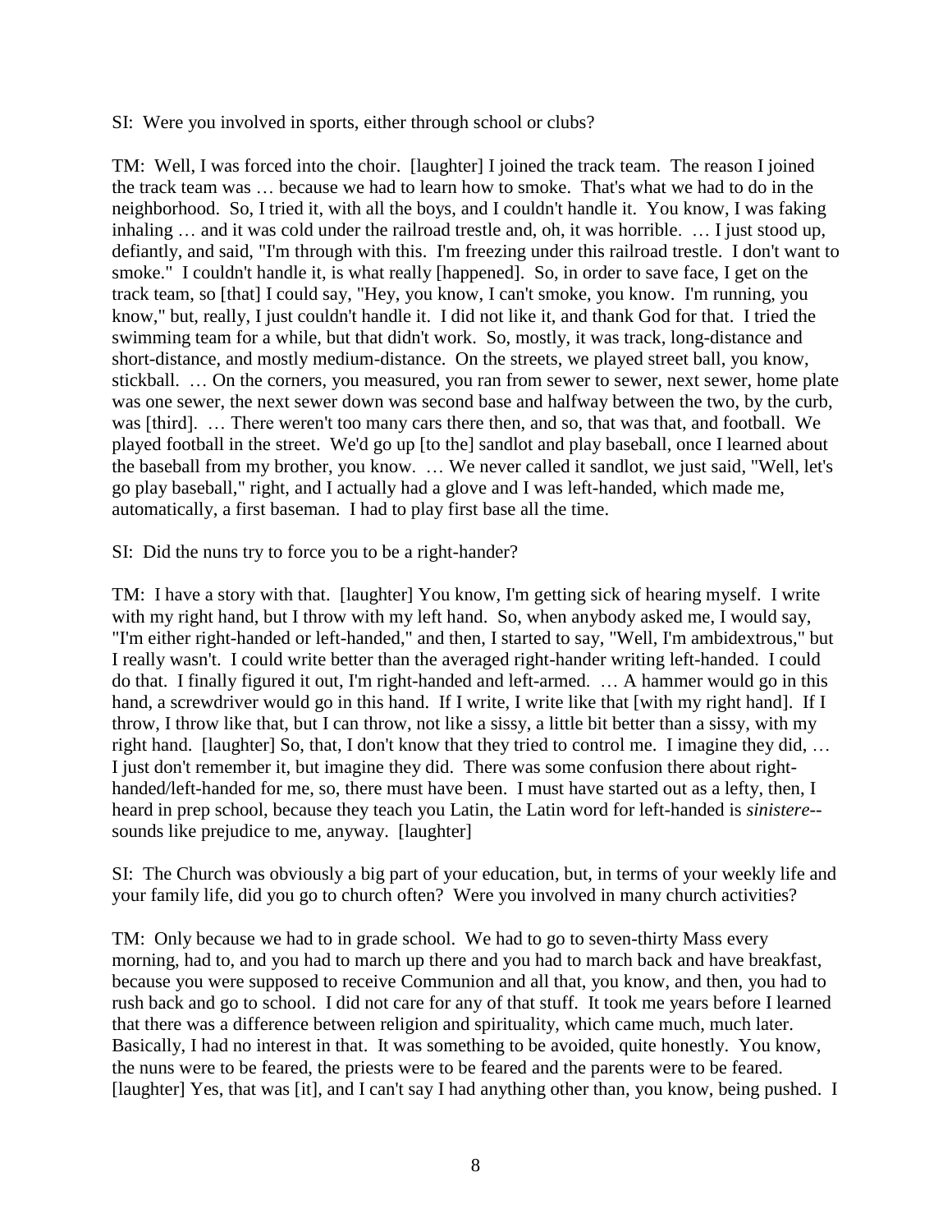SI: Were you involved in sports, either through school or clubs?

TM: Well, I was forced into the choir. [laughter] I joined the track team. The reason I joined the track team was … because we had to learn how to smoke. That's what we had to do in the neighborhood. So, I tried it, with all the boys, and I couldn't handle it. You know, I was faking inhaling … and it was cold under the railroad trestle and, oh, it was horrible. … I just stood up, defiantly, and said, "I'm through with this. I'm freezing under this railroad trestle. I don't want to smoke." I couldn't handle it, is what really [happened]. So, in order to save face, I get on the track team, so [that] I could say, "Hey, you know, I can't smoke, you know. I'm running, you know," but, really, I just couldn't handle it. I did not like it, and thank God for that. I tried the swimming team for a while, but that didn't work. So, mostly, it was track, long-distance and short-distance, and mostly medium-distance. On the streets, we played street ball, you know, stickball. … On the corners, you measured, you ran from sewer to sewer, next sewer, home plate was one sewer, the next sewer down was second base and halfway between the two, by the curb, was [third]. … There weren't too many cars there then, and so, that was that, and football. We played football in the street. We'd go up [to the] sandlot and play baseball, once I learned about the baseball from my brother, you know. … We never called it sandlot, we just said, "Well, let's go play baseball," right, and I actually had a glove and I was left-handed, which made me, automatically, a first baseman. I had to play first base all the time.

SI: Did the nuns try to force you to be a right-hander?

TM: I have a story with that. [laughter] You know, I'm getting sick of hearing myself. I write with my right hand, but I throw with my left hand. So, when anybody asked me, I would say, "I'm either right-handed or left-handed," and then, I started to say, "Well, I'm ambidextrous," but I really wasn't. I could write better than the averaged right-hander writing left-handed. I could do that. I finally figured it out, I'm right-handed and left-armed. … A hammer would go in this hand, a screwdriver would go in this hand. If I write, I write like that [with my right hand]. If I throw, I throw like that, but I can throw, not like a sissy, a little bit better than a sissy, with my right hand. [laughter] So, that, I don't know that they tried to control me. I imagine they did, … I just don't remember it, but imagine they did. There was some confusion there about right-handed/left-handed for me, so, there must have been. I must have started out as a lefty, then, I heard in prep school, because they teach you Latin, the Latin word for left-handed is *sinistere*--sounds like prejudice to me, anyway. [laughter]

SI: The Church was obviously a big part of your education, but, in terms of your weekly life and your family life, did you go to church often? Were you involved in many church activities?

TM: Only because we had to in grade school. We had to go to seven-thirty Mass every morning, had to, and you had to march up there and you had to march back and have breakfast, because you were supposed to receive Communion and all that, you know, and then, you had to rush back and go to school. I did not care for any of that stuff. It took me years before I learned that there was a difference between religion and spirituality, which came much, much later. Basically, I had no interest in that. It was something to be avoided, quite honestly. You know, the nuns were to be feared, the priests were to be feared and the parents were to be feared. [laughter] Yes, that was [it], and I can't say I had anything other than, you know, being pushed. I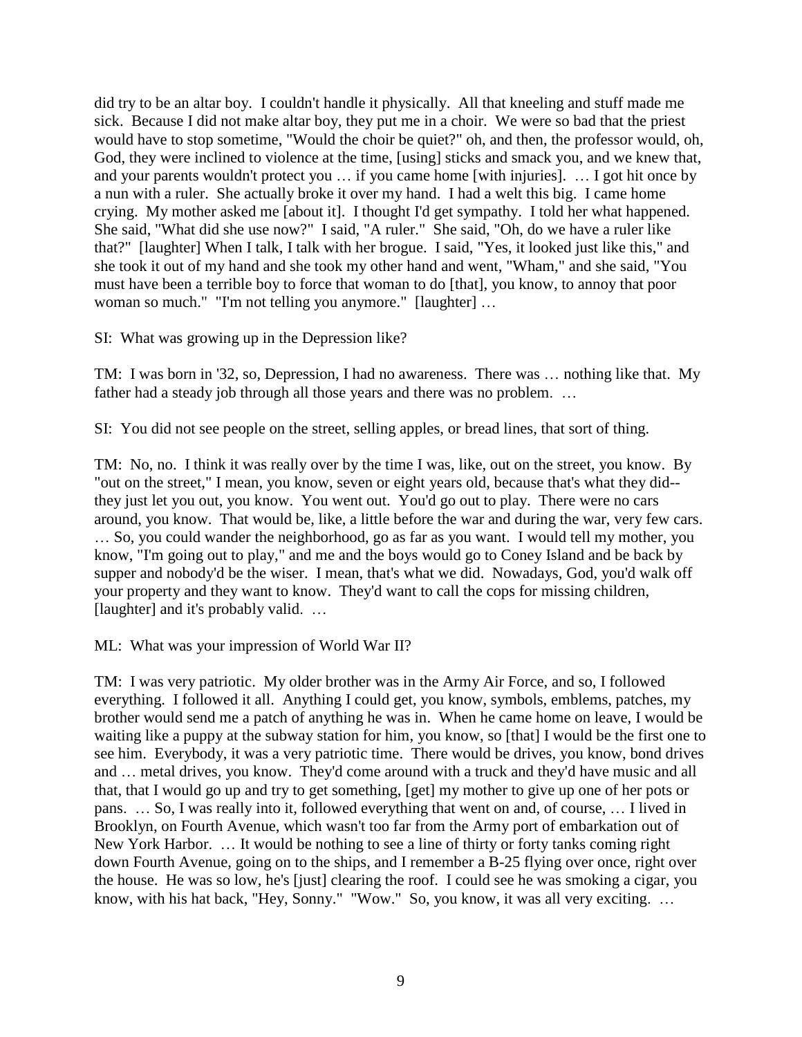did try to be an altar boy. I couldn't handle it physically. All that kneeling and stuff made me sick. Because I did not make altar boy, they put me in a choir. We were so bad that the priest would have to stop sometime, "Would the choir be quiet?" oh, and then, the professor would, oh, God, they were inclined to violence at the time, [using] sticks and smack you, and we knew that, and your parents wouldn't protect you … if you came home [with injuries]. … I got hit once by a nun with a ruler. She actually broke it over my hand. I had a welt this big. I came home crying. My mother asked me [about it]. I thought I'd get sympathy. I told her what happened. She said, "What did she use now?" I said, "A ruler." She said, "Oh, do we have a ruler like that?" [laughter] When I talk, I talk with her brogue. I said, "Yes, it looked just like this," and she took it out of my hand and she took my other hand and went, "Wham," and she said, "You must have been a terrible boy to force that woman to do [that], you know, to annoy that poor woman so much." "I'm not telling you anymore." [laughter] …

SI: What was growing up in the Depression like?

TM: I was born in '32, so, Depression, I had no awareness. There was … nothing like that. My father had a steady job through all those years and there was no problem. …

SI: You did not see people on the street, selling apples, or bread lines, that sort of thing.

TM: No, no. I think it was really over by the time I was, like, out on the street, you know. By "out on the street," I mean, you know, seven or eight years old, because that's what they did--they just let you out, you know. You went out. You'd go out to play. There were no cars around, you know. That would be, like, a little before the war and during the war, very few cars. … So, you could wander the neighborhood, go as far as you want. I would tell my mother, you know, "I'm going out to play," and me and the boys would go to Coney Island and be back by supper and nobody'd be the wiser. I mean, that's what we did. Nowadays, God, you'd walk off your property and they want to know. They'd want to call the cops for missing children, [laughter] and it's probably valid. …

ML: What was your impression of World War II?

TM: I was very patriotic. My older brother was in the Army Air Force, and so, I followed everything. I followed it all. Anything I could get, you know, symbols, emblems, patches, my brother would send me a patch of anything he was in. When he came home on leave, I would be waiting like a puppy at the subway station for him, you know, so [that] I would be the first one to see him. Everybody, it was a very patriotic time. There would be drives, you know, bond drives and … metal drives, you know. They'd come around with a truck and they'd have music and all that, that I would go up and try to get something, [get] my mother to give up one of her pots or pans. … So, I was really into it, followed everything that went on and, of course, … I lived in Brooklyn, on Fourth Avenue, which wasn't too far from the Army port of embarkation out of New York Harbor. … It would be nothing to see a line of thirty or forty tanks coming right down Fourth Avenue, going on to the ships, and I remember a B-25 flying over once, right over the house. He was so low, he's [just] clearing the roof. I could see he was smoking a cigar, you know, with his hat back, "Hey, Sonny." "Wow." So, you know, it was all very exciting. …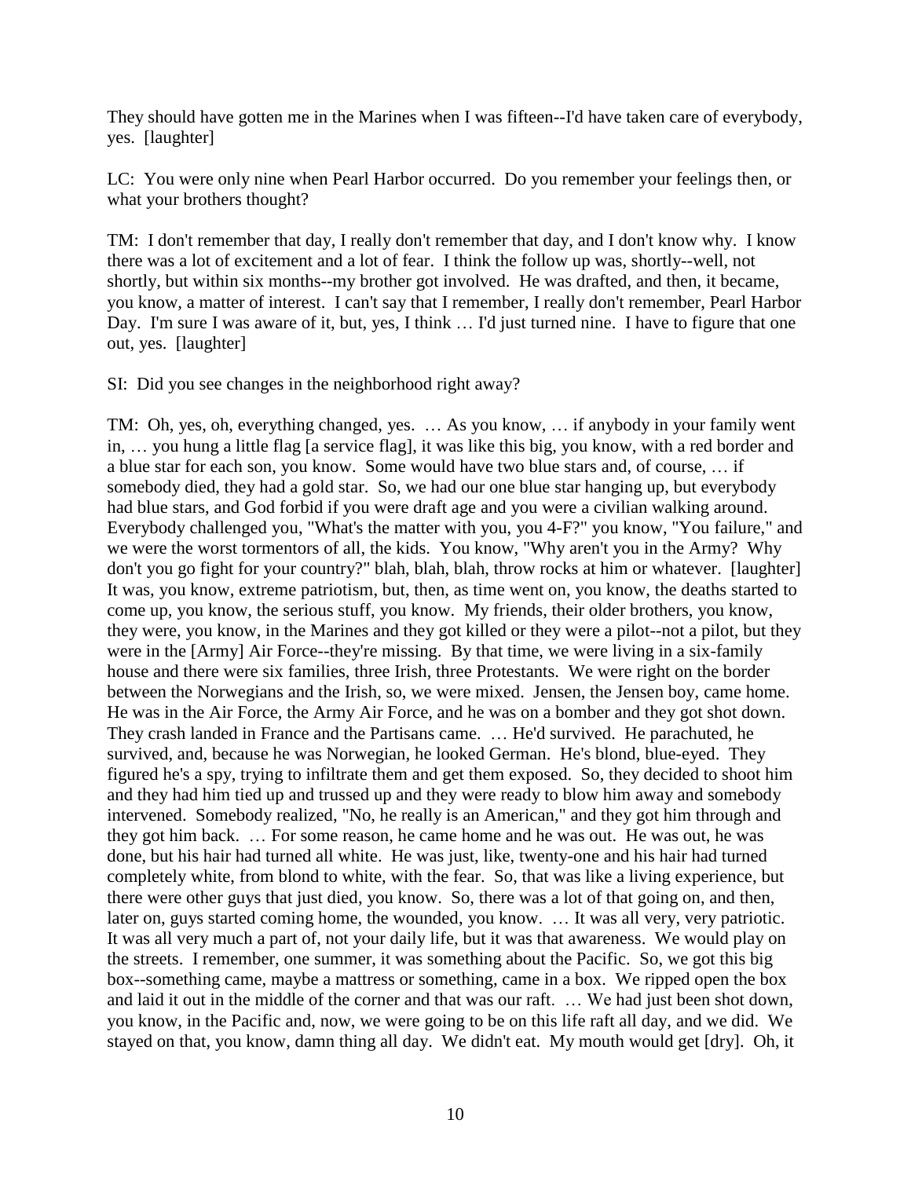They should have gotten me in the Marines when I was fifteen--I'd have taken care of everybody, yes. [laughter]

LC: You were only nine when Pearl Harbor occurred. Do you remember your feelings then, or what your brothers thought?

TM: I don't remember that day, I really don't remember that day, and I don't know why. I know there was a lot of excitement and a lot of fear. I think the follow up was, shortly--well, not shortly, but within six months--my brother got involved. He was drafted, and then, it became, you know, a matter of interest. I can't say that I remember, I really don't remember, Pearl Harbor Day. I'm sure I was aware of it, but, yes, I think … I'd just turned nine. I have to figure that one out, yes. [laughter]

SI: Did you see changes in the neighborhood right away?

TM: Oh, yes, oh, everything changed, yes. … As you know, … if anybody in your family went in, … you hung a little flag [a service flag], it was like this big, you know, with a red border and a blue star for each son, you know. Some would have two blue stars and, of course, … if somebody died, they had a gold star. So, we had our one blue star hanging up, but everybody had blue stars, and God forbid if you were draft age and you were a civilian walking around. Everybody challenged you, "What's the matter with you, you 4-F?" you know, "You failure," and we were the worst tormentors of all, the kids. You know, "Why aren't you in the Army? Why don't you go fight for your country?" blah, blah, blah, throw rocks at him or whatever. [laughter] It was, you know, extreme patriotism, but, then, as time went on, you know, the deaths started to come up, you know, the serious stuff, you know. My friends, their older brothers, you know, they were, you know, in the Marines and they got killed or they were a pilot--not a pilot, but they were in the [Army] Air Force--they're missing. By that time, we were living in a six-family house and there were six families, three Irish, three Protestants. We were right on the border between the Norwegians and the Irish, so, we were mixed. Jensen, the Jensen boy, came home. He was in the Air Force, the Army Air Force, and he was on a bomber and they got shot down. They crash landed in France and the Partisans came. … He'd survived. He parachuted, he survived, and, because he was Norwegian, he looked German. He's blond, blue-eyed. They figured he's a spy, trying to infiltrate them and get them exposed. So, they decided to shoot him and they had him tied up and trussed up and they were ready to blow him away and somebody intervened. Somebody realized, "No, he really is an American," and they got him through and they got him back. … For some reason, he came home and he was out. He was out, he was done, but his hair had turned all white. He was just, like, twenty-one and his hair had turned completely white, from blond to white, with the fear. So, that was like a living experience, but there were other guys that just died, you know. So, there was a lot of that going on, and then, later on, guys started coming home, the wounded, you know. … It was all very, very patriotic. It was all very much a part of, not your daily life, but it was that awareness. We would play on the streets. I remember, one summer, it was something about the Pacific. So, we got this big box--something came, maybe a mattress or something, came in a box. We ripped open the box and laid it out in the middle of the corner and that was our raft. … We had just been shot down, you know, in the Pacific and, now, we were going to be on this life raft all day, and we did. We stayed on that, you know, damn thing all day. We didn't eat. My mouth would get [dry]. Oh, it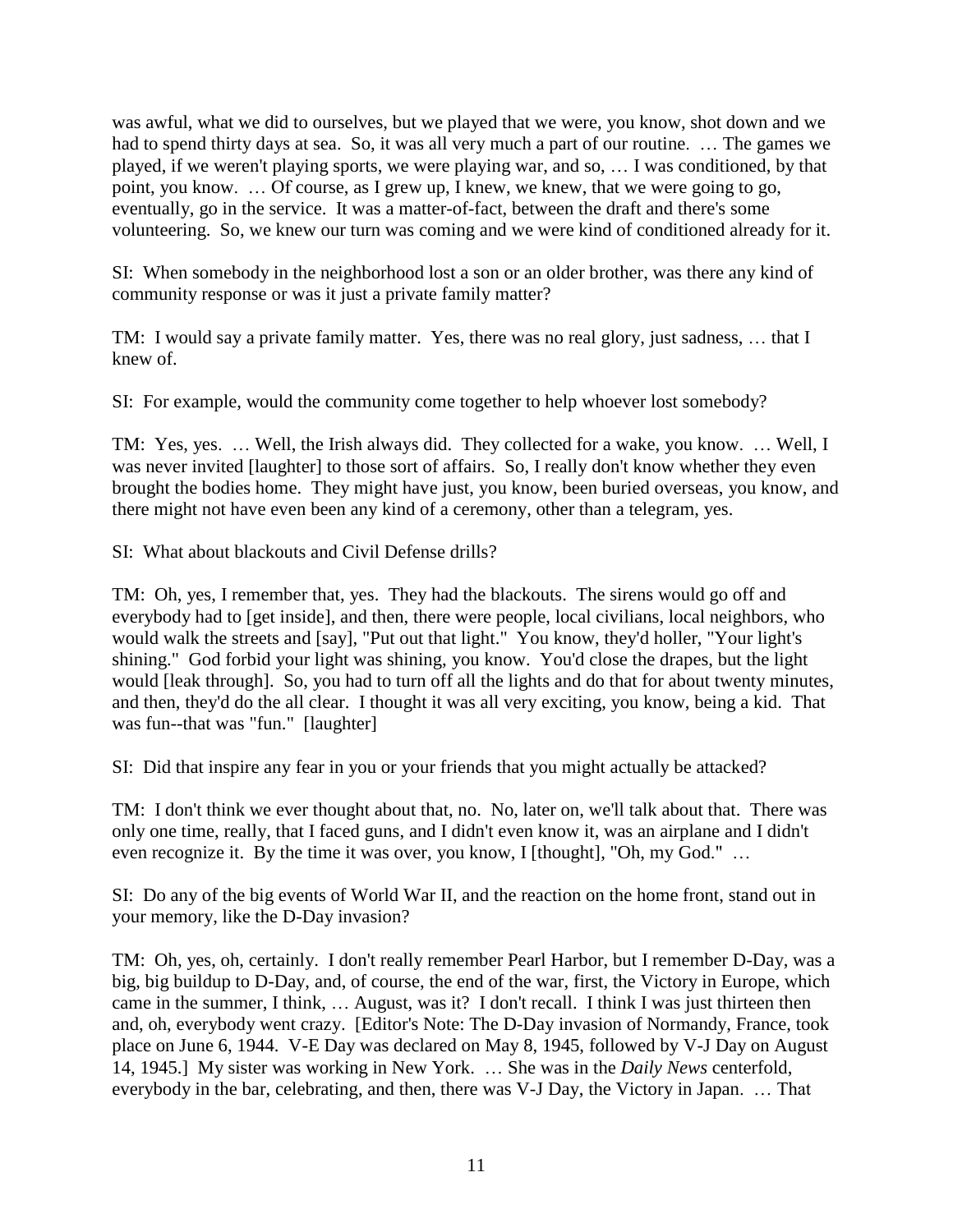was awful, what we did to ourselves, but we played that we were, you know, shot down and we had to spend thirty days at sea. So, it was all very much a part of our routine. … The games we played, if we weren't playing sports, we were playing war, and so, … I was conditioned, by that point, you know. … Of course, as I grew up, I knew, we knew, that we were going to go, eventually, go in the service. It was a matter-of-fact, between the draft and there's some volunteering. So, we knew our turn was coming and we were kind of conditioned already for it.

SI: When somebody in the neighborhood lost a son or an older brother, was there any kind of community response or was it just a private family matter?

TM: I would say a private family matter. Yes, there was no real glory, just sadness, … that I knew of.

SI: For example, would the community come together to help whoever lost somebody?

TM: Yes, yes. … Well, the Irish always did. They collected for a wake, you know. … Well, I was never invited [laughter] to those sort of affairs. So, I really don't know whether they even brought the bodies home. They might have just, you know, been buried overseas, you know, and there might not have even been any kind of a ceremony, other than a telegram, yes.

SI: What about blackouts and Civil Defense drills?

TM: Oh, yes, I remember that, yes. They had the blackouts. The sirens would go off and everybody had to [get inside], and then, there were people, local civilians, local neighbors, who would walk the streets and [say], "Put out that light." You know, they'd holler, "Your light's shining." God forbid your light was shining, you know. You'd close the drapes, but the light would [leak through]. So, you had to turn off all the lights and do that for about twenty minutes, and then, they'd do the all clear. I thought it was all very exciting, you know, being a kid. That was fun--that was "fun." [laughter]

SI: Did that inspire any fear in you or your friends that you might actually be attacked?

TM: I don't think we ever thought about that, no. No, later on, we'll talk about that. There was only one time, really, that I faced guns, and I didn't even know it, was an airplane and I didn't even recognize it. By the time it was over, you know, I [thought], "Oh, my God." …

SI: Do any of the big events of World War II, and the reaction on the home front, stand out in your memory, like the D-Day invasion?

TM: Oh, yes, oh, certainly. I don't really remember Pearl Harbor, but I remember D-Day, was a big, big buildup to D-Day, and, of course, the end of the war, first, the Victory in Europe, which came in the summer, I think, … August, was it? I don't recall. I think I was just thirteen then and, oh, everybody went crazy. [Editor's Note: The D-Day invasion of Normandy, France, took place on June 6, 1944. V-E Day was declared on May 8, 1945, followed by V-J Day on August 14, 1945.] My sister was working in New York. … She was in the *Daily News* centerfold, everybody in the bar, celebrating, and then, there was V-J Day, the Victory in Japan. … That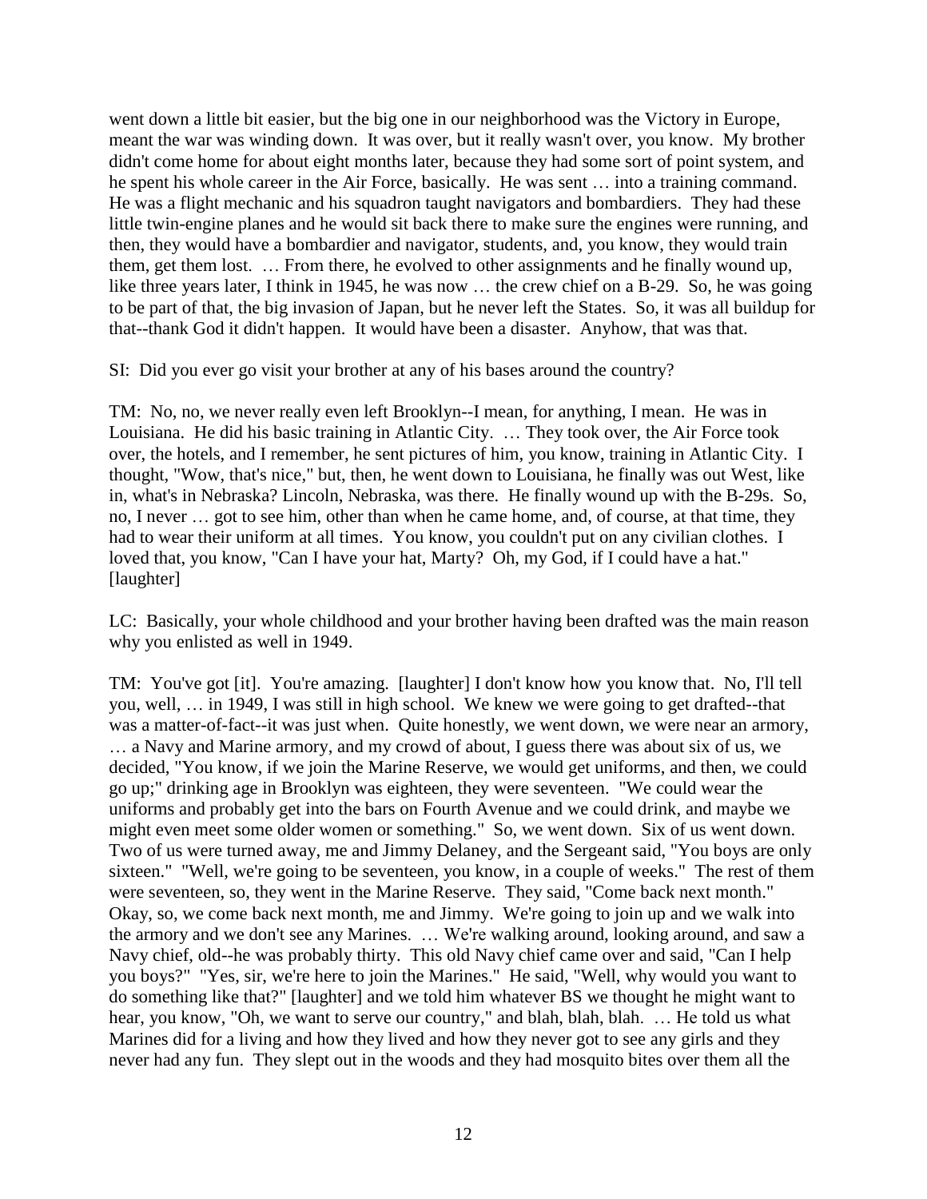went down a little bit easier, but the big one in our neighborhood was the Victory in Europe, meant the war was winding down. It was over, but it really wasn't over, you know. My brother didn't come home for about eight months later, because they had some sort of point system, and he spent his whole career in the Air Force, basically. He was sent … into a training command. He was a flight mechanic and his squadron taught navigators and bombardiers. They had these little twin-engine planes and he would sit back there to make sure the engines were running, and then, they would have a bombardier and navigator, students, and, you know, they would train them, get them lost. … From there, he evolved to other assignments and he finally wound up, like three years later, I think in 1945, he was now … the crew chief on a B-29. So, he was going to be part of that, the big invasion of Japan, but he never left the States. So, it was all buildup for that--thank God it didn't happen. It would have been a disaster. Anyhow, that was that.

SI: Did you ever go visit your brother at any of his bases around the country?

TM: No, no, we never really even left Brooklyn--I mean, for anything, I mean. He was in Louisiana. He did his basic training in Atlantic City. … They took over, the Air Force took over, the hotels, and I remember, he sent pictures of him, you know, training in Atlantic City. I thought, "Wow, that's nice," but, then, he went down to Louisiana, he finally was out West, like in, what's in Nebraska? Lincoln, Nebraska, was there. He finally wound up with the B-29s. So, no, I never … got to see him, other than when he came home, and, of course, at that time, they had to wear their uniform at all times. You know, you couldn't put on any civilian clothes. I loved that, you know, "Can I have your hat, Marty? Oh, my God, if I could have a hat." [laughter]

LC: Basically, your whole childhood and your brother having been drafted was the main reason why you enlisted as well in 1949.

TM: You've got [it]. You're amazing. [laughter] I don't know how you know that. No, I'll tell you, well, … in 1949, I was still in high school. We knew we were going to get drafted--that was a matter-of-fact--it was just when. Quite honestly, we went down, we were near an armory, … a Navy and Marine armory, and my crowd of about, I guess there was about six of us, we decided, "You know, if we join the Marine Reserve, we would get uniforms, and then, we could go up;" drinking age in Brooklyn was eighteen, they were seventeen. "We could wear the uniforms and probably get into the bars on Fourth Avenue and we could drink, and maybe we might even meet some older women or something." So, we went down. Six of us went down. Two of us were turned away, me and Jimmy Delaney, and the Sergeant said, "You boys are only sixteen." "Well, we're going to be seventeen, you know, in a couple of weeks." The rest of them were seventeen, so, they went in the Marine Reserve. They said, "Come back next month." Okay, so, we come back next month, me and Jimmy. We're going to join up and we walk into the armory and we don't see any Marines. … We're walking around, looking around, and saw a Navy chief, old--he was probably thirty. This old Navy chief came over and said, "Can I help you boys?" "Yes, sir, we're here to join the Marines." He said, "Well, why would you want to do something like that?" [laughter] and we told him whatever BS we thought he might want to hear, you know, "Oh, we want to serve our country," and blah, blah, blah. … He told us what Marines did for a living and how they lived and how they never got to see any girls and they never had any fun. They slept out in the woods and they had mosquito bites over them all the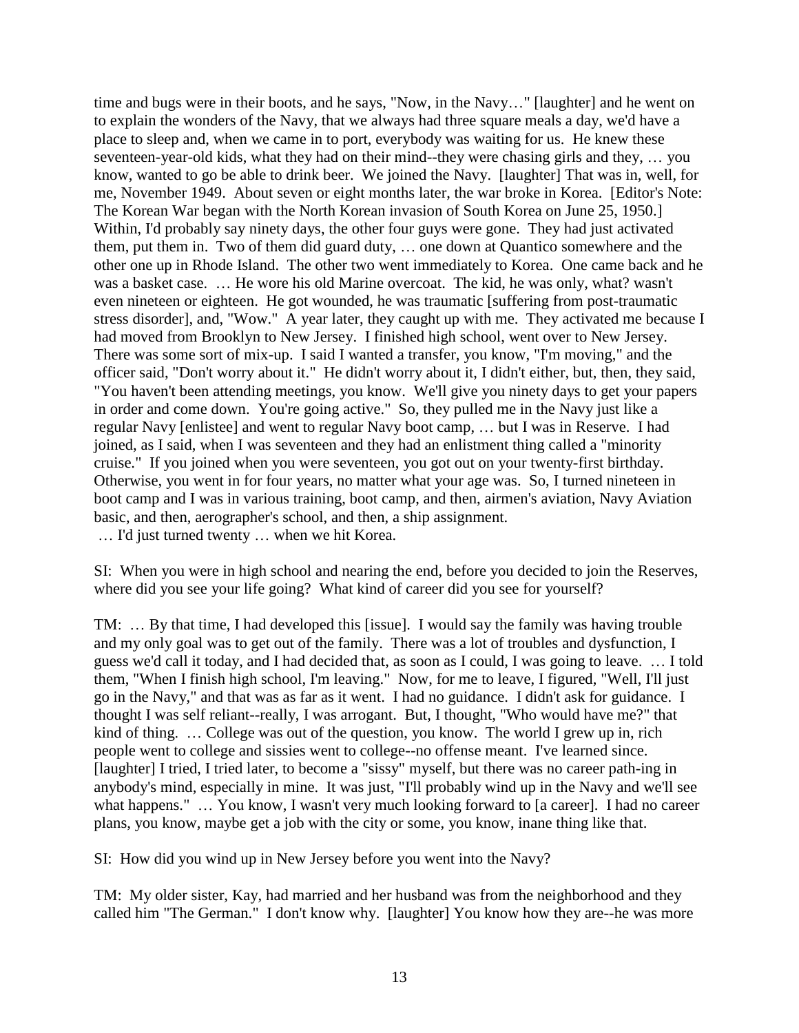time and bugs were in their boots, and he says, "Now, in the Navy…" [laughter] and he went on to explain the wonders of the Navy, that we always had three square meals a day, we'd have a place to sleep and, when we came in to port, everybody was waiting for us. He knew these seventeen-year-old kids, what they had on their mind--they were chasing girls and they, … you know, wanted to go be able to drink beer. We joined the Navy. [laughter] That was in, well, for me, November 1949. About seven or eight months later, the war broke in Korea. [Editor's Note: The Korean War began with the North Korean invasion of South Korea on June 25, 1950.] Within, I'd probably say ninety days, the other four guys were gone. They had just activated them, put them in. Two of them did guard duty, … one down at Quantico somewhere and the other one up in Rhode Island. The other two went immediately to Korea. One came back and he was a basket case. … He wore his old Marine overcoat. The kid, he was only, what? wasn't even nineteen or eighteen. He got wounded, he was traumatic [suffering from post-traumatic stress disorder], and, "Wow." A year later, they caught up with me. They activated me because I had moved from Brooklyn to New Jersey. I finished high school, went over to New Jersey. There was some sort of mix-up. I said I wanted a transfer, you know, "I'm moving," and the officer said, "Don't worry about it." He didn't worry about it, I didn't either, but, then, they said, "You haven't been attending meetings, you know. We'll give you ninety days to get your papers in order and come down. You're going active." So, they pulled me in the Navy just like a regular Navy [enlistee] and went to regular Navy boot camp, … but I was in Reserve. I had joined, as I said, when I was seventeen and they had an enlistment thing called a "minority cruise." If you joined when you were seventeen, you got out on your twenty-first birthday. Otherwise, you went in for four years, no matter what your age was. So, I turned nineteen in boot camp and I was in various training, boot camp, and then, airmen's aviation, Navy Aviation basic, and then, aerographer's school, and then, a ship assignment.
… I'd just turned twenty … when we hit Korea.

SI: When you were in high school and nearing the end, before you decided to join the Reserves, where did you see your life going? What kind of career did you see for yourself?

TM: … By that time, I had developed this [issue]. I would say the family was having trouble and my only goal was to get out of the family. There was a lot of troubles and dysfunction, I guess we'd call it today, and I had decided that, as soon as I could, I was going to leave. … I told them, "When I finish high school, I'm leaving." Now, for me to leave, I figured, "Well, I'll just go in the Navy," and that was as far as it went. I had no guidance. I didn't ask for guidance. I thought I was self reliant--really, I was arrogant. But, I thought, "Who would have me?" that kind of thing. … College was out of the question, you know. The world I grew up in, rich people went to college and sissies went to college--no offense meant. I've learned since. [laughter] I tried, I tried later, to become a "sissy" myself, but there was no career path-ing in anybody's mind, especially in mine. It was just, "I'll probably wind up in the Navy and we'll see what happens." … You know, I wasn't very much looking forward to [a career]. I had no career plans, you know, maybe get a job with the city or some, you know, inane thing like that.

SI: How did you wind up in New Jersey before you went into the Navy?

TM: My older sister, Kay, had married and her husband was from the neighborhood and they called him "The German." I don't know why. [laughter] You know how they are--he was more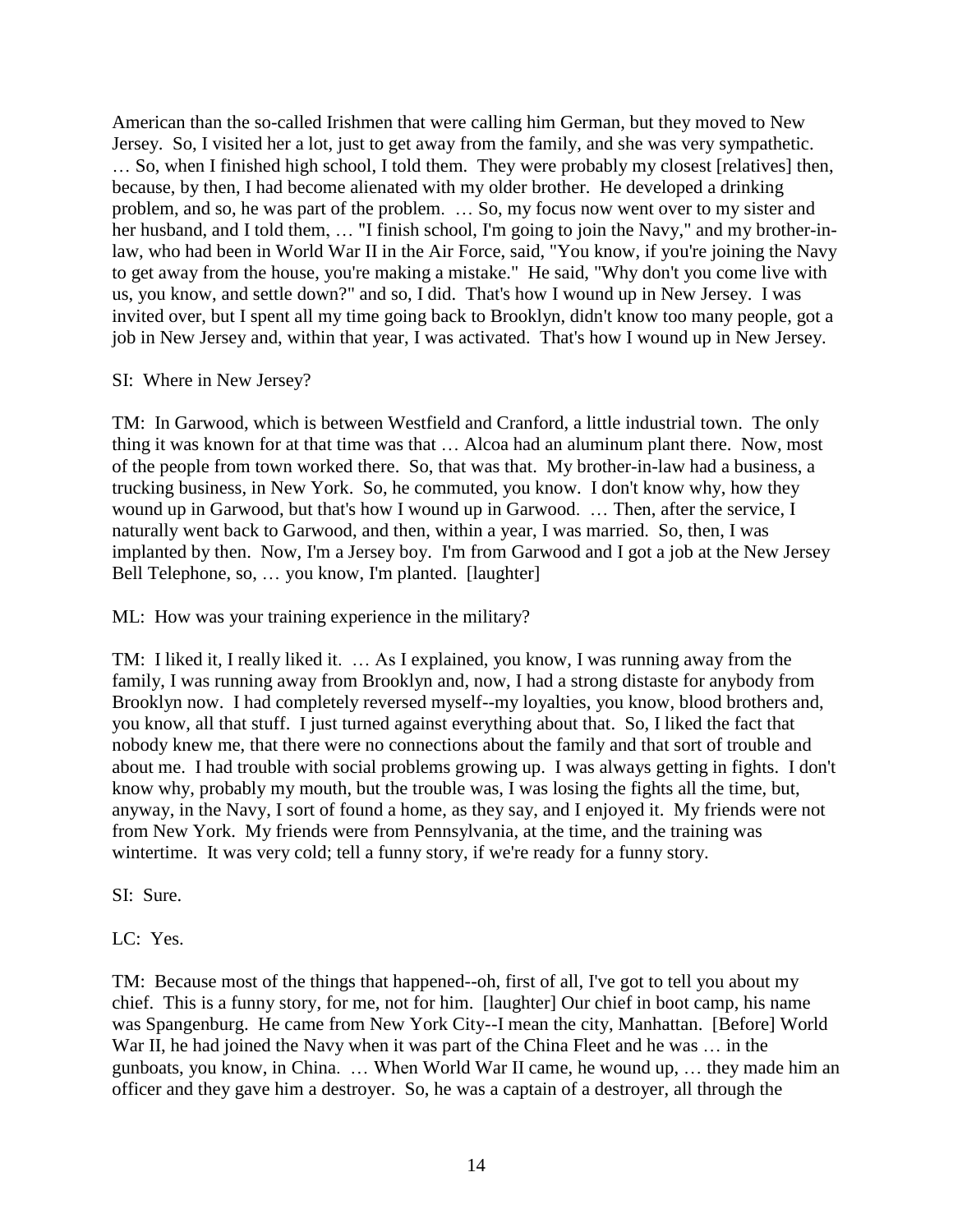American than the so-called Irishmen that were calling him German, but they moved to New Jersey. So, I visited her a lot, just to get away from the family, and she was very sympathetic. … So, when I finished high school, I told them. They were probably my closest [relatives] then, because, by then, I had become alienated with my older brother. He developed a drinking problem, and so, he was part of the problem. … So, my focus now went over to my sister and her husband, and I told them, … "I finish school, I'm going to join the Navy," and my brother-in-law, who had been in World War II in the Air Force, said, "You know, if you're joining the Navy to get away from the house, you're making a mistake." He said, "Why don't you come live with us, you know, and settle down?" and so, I did. That's how I wound up in New Jersey. I was invited over, but I spent all my time going back to Brooklyn, didn't know too many people, got a job in New Jersey and, within that year, I was activated. That's how I wound up in New Jersey.

SI: Where in New Jersey?

TM: In Garwood, which is between Westfield and Cranford, a little industrial town. The only thing it was known for at that time was that … Alcoa had an aluminum plant there. Now, most of the people from town worked there. So, that was that. My brother-in-law had a business, a trucking business, in New York. So, he commuted, you know. I don't know why, how they wound up in Garwood, but that's how I wound up in Garwood. … Then, after the service, I naturally went back to Garwood, and then, within a year, I was married. So, then, I was implanted by then. Now, I'm a Jersey boy. I'm from Garwood and I got a job at the New Jersey Bell Telephone, so, … you know, I'm planted. [laughter]

ML: How was your training experience in the military?

TM: I liked it, I really liked it. … As I explained, you know, I was running away from the family, I was running away from Brooklyn and, now, I had a strong distaste for anybody from Brooklyn now. I had completely reversed myself--my loyalties, you know, blood brothers and, you know, all that stuff. I just turned against everything about that. So, I liked the fact that nobody knew me, that there were no connections about the family and that sort of trouble and about me. I had trouble with social problems growing up. I was always getting in fights. I don't know why, probably my mouth, but the trouble was, I was losing the fights all the time, but, anyway, in the Navy, I sort of found a home, as they say, and I enjoyed it. My friends were not from New York. My friends were from Pennsylvania, at the time, and the training was wintertime. It was very cold; tell a funny story, if we're ready for a funny story.

SI: Sure.

LC: Yes.

TM: Because most of the things that happened--oh, first of all, I've got to tell you about my chief. This is a funny story, for me, not for him. [laughter] Our chief in boot camp, his name was Spangenburg. He came from New York City--I mean the city, Manhattan. [Before] World War II, he had joined the Navy when it was part of the China Fleet and he was … in the gunboats, you know, in China. … When World War II came, he wound up, … they made him an officer and they gave him a destroyer. So, he was a captain of a destroyer, all through the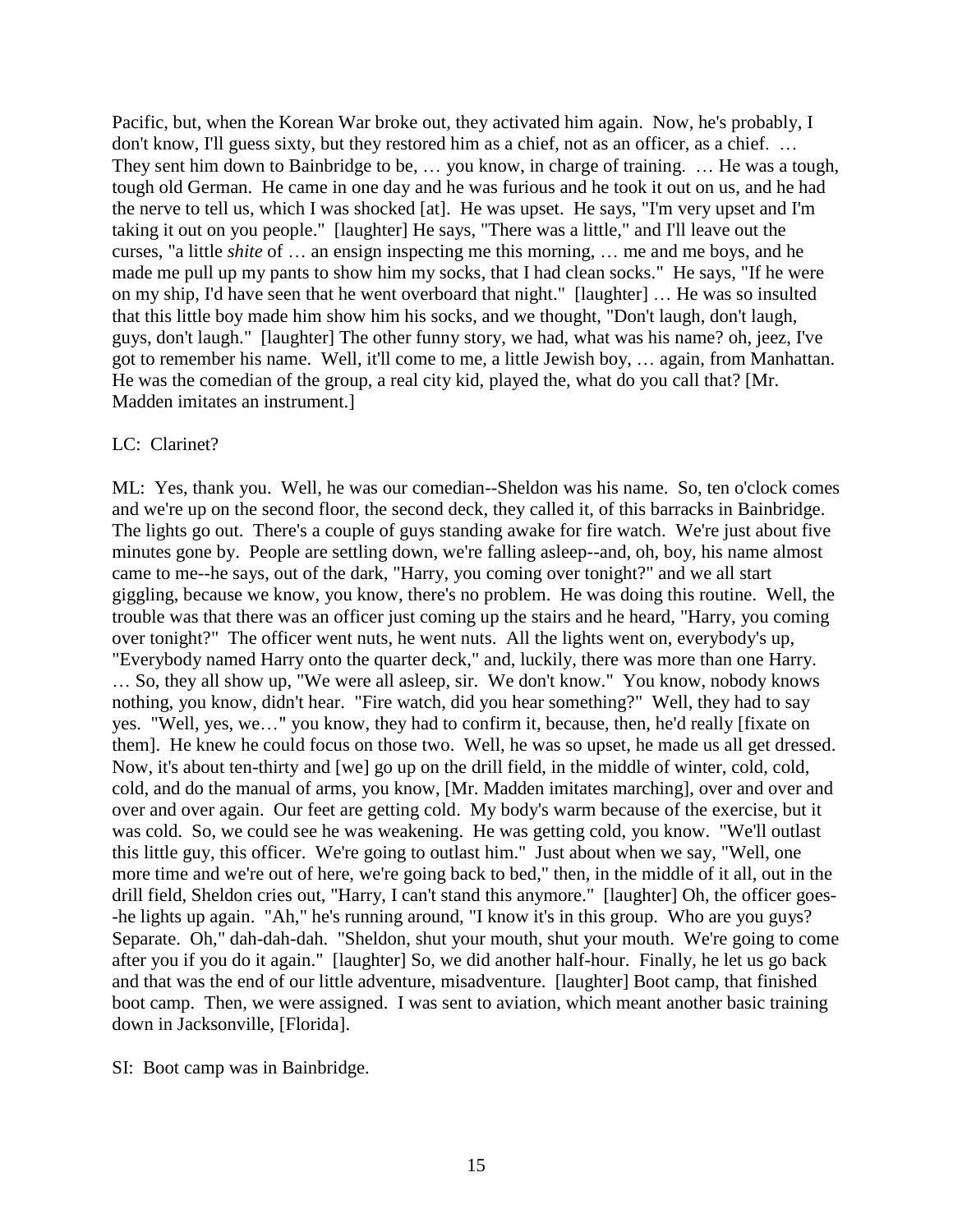Pacific, but, when the Korean War broke out, they activated him again. Now, he's probably, I don't know, I'll guess sixty, but they restored him as a chief, not as an officer, as a chief. … They sent him down to Bainbridge to be, … you know, in charge of training. … He was a tough, tough old German. He came in one day and he was furious and he took it out on us, and he had the nerve to tell us, which I was shocked [at]. He was upset. He says, "I'm very upset and I'm taking it out on you people." [laughter] He says, "There was a little," and I'll leave out the curses, "a little *shite* of … an ensign inspecting me this morning, … me and me boys, and he made me pull up my pants to show him my socks, that I had clean socks." He says, "If he were on my ship, I'd have seen that he went overboard that night." [laughter] … He was so insulted that this little boy made him show him his socks, and we thought, "Don't laugh, don't laugh, guys, don't laugh." [laughter] The other funny story, we had, what was his name? oh, jeez, I've got to remember his name. Well, it'll come to me, a little Jewish boy, … again, from Manhattan. He was the comedian of the group, a real city kid, played the, what do you call that? [Mr. Madden imitates an instrument.]

LC: Clarinet?

ML: Yes, thank you. Well, he was our comedian--Sheldon was his name. So, ten o'clock comes and we're up on the second floor, the second deck, they called it, of this barracks in Bainbridge. The lights go out. There's a couple of guys standing awake for fire watch. We're just about five minutes gone by. People are settling down, we're falling asleep--and, oh, boy, his name almost came to me--he says, out of the dark, "Harry, you coming over tonight?" and we all start giggling, because we know, you know, there's no problem. He was doing this routine. Well, the trouble was that there was an officer just coming up the stairs and he heard, "Harry, you coming over tonight?" The officer went nuts, he went nuts. All the lights went on, everybody's up, "Everybody named Harry onto the quarter deck," and, luckily, there was more than one Harry. … So, they all show up, "We were all asleep, sir. We don't know." You know, nobody knows nothing, you know, didn't hear. "Fire watch, did you hear something?" Well, they had to say yes. "Well, yes, we…" you know, they had to confirm it, because, then, he'd really [fixate on them]. He knew he could focus on those two. Well, he was so upset, he made us all get dressed. Now, it's about ten-thirty and [we] go up on the drill field, in the middle of winter, cold, cold, cold, and do the manual of arms, you know, [Mr. Madden imitates marching], over and over and over and over again. Our feet are getting cold. My body's warm because of the exercise, but it was cold. So, we could see he was weakening. He was getting cold, you know. "We'll outlast this little guy, this officer. We're going to outlast him." Just about when we say, "Well, one more time and we're out of here, we're going back to bed," then, in the middle of it all, out in the drill field, Sheldon cries out, "Harry, I can't stand this anymore." [laughter] Oh, the officer goes--he lights up again. "Ah," he's running around, "I know it's in this group. Who are you guys? Separate. Oh," dah-dah-dah. "Sheldon, shut your mouth, shut your mouth. We're going to come after you if you do it again." [laughter] So, we did another half-hour. Finally, he let us go back and that was the end of our little adventure, misadventure. [laughter] Boot camp, that finished boot camp. Then, we were assigned. I was sent to aviation, which meant another basic training down in Jacksonville, [Florida].

SI: Boot camp was in Bainbridge.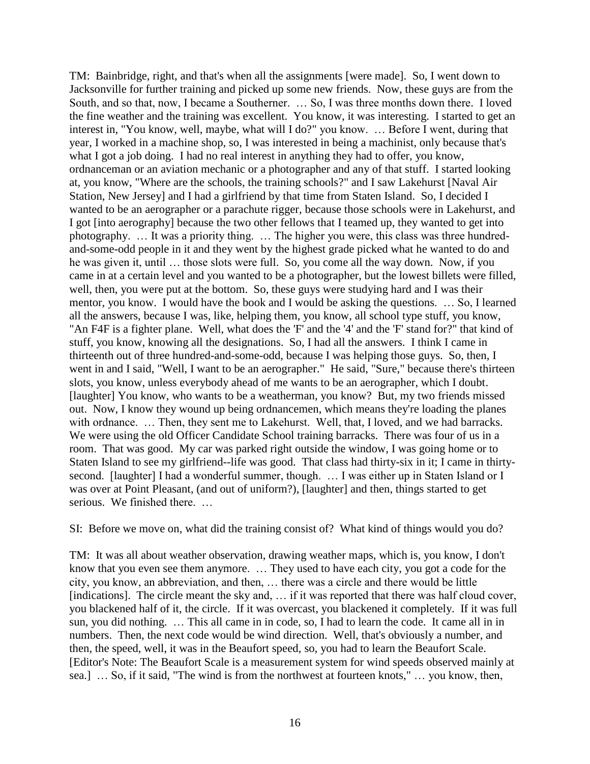TM: Bainbridge, right, and that's when all the assignments [were made]. So, I went down to Jacksonville for further training and picked up some new friends. Now, these guys are from the South, and so that, now, I became a Southerner. … So, I was three months down there. I loved the fine weather and the training was excellent. You know, it was interesting. I started to get an interest in, "You know, well, maybe, what will I do?" you know. … Before I went, during that year, I worked in a machine shop, so, I was interested in being a machinist, only because that's what I got a job doing. I had no real interest in anything they had to offer, you know, ordnanceman or an aviation mechanic or a photographer and any of that stuff. I started looking at, you know, "Where are the schools, the training schools?" and I saw Lakehurst [Naval Air Station, New Jersey] and I had a girlfriend by that time from Staten Island. So, I decided I wanted to be an aerographer or a parachute rigger, because those schools were in Lakehurst, and I got [into aerography] because the two other fellows that I teamed up, they wanted to get into photography. … It was a priority thing. … The higher you were, this class was three hundred-and-some-odd people in it and they went by the highest grade picked what he wanted to do and he was given it, until … those slots were full. So, you come all the way down. Now, if you came in at a certain level and you wanted to be a photographer, but the lowest billets were filled, well, then, you were put at the bottom. So, these guys were studying hard and I was their mentor, you know. I would have the book and I would be asking the questions. … So, I learned all the answers, because I was, like, helping them, you know, all school type stuff, you know, "An F4F is a fighter plane. Well, what does the 'F' and the '4' and the 'F' stand for?" that kind of stuff, you know, knowing all the designations. So, I had all the answers. I think I came in thirteenth out of three hundred-and-some-odd, because I was helping those guys. So, then, I went in and I said, "Well, I want to be an aerographer." He said, "Sure," because there's thirteen slots, you know, unless everybody ahead of me wants to be an aerographer, which I doubt. [laughter] You know, who wants to be a weatherman, you know? But, my two friends missed out. Now, I know they wound up being ordnancemen, which means they're loading the planes with ordnance. … Then, they sent me to Lakehurst. Well, that, I loved, and we had barracks. We were using the old Officer Candidate School training barracks. There was four of us in a room. That was good. My car was parked right outside the window, I was going home or to Staten Island to see my girlfriend--life was good. That class had thirty-six in it; I came in thirty-second. [laughter] I had a wonderful summer, though. … I was either up in Staten Island or I was over at Point Pleasant, (and out of uniform?), [laughter] and then, things started to get serious. We finished there. …

SI: Before we move on, what did the training consist of? What kind of things would you do?

TM: It was all about weather observation, drawing weather maps, which is, you know, I don't know that you even see them anymore. … They used to have each city, you got a code for the city, you know, an abbreviation, and then, … there was a circle and there would be little [indications]. The circle meant the sky and, … if it was reported that there was half cloud cover, you blackened half of it, the circle. If it was overcast, you blackened it completely. If it was full sun, you did nothing. … This all came in in code, so, I had to learn the code. It came all in in numbers. Then, the next code would be wind direction. Well, that's obviously a number, and then, the speed, well, it was in the Beaufort speed, so, you had to learn the Beaufort Scale. [Editor's Note: The Beaufort Scale is a measurement system for wind speeds observed mainly at sea.] … So, if it said, "The wind is from the northwest at fourteen knots," … you know, then,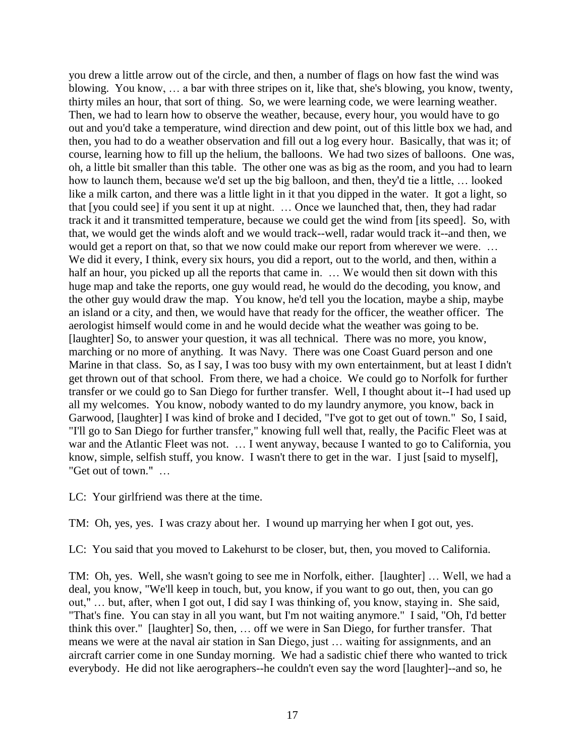you drew a little arrow out of the circle, and then, a number of flags on how fast the wind was blowing. You know, … a bar with three stripes on it, like that, she's blowing, you know, twenty, thirty miles an hour, that sort of thing. So, we were learning code, we were learning weather. Then, we had to learn how to observe the weather, because, every hour, you would have to go out and you'd take a temperature, wind direction and dew point, out of this little box we had, and then, you had to do a weather observation and fill out a log every hour. Basically, that was it; of course, learning how to fill up the helium, the balloons. We had two sizes of balloons. One was, oh, a little bit smaller than this table. The other one was as big as the room, and you had to learn how to launch them, because we'd set up the big balloon, and then, they'd tie a little, … looked like a milk carton, and there was a little light in it that you dipped in the water. It got a light, so that [you could see] if you sent it up at night. … Once we launched that, then, they had radar track it and it transmitted temperature, because we could get the wind from [its speed]. So, with that, we would get the winds aloft and we would track--well, radar would track it--and then, we would get a report on that, so that we now could make our report from wherever we were. … We did it every, I think, every six hours, you did a report, out to the world, and then, within a half an hour, you picked up all the reports that came in. … We would then sit down with this huge map and take the reports, one guy would read, he would do the decoding, you know, and the other guy would draw the map. You know, he'd tell you the location, maybe a ship, maybe an island or a city, and then, we would have that ready for the officer, the weather officer. The aerologist himself would come in and he would decide what the weather was going to be. [laughter] So, to answer your question, it was all technical. There was no more, you know, marching or no more of anything. It was Navy. There was one Coast Guard person and one Marine in that class. So, as I say, I was too busy with my own entertainment, but at least I didn't get thrown out of that school. From there, we had a choice. We could go to Norfolk for further transfer or we could go to San Diego for further transfer. Well, I thought about it--I had used up all my welcomes. You know, nobody wanted to do my laundry anymore, you know, back in Garwood, [laughter] I was kind of broke and I decided, "I've got to get out of town." So, I said, "I'll go to San Diego for further transfer," knowing full well that, really, the Pacific Fleet was at war and the Atlantic Fleet was not. … I went anyway, because I wanted to go to California, you know, simple, selfish stuff, you know. I wasn't there to get in the war. I just [said to myself], "Get out of town." …

LC: Your girlfriend was there at the time.

TM: Oh, yes, yes. I was crazy about her. I wound up marrying her when I got out, yes.

LC: You said that you moved to Lakehurst to be closer, but, then, you moved to California.

TM: Oh, yes. Well, she wasn't going to see me in Norfolk, either. [laughter] … Well, we had a deal, you know, "We'll keep in touch, but, you know, if you want to go out, then, you can go out," … but, after, when I got out, I did say I was thinking of, you know, staying in. She said, "That's fine. You can stay in all you want, but I'm not waiting anymore." I said, "Oh, I'd better think this over." [laughter] So, then, … off we were in San Diego, for further transfer. That means we were at the naval air station in San Diego, just … waiting for assignments, and an aircraft carrier come in one Sunday morning. We had a sadistic chief there who wanted to trick everybody. He did not like aerographers--he couldn't even say the word [laughter]--and so, he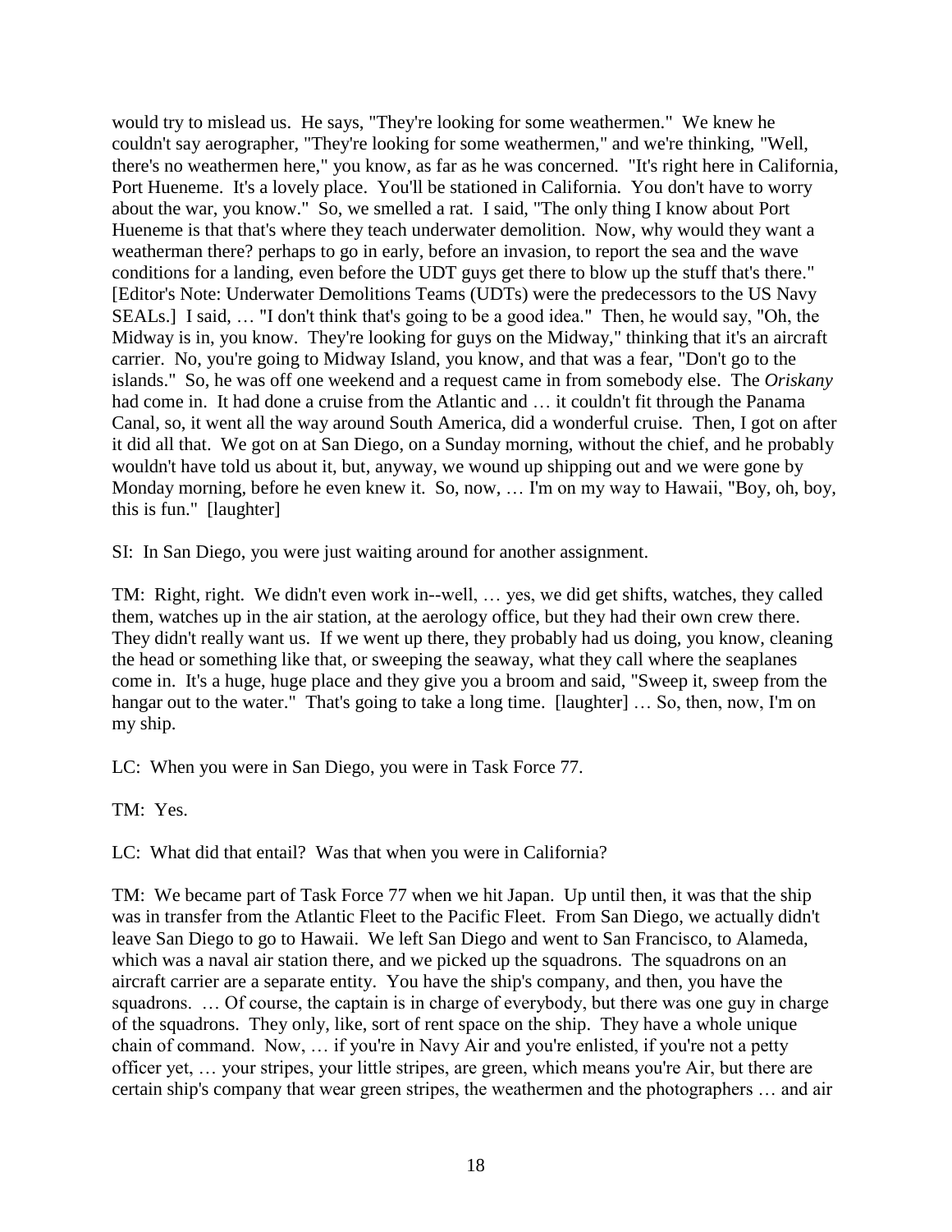would try to mislead us. He says, "They're looking for some weathermen." We knew he couldn't say aerographer, "They're looking for some weathermen," and we're thinking, "Well, there's no weathermen here," you know, as far as he was concerned. "It's right here in California, Port Hueneme. It's a lovely place. You'll be stationed in California. You don't have to worry about the war, you know." So, we smelled a rat. I said, "The only thing I know about Port Hueneme is that that's where they teach underwater demolition. Now, why would they want a weatherman there? perhaps to go in early, before an invasion, to report the sea and the wave conditions for a landing, even before the UDT guys get there to blow up the stuff that's there." [Editor's Note: Underwater Demolitions Teams (UDTs) were the predecessors to the US Navy SEALs.] I said, … "I don't think that's going to be a good idea." Then, he would say, "Oh, the Midway is in, you know. They're looking for guys on the Midway," thinking that it's an aircraft carrier. No, you're going to Midway Island, you know, and that was a fear, "Don't go to the islands." So, he was off one weekend and a request came in from somebody else. The *Oriskany* had come in. It had done a cruise from the Atlantic and … it couldn't fit through the Panama Canal, so, it went all the way around South America, did a wonderful cruise. Then, I got on after it did all that. We got on at San Diego, on a Sunday morning, without the chief, and he probably wouldn't have told us about it, but, anyway, we wound up shipping out and we were gone by Monday morning, before he even knew it. So, now, … I'm on my way to Hawaii, "Boy, oh, boy, this is fun." [laughter]

SI: In San Diego, you were just waiting around for another assignment.

TM: Right, right. We didn't even work in--well, … yes, we did get shifts, watches, they called them, watches up in the air station, at the aerology office, but they had their own crew there. They didn't really want us. If we went up there, they probably had us doing, you know, cleaning the head or something like that, or sweeping the seaway, what they call where the seaplanes come in. It's a huge, huge place and they give you a broom and said, "Sweep it, sweep from the hangar out to the water." That's going to take a long time. [laughter] … So, then, now, I'm on my ship.

LC: When you were in San Diego, you were in Task Force 77.

TM: Yes.

LC: What did that entail? Was that when you were in California?

TM: We became part of Task Force 77 when we hit Japan. Up until then, it was that the ship was in transfer from the Atlantic Fleet to the Pacific Fleet. From San Diego, we actually didn't leave San Diego to go to Hawaii. We left San Diego and went to San Francisco, to Alameda, which was a naval air station there, and we picked up the squadrons. The squadrons on an aircraft carrier are a separate entity. You have the ship's company, and then, you have the squadrons. … Of course, the captain is in charge of everybody, but there was one guy in charge of the squadrons. They only, like, sort of rent space on the ship. They have a whole unique chain of command. Now, … if you're in Navy Air and you're enlisted, if you're not a petty officer yet, … your stripes, your little stripes, are green, which means you're Air, but there are certain ship's company that wear green stripes, the weathermen and the photographers … and air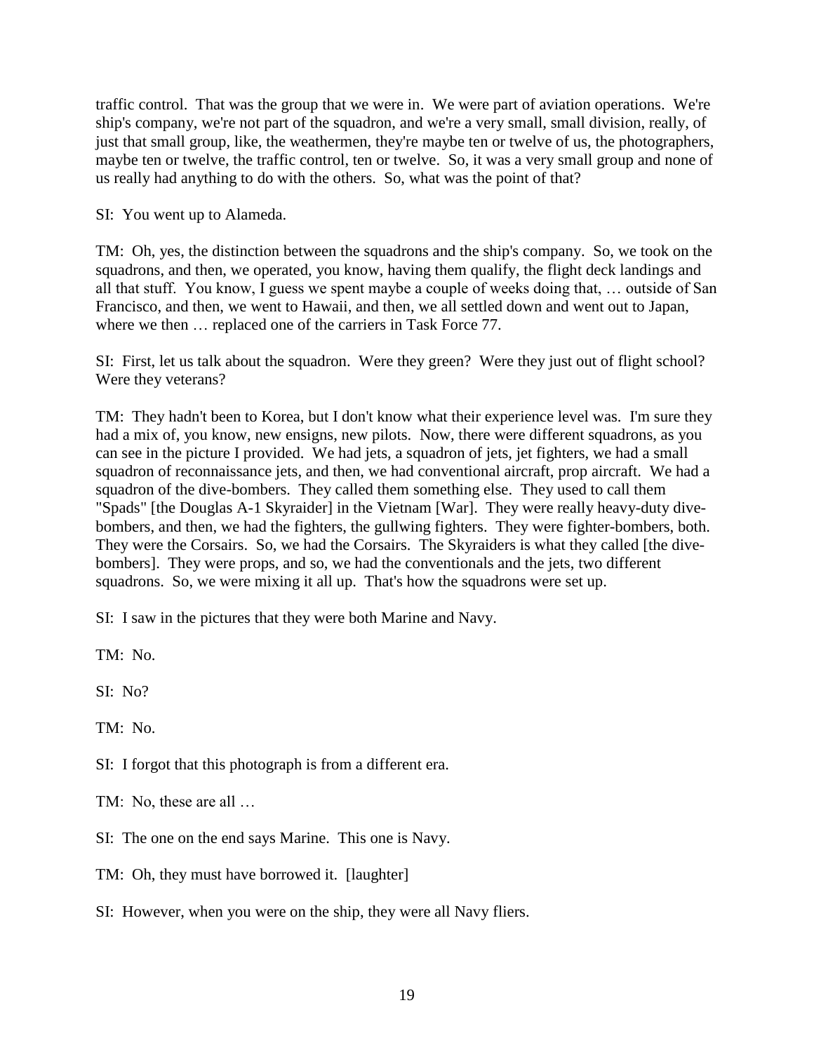traffic control. That was the group that we were in. We were part of aviation operations. We're ship's company, we're not part of the squadron, and we're a very small, small division, really, of just that small group, like, the weathermen, they're maybe ten or twelve of us, the photographers, maybe ten or twelve, the traffic control, ten or twelve. So, it was a very small group and none of us really had anything to do with the others. So, what was the point of that?

SI: You went up to Alameda.

TM: Oh, yes, the distinction between the squadrons and the ship's company. So, we took on the squadrons, and then, we operated, you know, having them qualify, the flight deck landings and all that stuff. You know, I guess we spent maybe a couple of weeks doing that, … outside of San Francisco, and then, we went to Hawaii, and then, we all settled down and went out to Japan, where we then … replaced one of the carriers in Task Force 77.

SI: First, let us talk about the squadron. Were they green? Were they just out of flight school? Were they veterans?

TM: They hadn't been to Korea, but I don't know what their experience level was. I'm sure they had a mix of, you know, new ensigns, new pilots. Now, there were different squadrons, as you can see in the picture I provided. We had jets, a squadron of jets, jet fighters, we had a small squadron of reconnaissance jets, and then, we had conventional aircraft, prop aircraft. We had a squadron of the dive-bombers. They called them something else. They used to call them "Spads" [the Douglas A-1 Skyraider] in the Vietnam [War]. They were really heavy-duty dive-bombers, and then, we had the fighters, the gullwing fighters. They were fighter-bombers, both. They were the Corsairs. So, we had the Corsairs. The Skyraiders is what they called [the dive-bombers]. They were props, and so, we had the conventionals and the jets, two different squadrons. So, we were mixing it all up. That's how the squadrons were set up.

SI: I saw in the pictures that they were both Marine and Navy.

TM: No.

SI: No?

TM: No.

SI: I forgot that this photograph is from a different era.

TM: No, these are all …

SI: The one on the end says Marine. This one is Navy.

TM: Oh, they must have borrowed it. [laughter]

SI: However, when you were on the ship, they were all Navy fliers.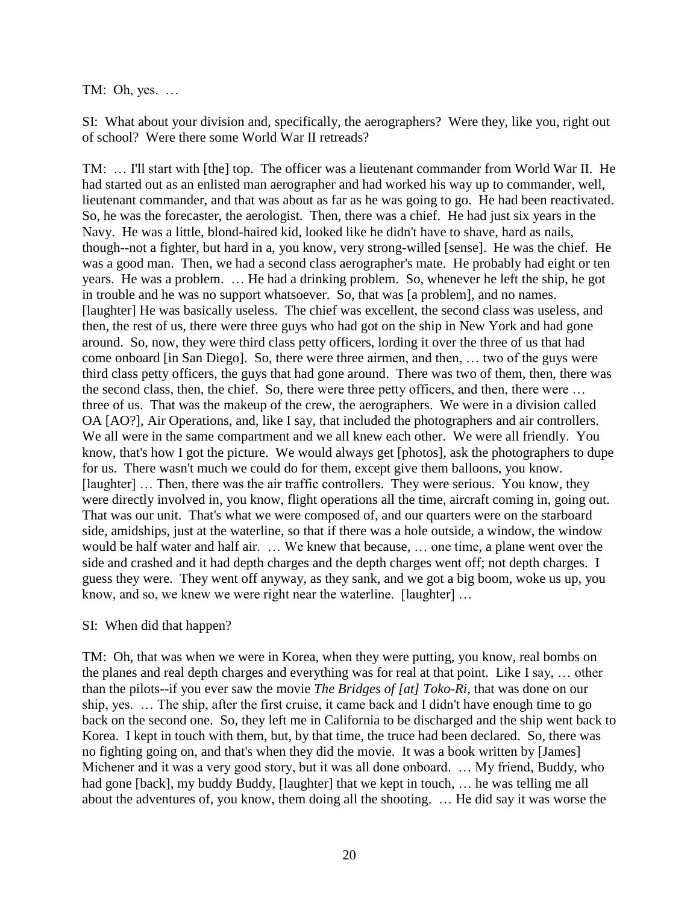TM: Oh, yes. …

SI: What about your division and, specifically, the aerographers? Were they, like you, right out of school? Were there some World War II retreads?

TM: … I'll start with [the] top. The officer was a lieutenant commander from World War II. He had started out as an enlisted man aerographer and had worked his way up to commander, well, lieutenant commander, and that was about as far as he was going to go. He had been reactivated. So, he was the forecaster, the aerologist. Then, there was a chief. He had just six years in the Navy. He was a little, blond-haired kid, looked like he didn't have to shave, hard as nails, though--not a fighter, but hard in a, you know, very strong-willed [sense]. He was the chief. He was a good man. Then, we had a second class aerographer's mate. He probably had eight or ten years. He was a problem. … He had a drinking problem. So, whenever he left the ship, he got in trouble and he was no support whatsoever. So, that was [a problem], and no names. [laughter] He was basically useless. The chief was excellent, the second class was useless, and then, the rest of us, there were three guys who had got on the ship in New York and had gone around. So, now, they were third class petty officers, lording it over the three of us that had come onboard [in San Diego]. So, there were three airmen, and then, … two of the guys were third class petty officers, the guys that had gone around. There was two of them, then, there was the second class, then, the chief. So, there were three petty officers, and then, there were … three of us. That was the makeup of the crew, the aerographers. We were in a division called OA [AO?], Air Operations, and, like I say, that included the photographers and air controllers. We all were in the same compartment and we all knew each other. We were all friendly. You know, that's how I got the picture. We would always get [photos], ask the photographers to dupe for us. There wasn't much we could do for them, except give them balloons, you know. [laughter] … Then, there was the air traffic controllers. They were serious. You know, they were directly involved in, you know, flight operations all the time, aircraft coming in, going out. That was our unit. That's what we were composed of, and our quarters were on the starboard side, amidships, just at the waterline, so that if there was a hole outside, a window, the window would be half water and half air. … We knew that because, … one time, a plane went over the side and crashed and it had depth charges and the depth charges went off; not depth charges. I guess they were. They went off anyway, as they sank, and we got a big boom, woke us up, you know, and so, we knew we were right near the waterline. [laughter] …

SI: When did that happen?

TM: Oh, that was when we were in Korea, when they were putting, you know, real bombs on the planes and real depth charges and everything was for real at that point. Like I say, … other than the pilots--if you ever saw the movie *The Bridges of [at] Toko-Ri*, that was done on our ship, yes. … The ship, after the first cruise, it came back and I didn't have enough time to go back on the second one. So, they left me in California to be discharged and the ship went back to Korea. I kept in touch with them, but, by that time, the truce had been declared. So, there was no fighting going on, and that's when they did the movie. It was a book written by [James] Michener and it was a very good story, but it was all done onboard. … My friend, Buddy, who had gone [back], my buddy Buddy, [laughter] that we kept in touch, … he was telling me all about the adventures of, you know, them doing all the shooting. … He did say it was worse the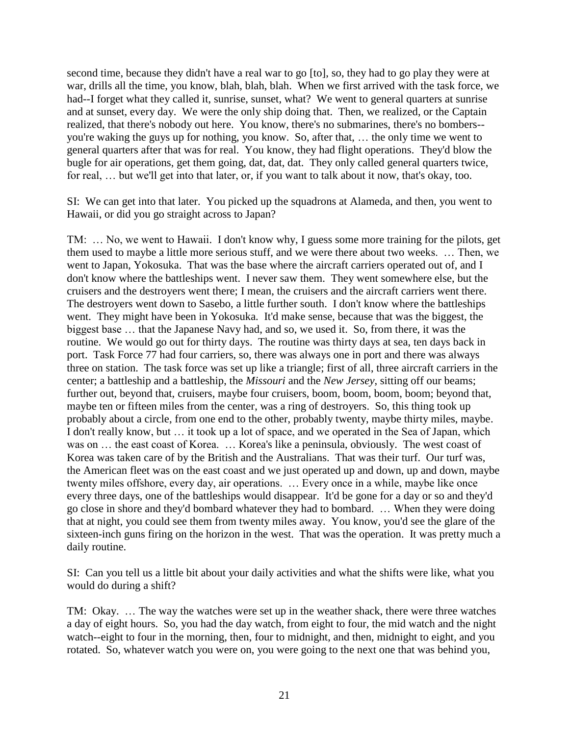second time, because they didn't have a real war to go [to], so, they had to go play they were at war, drills all the time, you know, blah, blah, blah. When we first arrived with the task force, we had--I forget what they called it, sunrise, sunset, what? We went to general quarters at sunrise and at sunset, every day. We were the only ship doing that. Then, we realized, or the Captain realized, that there's nobody out here. You know, there's no submarines, there's no bombers--you're waking the guys up for nothing, you know. So, after that, … the only time we went to general quarters after that was for real. You know, they had flight operations. They'd blow the bugle for air operations, get them going, dat, dat, dat. They only called general quarters twice, for real, … but we'll get into that later, or, if you want to talk about it now, that's okay, too.

SI: We can get into that later. You picked up the squadrons at Alameda, and then, you went to Hawaii, or did you go straight across to Japan?

TM: … No, we went to Hawaii. I don't know why, I guess some more training for the pilots, get them used to maybe a little more serious stuff, and we were there about two weeks. … Then, we went to Japan, Yokosuka. That was the base where the aircraft carriers operated out of, and I don't know where the battleships went. I never saw them. They went somewhere else, but the cruisers and the destroyers went there; I mean, the cruisers and the aircraft carriers went there. The destroyers went down to Sasebo, a little further south. I don't know where the battleships went. They might have been in Yokosuka. It'd make sense, because that was the biggest, the biggest base … that the Japanese Navy had, and so, we used it. So, from there, it was the routine. We would go out for thirty days. The routine was thirty days at sea, ten days back in port. Task Force 77 had four carriers, so, there was always one in port and there was always three on station. The task force was set up like a triangle; first of all, three aircraft carriers in the center; a battleship and a battleship, the *Missouri* and the *New Jersey*, sitting off our beams; further out, beyond that, cruisers, maybe four cruisers, boom, boom, boom, boom; beyond that, maybe ten or fifteen miles from the center, was a ring of destroyers. So, this thing took up probably about a circle, from one end to the other, probably twenty, maybe thirty miles, maybe. I don't really know, but … it took up a lot of space, and we operated in the Sea of Japan, which was on … the east coast of Korea. … Korea's like a peninsula, obviously. The west coast of Korea was taken care of by the British and the Australians. That was their turf. Our turf was, the American fleet was on the east coast and we just operated up and down, up and down, maybe twenty miles offshore, every day, air operations. … Every once in a while, maybe like once every three days, one of the battleships would disappear. It'd be gone for a day or so and they'd go close in shore and they'd bombard whatever they had to bombard. … When they were doing that at night, you could see them from twenty miles away. You know, you'd see the glare of the sixteen-inch guns firing on the horizon in the west. That was the operation. It was pretty much a daily routine.

SI: Can you tell us a little bit about your daily activities and what the shifts were like, what you would do during a shift?

TM: Okay. … The way the watches were set up in the weather shack, there were three watches a day of eight hours. So, you had the day watch, from eight to four, the mid watch and the night watch--eight to four in the morning, then, four to midnight, and then, midnight to eight, and you rotated. So, whatever watch you were on, you were going to the next one that was behind you,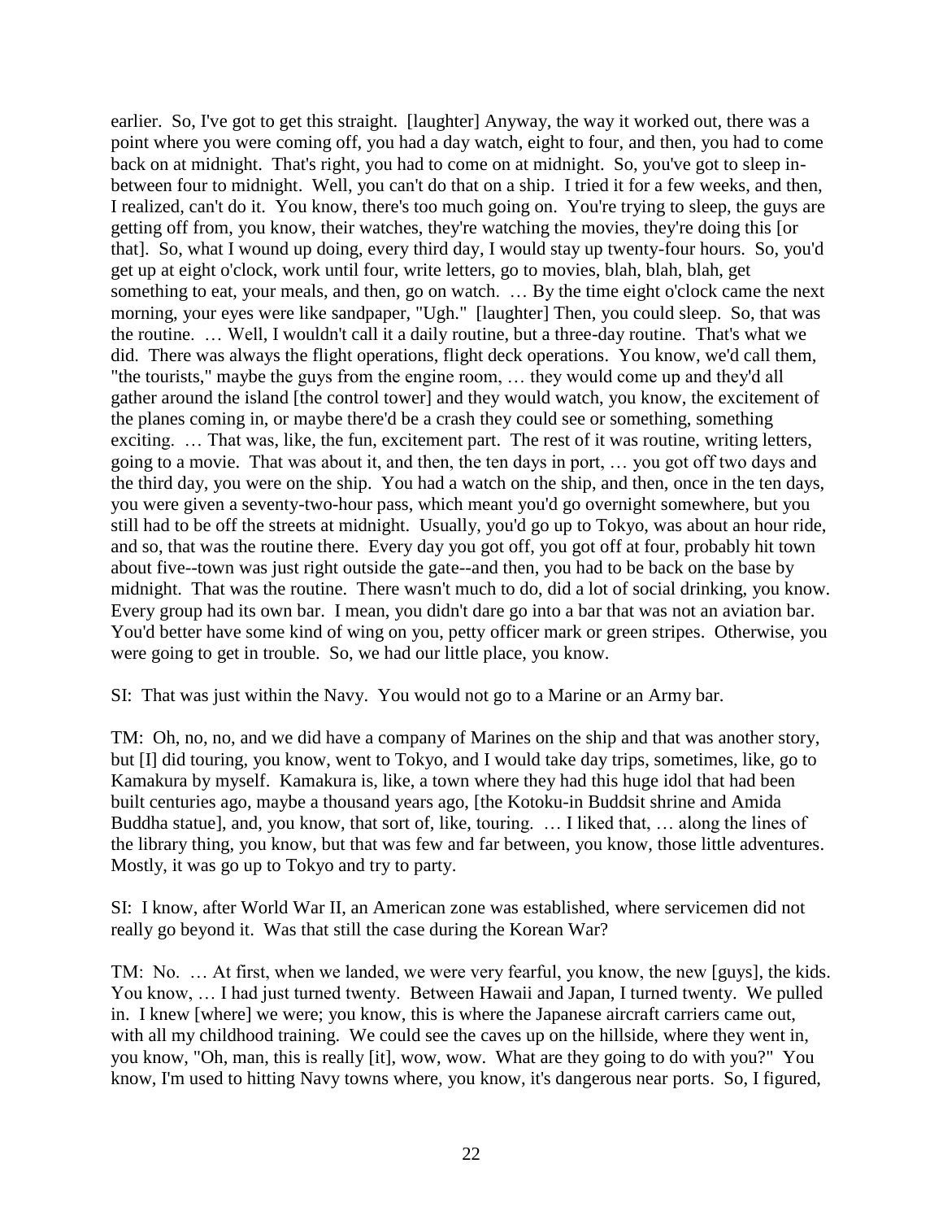earlier. So, I've got to get this straight. [laughter] Anyway, the way it worked out, there was a point where you were coming off, you had a day watch, eight to four, and then, you had to come back on at midnight. That's right, you had to come on at midnight. So, you've got to sleep in-between four to midnight. Well, you can't do that on a ship. I tried it for a few weeks, and then, I realized, can't do it. You know, there's too much going on. You're trying to sleep, the guys are getting off from, you know, their watches, they're watching the movies, they're doing this [or that]. So, what I wound up doing, every third day, I would stay up twenty-four hours. So, you'd get up at eight o'clock, work until four, write letters, go to movies, blah, blah, blah, get something to eat, your meals, and then, go on watch. … By the time eight o'clock came the next morning, your eyes were like sandpaper, "Ugh." [laughter] Then, you could sleep. So, that was the routine. … Well, I wouldn't call it a daily routine, but a three-day routine. That's what we did. There was always the flight operations, flight deck operations. You know, we'd call them, "the tourists," maybe the guys from the engine room, … they would come up and they'd all gather around the island [the control tower] and they would watch, you know, the excitement of the planes coming in, or maybe there'd be a crash they could see or something, something exciting. … That was, like, the fun, excitement part. The rest of it was routine, writing letters, going to a movie. That was about it, and then, the ten days in port, … you got off two days and the third day, you were on the ship. You had a watch on the ship, and then, once in the ten days, you were given a seventy-two-hour pass, which meant you'd go overnight somewhere, but you still had to be off the streets at midnight. Usually, you'd go up to Tokyo, was about an hour ride, and so, that was the routine there. Every day you got off, you got off at four, probably hit town about five--town was just right outside the gate--and then, you had to be back on the base by midnight. That was the routine. There wasn't much to do, did a lot of social drinking, you know. Every group had its own bar. I mean, you didn't dare go into a bar that was not an aviation bar. You'd better have some kind of wing on you, petty officer mark or green stripes. Otherwise, you were going to get in trouble. So, we had our little place, you know.

SI: That was just within the Navy. You would not go to a Marine or an Army bar.

TM: Oh, no, no, and we did have a company of Marines on the ship and that was another story, but [I] did touring, you know, went to Tokyo, and I would take day trips, sometimes, like, go to Kamakura by myself. Kamakura is, like, a town where they had this huge idol that had been built centuries ago, maybe a thousand years ago, [the Kotoku-in Buddsit shrine and Amida Buddha statue], and, you know, that sort of, like, touring. … I liked that, … along the lines of the library thing, you know, but that was few and far between, you know, those little adventures. Mostly, it was go up to Tokyo and try to party.

SI: I know, after World War II, an American zone was established, where servicemen did not really go beyond it. Was that still the case during the Korean War?

TM: No. … At first, when we landed, we were very fearful, you know, the new [guys], the kids. You know, … I had just turned twenty. Between Hawaii and Japan, I turned twenty. We pulled in. I knew [where] we were; you know, this is where the Japanese aircraft carriers came out, with all my childhood training. We could see the caves up on the hillside, where they went in, you know, "Oh, man, this is really [it], wow, wow. What are they going to do with you?" You know, I'm used to hitting Navy towns where, you know, it's dangerous near ports. So, I figured,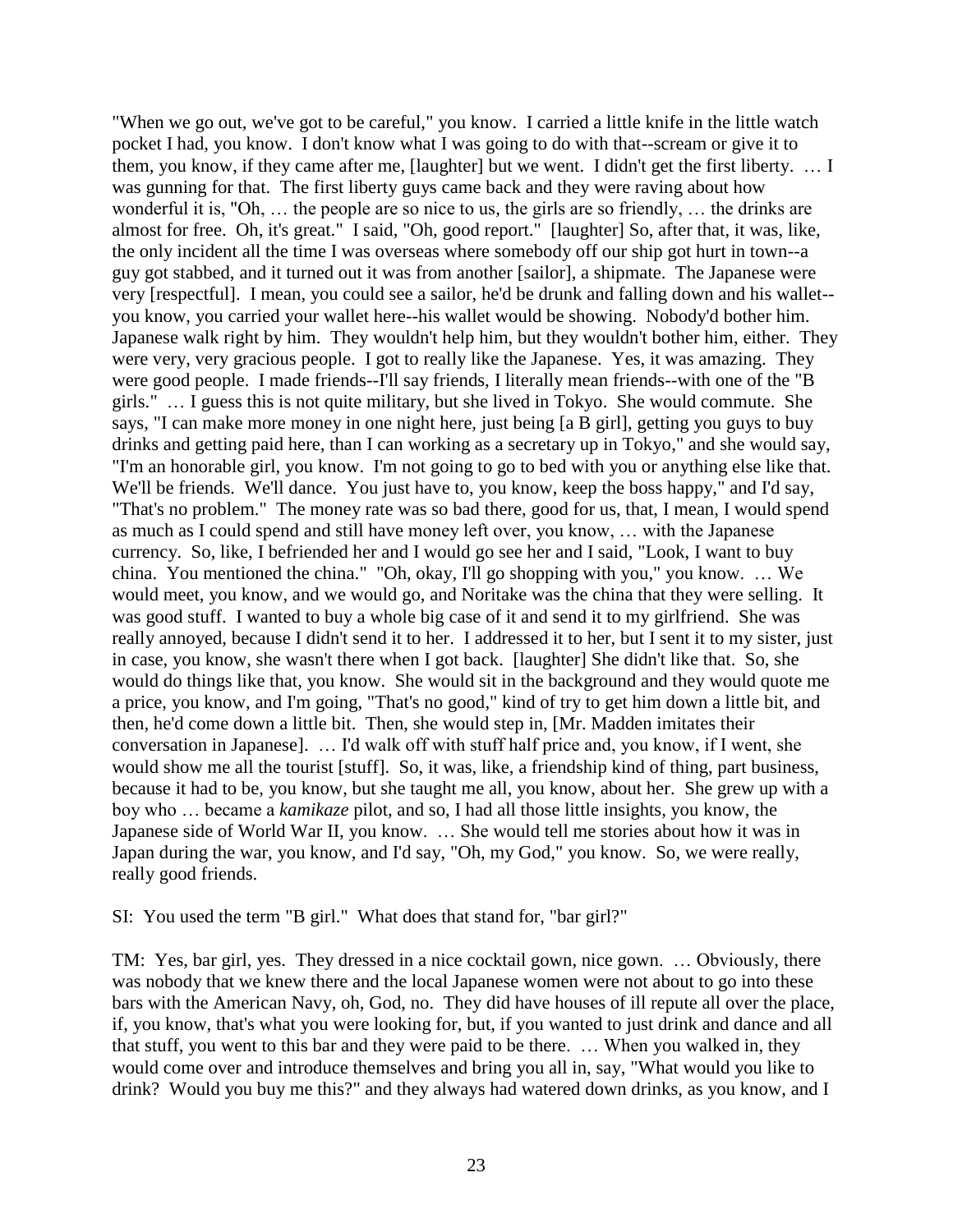"When we go out, we've got to be careful," you know. I carried a little knife in the little watch pocket I had, you know. I don't know what I was going to do with that--scream or give it to them, you know, if they came after me, [laughter] but we went. I didn't get the first liberty. … I was gunning for that. The first liberty guys came back and they were raving about how wonderful it is, "Oh, … the people are so nice to us, the girls are so friendly, … the drinks are almost for free. Oh, it's great." I said, "Oh, good report." [laughter] So, after that, it was, like, the only incident all the time I was overseas where somebody off our ship got hurt in town--a guy got stabbed, and it turned out it was from another [sailor], a shipmate. The Japanese were very [respectful]. I mean, you could see a sailor, he'd be drunk and falling down and his wallet--you know, you carried your wallet here--his wallet would be showing. Nobody'd bother him. Japanese walk right by him. They wouldn't help him, but they wouldn't bother him, either. They were very, very gracious people. I got to really like the Japanese. Yes, it was amazing. They were good people. I made friends--I'll say friends, I literally mean friends--with one of the "B girls." … I guess this is not quite military, but she lived in Tokyo. She would commute. She says, "I can make more money in one night here, just being [a B girl], getting you guys to buy drinks and getting paid here, than I can working as a secretary up in Tokyo," and she would say, "I'm an honorable girl, you know. I'm not going to go to bed with you or anything else like that. We'll be friends. We'll dance. You just have to, you know, keep the boss happy," and I'd say, "That's no problem." The money rate was so bad there, good for us, that, I mean, I would spend as much as I could spend and still have money left over, you know, … with the Japanese currency. So, like, I befriended her and I would go see her and I said, "Look, I want to buy china. You mentioned the china." "Oh, okay, I'll go shopping with you," you know. … We would meet, you know, and we would go, and Noritake was the china that they were selling. It was good stuff. I wanted to buy a whole big case of it and send it to my girlfriend. She was really annoyed, because I didn't send it to her. I addressed it to her, but I sent it to my sister, just in case, you know, she wasn't there when I got back. [laughter] She didn't like that. So, she would do things like that, you know. She would sit in the background and they would quote me a price, you know, and I'm going, "That's no good," kind of try to get him down a little bit, and then, he'd come down a little bit. Then, she would step in, [Mr. Madden imitates their conversation in Japanese]. … I'd walk off with stuff half price and, you know, if I went, she would show me all the tourist [stuff]. So, it was, like, a friendship kind of thing, part business, because it had to be, you know, but she taught me all, you know, about her. She grew up with a boy who … became a *kamikaze* pilot, and so, I had all those little insights, you know, the Japanese side of World War II, you know. … She would tell me stories about how it was in Japan during the war, you know, and I'd say, "Oh, my God," you know. So, we were really, really good friends.

SI: You used the term "B girl." What does that stand for, "bar girl?"

TM: Yes, bar girl, yes. They dressed in a nice cocktail gown, nice gown. … Obviously, there was nobody that we knew there and the local Japanese women were not about to go into these bars with the American Navy, oh, God, no. They did have houses of ill repute all over the place, if, you know, that's what you were looking for, but, if you wanted to just drink and dance and all that stuff, you went to this bar and they were paid to be there. … When you walked in, they would come over and introduce themselves and bring you all in, say, "What would you like to drink? Would you buy me this?" and they always had watered down drinks, as you know, and I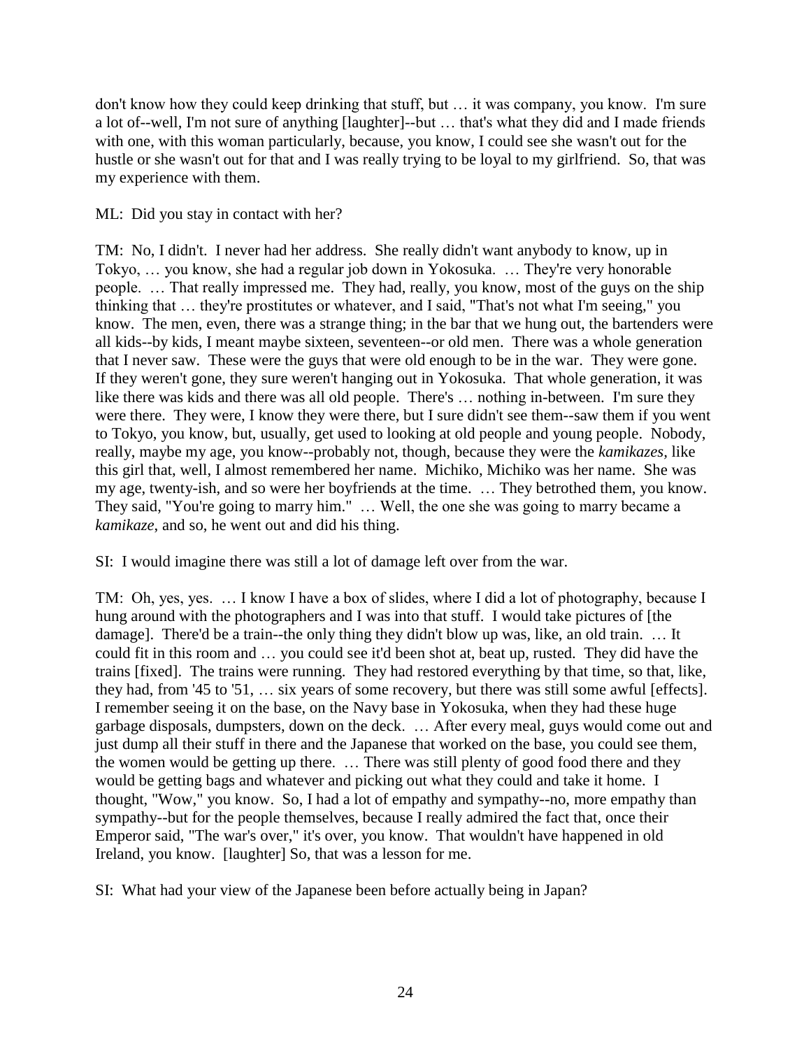don't know how they could keep drinking that stuff, but … it was company, you know. I'm sure a lot of--well, I'm not sure of anything [laughter]--but … that's what they did and I made friends with one, with this woman particularly, because, you know, I could see she wasn't out for the hustle or she wasn't out for that and I was really trying to be loyal to my girlfriend. So, that was my experience with them.

ML: Did you stay in contact with her?

TM: No, I didn't. I never had her address. She really didn't want anybody to know, up in Tokyo, … you know, she had a regular job down in Yokosuka. … They're very honorable people. … That really impressed me. They had, really, you know, most of the guys on the ship thinking that … they're prostitutes or whatever, and I said, "That's not what I'm seeing," you know. The men, even, there was a strange thing; in the bar that we hung out, the bartenders were all kids--by kids, I meant maybe sixteen, seventeen--or old men. There was a whole generation that I never saw. These were the guys that were old enough to be in the war. They were gone. If they weren't gone, they sure weren't hanging out in Yokosuka. That whole generation, it was like there was kids and there was all old people. There's … nothing in-between. I'm sure they were there. They were, I know they were there, but I sure didn't see them--saw them if you went to Tokyo, you know, but, usually, get used to looking at old people and young people. Nobody, really, maybe my age, you know--probably not, though, because they were the *kamikazes*, like this girl that, well, I almost remembered her name. Michiko, Michiko was her name. She was my age, twenty-ish, and so were her boyfriends at the time. … They betrothed them, you know. They said, "You're going to marry him." … Well, the one she was going to marry became a *kamikaze*, and so, he went out and did his thing.

SI: I would imagine there was still a lot of damage left over from the war.

TM: Oh, yes, yes. … I know I have a box of slides, where I did a lot of photography, because I hung around with the photographers and I was into that stuff. I would take pictures of [the damage]. There'd be a train--the only thing they didn't blow up was, like, an old train. … It could fit in this room and … you could see it'd been shot at, beat up, rusted. They did have the trains [fixed]. The trains were running. They had restored everything by that time, so that, like, they had, from '45 to '51, … six years of some recovery, but there was still some awful [effects]. I remember seeing it on the base, on the Navy base in Yokosuka, when they had these huge garbage disposals, dumpsters, down on the deck. … After every meal, guys would come out and just dump all their stuff in there and the Japanese that worked on the base, you could see them, the women would be getting up there. … There was still plenty of good food there and they would be getting bags and whatever and picking out what they could and take it home. I thought, "Wow," you know. So, I had a lot of empathy and sympathy--no, more empathy than sympathy--but for the people themselves, because I really admired the fact that, once their Emperor said, "The war's over," it's over, you know. That wouldn't have happened in old Ireland, you know. [laughter] So, that was a lesson for me.

SI: What had your view of the Japanese been before actually being in Japan?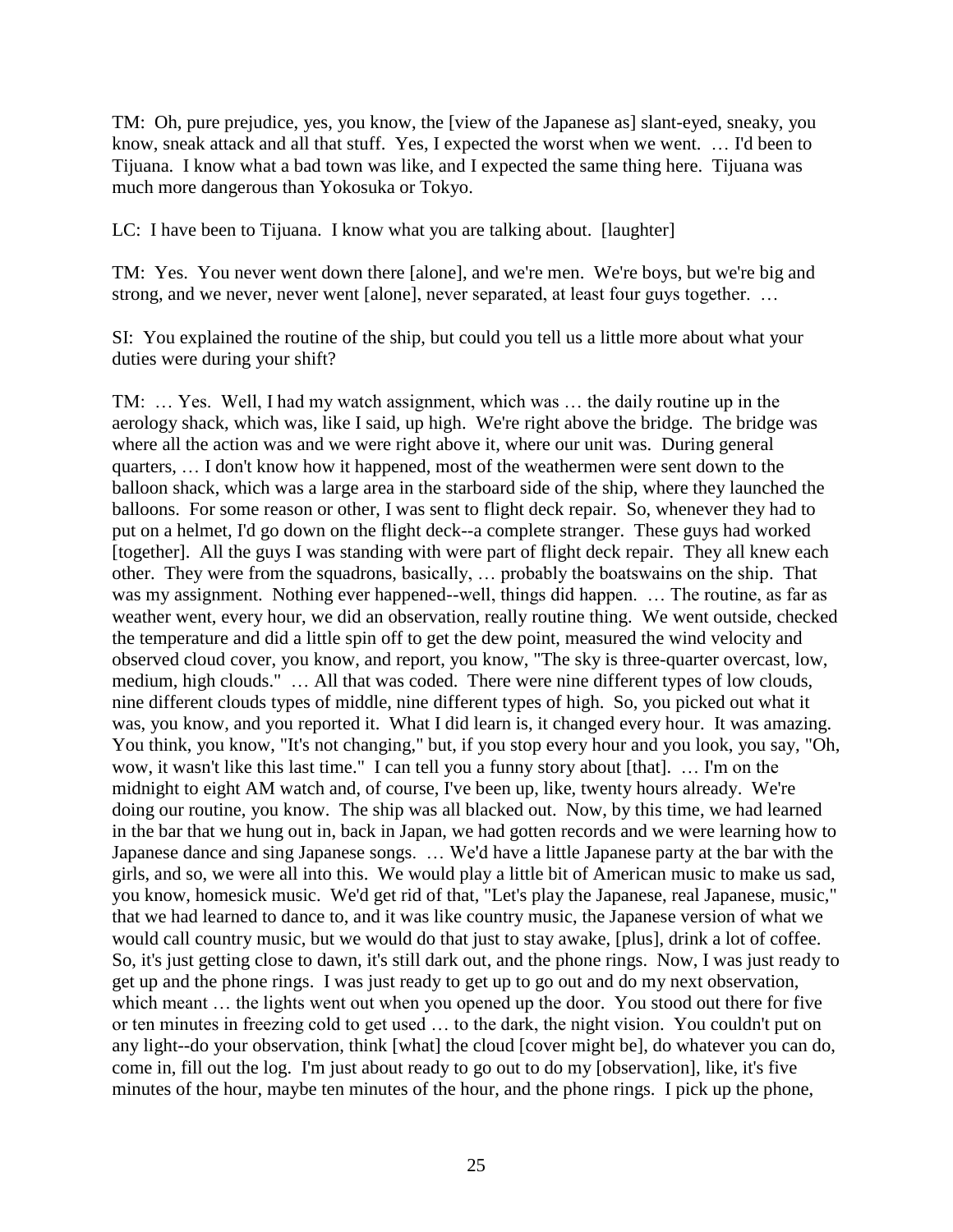TM: Oh, pure prejudice, yes, you know, the [view of the Japanese as] slant-eyed, sneaky, you know, sneak attack and all that stuff. Yes, I expected the worst when we went. … I'd been to Tijuana. I know what a bad town was like, and I expected the same thing here. Tijuana was much more dangerous than Yokosuka or Tokyo.

LC: I have been to Tijuana. I know what you are talking about. [laughter]

TM: Yes. You never went down there [alone], and we're men. We're boys, but we're big and strong, and we never, never went [alone], never separated, at least four guys together. …

SI: You explained the routine of the ship, but could you tell us a little more about what your duties were during your shift?

TM: … Yes. Well, I had my watch assignment, which was … the daily routine up in the aerology shack, which was, like I said, up high. We're right above the bridge. The bridge was where all the action was and we were right above it, where our unit was. During general quarters, … I don't know how it happened, most of the weathermen were sent down to the balloon shack, which was a large area in the starboard side of the ship, where they launched the balloons. For some reason or other, I was sent to flight deck repair. So, whenever they had to put on a helmet, I'd go down on the flight deck--a complete stranger. These guys had worked [together]. All the guys I was standing with were part of flight deck repair. They all knew each other. They were from the squadrons, basically, … probably the boatswains on the ship. That was my assignment. Nothing ever happened--well, things did happen. … The routine, as far as weather went, every hour, we did an observation, really routine thing. We went outside, checked the temperature and did a little spin off to get the dew point, measured the wind velocity and observed cloud cover, you know, and report, you know, "The sky is three-quarter overcast, low, medium, high clouds." … All that was coded. There were nine different types of low clouds, nine different clouds types of middle, nine different types of high. So, you picked out what it was, you know, and you reported it. What I did learn is, it changed every hour. It was amazing. You think, you know, "It's not changing," but, if you stop every hour and you look, you say, "Oh, wow, it wasn't like this last time." I can tell you a funny story about [that]. … I'm on the midnight to eight AM watch and, of course, I've been up, like, twenty hours already. We're doing our routine, you know. The ship was all blacked out. Now, by this time, we had learned in the bar that we hung out in, back in Japan, we had gotten records and we were learning how to Japanese dance and sing Japanese songs. … We'd have a little Japanese party at the bar with the girls, and so, we were all into this. We would play a little bit of American music to make us sad, you know, homesick music. We'd get rid of that, "Let's play the Japanese, real Japanese, music," that we had learned to dance to, and it was like country music, the Japanese version of what we would call country music, but we would do that just to stay awake, [plus], drink a lot of coffee. So, it's just getting close to dawn, it's still dark out, and the phone rings. Now, I was just ready to get up and the phone rings. I was just ready to get up to go out and do my next observation, which meant … the lights went out when you opened up the door. You stood out there for five or ten minutes in freezing cold to get used … to the dark, the night vision. You couldn't put on any light--do your observation, think [what] the cloud [cover might be], do whatever you can do, come in, fill out the log. I'm just about ready to go out to do my [observation], like, it's five minutes of the hour, maybe ten minutes of the hour, and the phone rings. I pick up the phone,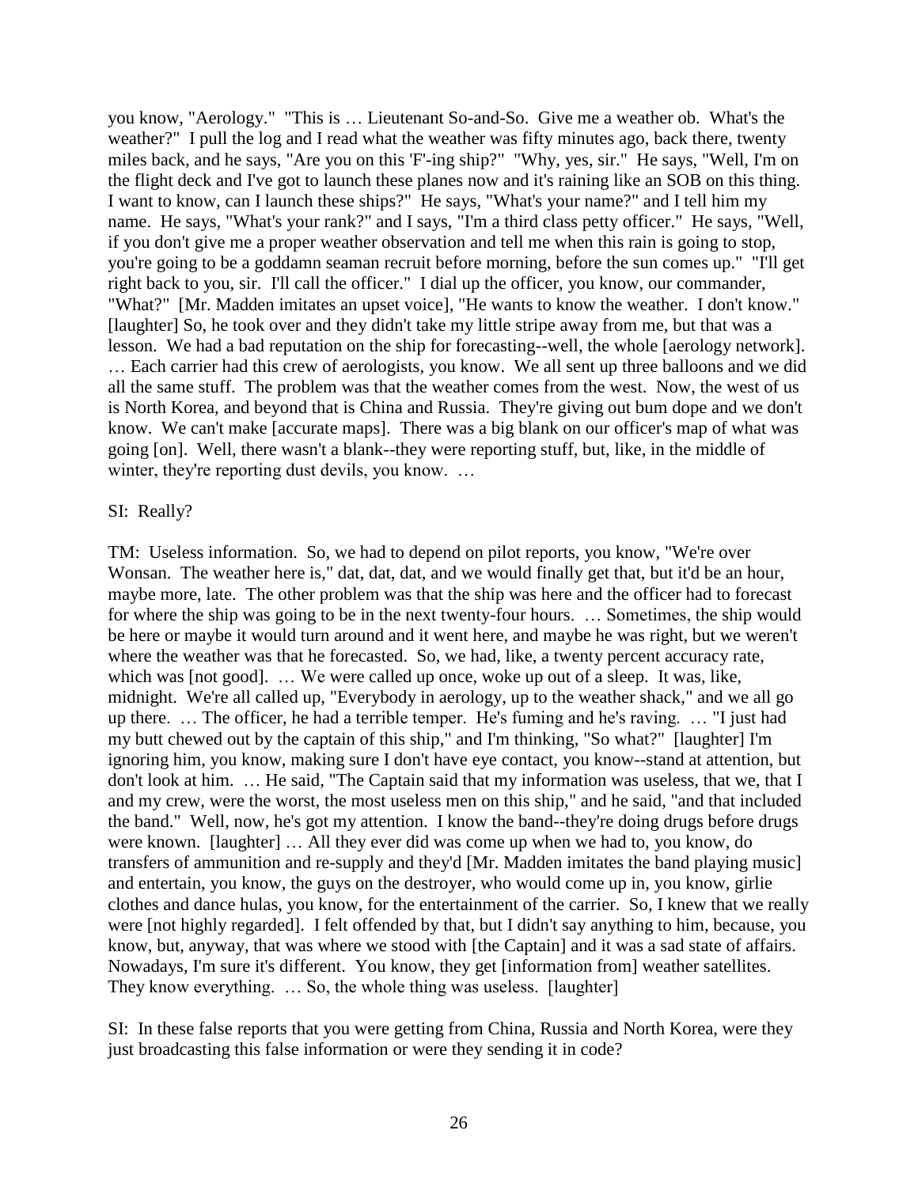you know, "Aerology." "This is … Lieutenant So-and-So. Give me a weather ob. What's the weather?" I pull the log and I read what the weather was fifty minutes ago, back there, twenty miles back, and he says, "Are you on this 'F'-ing ship?" "Why, yes, sir." He says, "Well, I'm on the flight deck and I've got to launch these planes now and it's raining like an SOB on this thing. I want to know, can I launch these ships?" He says, "What's your name?" and I tell him my name. He says, "What's your rank?" and I says, "I'm a third class petty officer." He says, "Well, if you don't give me a proper weather observation and tell me when this rain is going to stop, you're going to be a goddamn seaman recruit before morning, before the sun comes up." "I'll get right back to you, sir. I'll call the officer." I dial up the officer, you know, our commander, "What?" [Mr. Madden imitates an upset voice], "He wants to know the weather. I don't know." [laughter] So, he took over and they didn't take my little stripe away from me, but that was a lesson. We had a bad reputation on the ship for forecasting--well, the whole [aerology network]. … Each carrier had this crew of aerologists, you know. We all sent up three balloons and we did all the same stuff. The problem was that the weather comes from the west. Now, the west of us is North Korea, and beyond that is China and Russia. They're giving out bum dope and we don't know. We can't make [accurate maps]. There was a big blank on our officer's map of what was going [on]. Well, there wasn't a blank--they were reporting stuff, but, like, in the middle of winter, they're reporting dust devils, you know. …

SI: Really?

TM: Useless information. So, we had to depend on pilot reports, you know, "We're over Wonsan. The weather here is," dat, dat, dat, and we would finally get that, but it'd be an hour, maybe more, late. The other problem was that the ship was here and the officer had to forecast for where the ship was going to be in the next twenty-four hours. … Sometimes, the ship would be here or maybe it would turn around and it went here, and maybe he was right, but we weren't where the weather was that he forecasted. So, we had, like, a twenty percent accuracy rate, which was [not good]. … We were called up once, woke up out of a sleep. It was, like, midnight. We're all called up, "Everybody in aerology, up to the weather shack," and we all go up there. … The officer, he had a terrible temper. He's fuming and he's raving. … "I just had my butt chewed out by the captain of this ship," and I'm thinking, "So what?" [laughter] I'm ignoring him, you know, making sure I don't have eye contact, you know--stand at attention, but don't look at him. … He said, "The Captain said that my information was useless, that we, that I and my crew, were the worst, the most useless men on this ship," and he said, "and that included the band." Well, now, he's got my attention. I know the band--they're doing drugs before drugs were known. [laughter] … All they ever did was come up when we had to, you know, do transfers of ammunition and re-supply and they'd [Mr. Madden imitates the band playing music] and entertain, you know, the guys on the destroyer, who would come up in, you know, girlie clothes and dance hulas, you know, for the entertainment of the carrier. So, I knew that we really were [not highly regarded]. I felt offended by that, but I didn't say anything to him, because, you know, but, anyway, that was where we stood with [the Captain] and it was a sad state of affairs. Nowadays, I'm sure it's different. You know, they get [information from] weather satellites. They know everything. … So, the whole thing was useless. [laughter]

SI: In these false reports that you were getting from China, Russia and North Korea, were they just broadcasting this false information or were they sending it in code?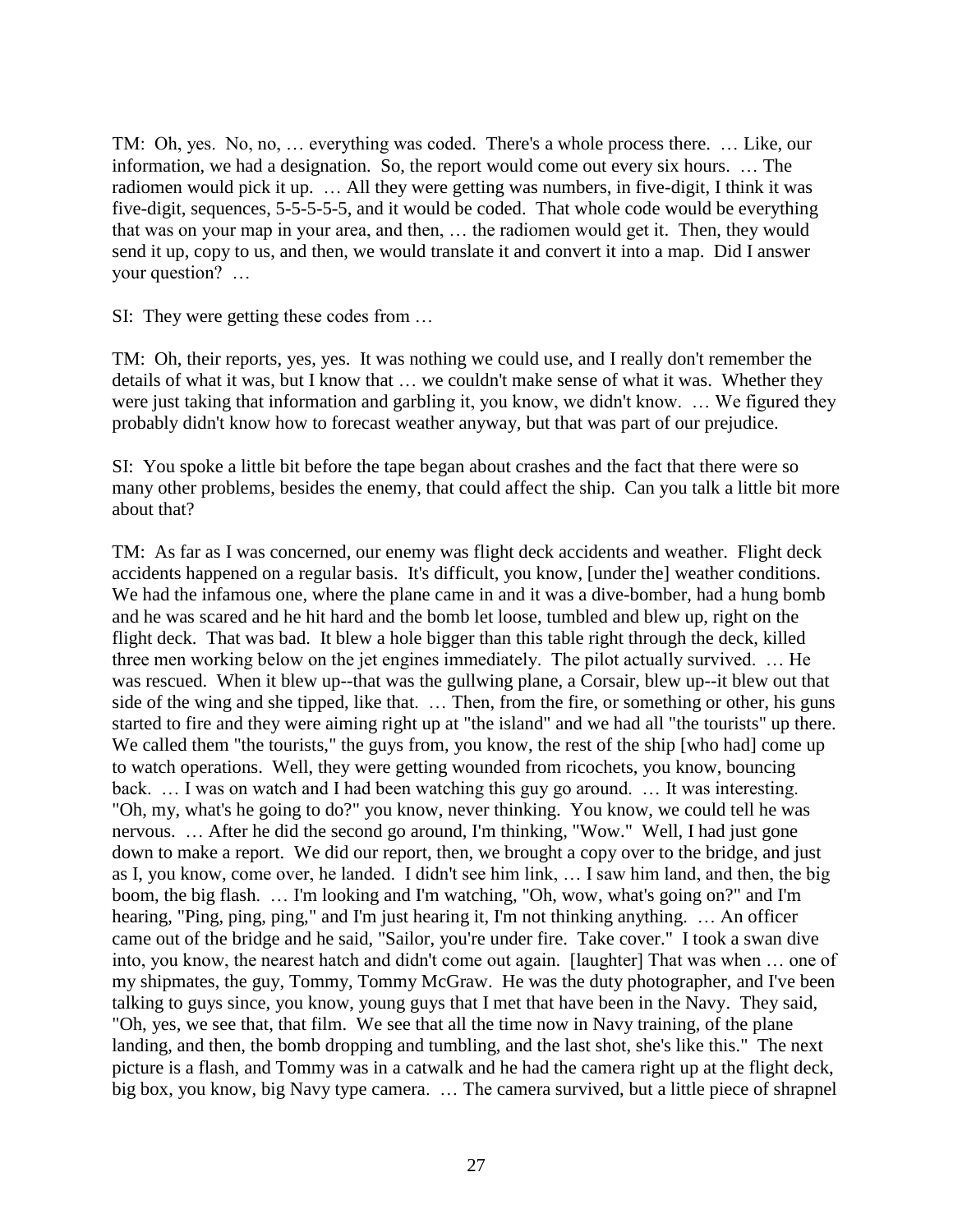TM: Oh, yes. No, no, … everything was coded. There's a whole process there. … Like, our information, we had a designation. So, the report would come out every six hours. … The radiomen would pick it up. … All they were getting was numbers, in five-digit, I think it was five-digit, sequences, 5-5-5-5-5, and it would be coded. That whole code would be everything that was on your map in your area, and then, … the radiomen would get it. Then, they would send it up, copy to us, and then, we would translate it and convert it into a map. Did I answer your question? …

SI: They were getting these codes from …

TM: Oh, their reports, yes, yes. It was nothing we could use, and I really don't remember the details of what it was, but I know that … we couldn't make sense of what it was. Whether they were just taking that information and garbling it, you know, we didn't know. … We figured they probably didn't know how to forecast weather anyway, but that was part of our prejudice.

SI: You spoke a little bit before the tape began about crashes and the fact that there were so many other problems, besides the enemy, that could affect the ship. Can you talk a little bit more about that?

TM: As far as I was concerned, our enemy was flight deck accidents and weather. Flight deck accidents happened on a regular basis. It's difficult, you know, [under the] weather conditions. We had the infamous one, where the plane came in and it was a dive-bomber, had a hung bomb and he was scared and he hit hard and the bomb let loose, tumbled and blew up, right on the flight deck. That was bad. It blew a hole bigger than this table right through the deck, killed three men working below on the jet engines immediately. The pilot actually survived. … He was rescued. When it blew up--that was the gullwing plane, a Corsair, blew up--it blew out that side of the wing and she tipped, like that. … Then, from the fire, or something or other, his guns started to fire and they were aiming right up at "the island" and we had all "the tourists" up there. We called them "the tourists," the guys from, you know, the rest of the ship [who had] come up to watch operations. Well, they were getting wounded from ricochets, you know, bouncing back. … I was on watch and I had been watching this guy go around. … It was interesting. "Oh, my, what's he going to do?" you know, never thinking. You know, we could tell he was nervous. … After he did the second go around, I'm thinking, "Wow." Well, I had just gone down to make a report. We did our report, then, we brought a copy over to the bridge, and just as I, you know, come over, he landed. I didn't see him link, … I saw him land, and then, the big boom, the big flash. … I'm looking and I'm watching, "Oh, wow, what's going on?" and I'm hearing, "Ping, ping, ping," and I'm just hearing it, I'm not thinking anything. … An officer came out of the bridge and he said, "Sailor, you're under fire. Take cover." I took a swan dive into, you know, the nearest hatch and didn't come out again. [laughter] That was when … one of my shipmates, the guy, Tommy, Tommy McGraw. He was the duty photographer, and I've been talking to guys since, you know, young guys that I met that have been in the Navy. They said, "Oh, yes, we see that, that film. We see that all the time now in Navy training, of the plane landing, and then, the bomb dropping and tumbling, and the last shot, she's like this." The next picture is a flash, and Tommy was in a catwalk and he had the camera right up at the flight deck, big box, you know, big Navy type camera. … The camera survived, but a little piece of shrapnel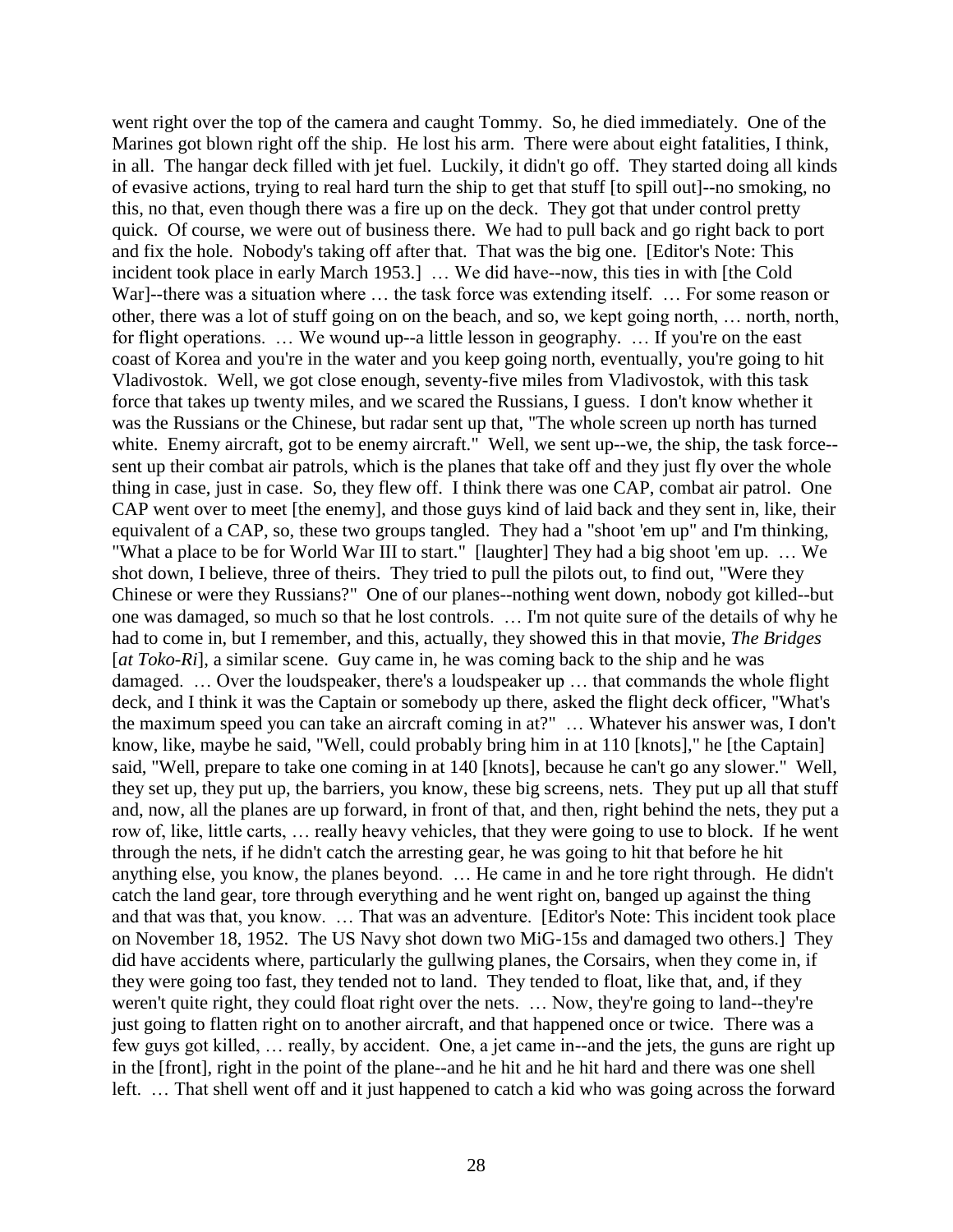went right over the top of the camera and caught Tommy. So, he died immediately. One of the Marines got blown right off the ship. He lost his arm. There were about eight fatalities, I think, in all. The hangar deck filled with jet fuel. Luckily, it didn't go off. They started doing all kinds of evasive actions, trying to real hard turn the ship to get that stuff [to spill out]--no smoking, no this, no that, even though there was a fire up on the deck. They got that under control pretty quick. Of course, we were out of business there. We had to pull back and go right back to port and fix the hole. Nobody's taking off after that. That was the big one. [Editor's Note: This incident took place in early March 1953.] … We did have--now, this ties in with [the Cold War]--there was a situation where … the task force was extending itself. … For some reason or other, there was a lot of stuff going on on the beach, and so, we kept going north, … north, north, for flight operations. … We wound up--a little lesson in geography. … If you're on the east coast of Korea and you're in the water and you keep going north, eventually, you're going to hit Vladivostok. Well, we got close enough, seventy-five miles from Vladivostok, with this task force that takes up twenty miles, and we scared the Russians, I guess. I don't know whether it was the Russians or the Chinese, but radar sent up that, "The whole screen up north has turned white. Enemy aircraft, got to be enemy aircraft." Well, we sent up--we, the ship, the task force--sent up their combat air patrols, which is the planes that take off and they just fly over the whole thing in case, just in case. So, they flew off. I think there was one CAP, combat air patrol. One CAP went over to meet [the enemy], and those guys kind of laid back and they sent in, like, their equivalent of a CAP, so, these two groups tangled. They had a "shoot 'em up" and I'm thinking, "What a place to be for World War III to start." [laughter] They had a big shoot 'em up. … We shot down, I believe, three of theirs. They tried to pull the pilots out, to find out, "Were they Chinese or were they Russians?" One of our planes--nothing went down, nobody got killed--but one was damaged, so much so that he lost controls. … I'm not quite sure of the details of why he had to come in, but I remember, and this, actually, they showed this in that movie, *The Bridges* [*at Toko-Ri*], a similar scene. Guy came in, he was coming back to the ship and he was damaged. … Over the loudspeaker, there's a loudspeaker up … that commands the whole flight deck, and I think it was the Captain or somebody up there, asked the flight deck officer, "What's the maximum speed you can take an aircraft coming in at?" … Whatever his answer was, I don't know, like, maybe he said, "Well, could probably bring him in at 110 [knots]," he [the Captain] said, "Well, prepare to take one coming in at 140 [knots], because he can't go any slower." Well, they set up, they put up, the barriers, you know, these big screens, nets. They put up all that stuff and, now, all the planes are up forward, in front of that, and then, right behind the nets, they put a row of, like, little carts, … really heavy vehicles, that they were going to use to block. If he went through the nets, if he didn't catch the arresting gear, he was going to hit that before he hit anything else, you know, the planes beyond. … He came in and he tore right through. He didn't catch the land gear, tore through everything and he went right on, banged up against the thing and that was that, you know. … That was an adventure. [Editor's Note: This incident took place on November 18, 1952. The US Navy shot down two MiG-15s and damaged two others.] They did have accidents where, particularly the gullwing planes, the Corsairs, when they come in, if they were going too fast, they tended not to land. They tended to float, like that, and, if they weren't quite right, they could float right over the nets. … Now, they're going to land--they're just going to flatten right on to another aircraft, and that happened once or twice. There was a few guys got killed, … really, by accident. One, a jet came in--and the jets, the guns are right up in the [front], right in the point of the plane--and he hit and he hit hard and there was one shell left. … That shell went off and it just happened to catch a kid who was going across the forward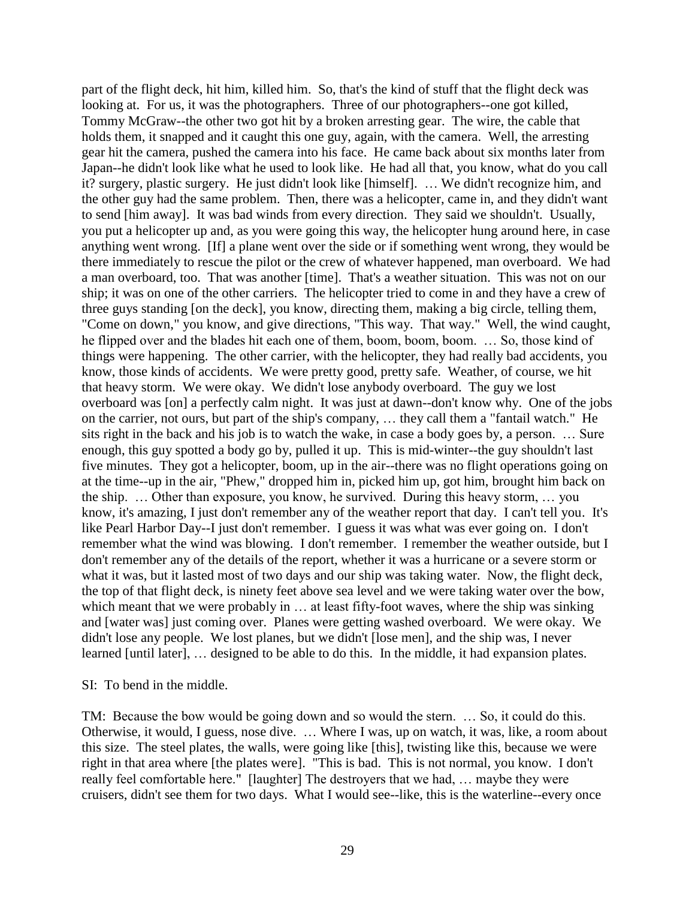part of the flight deck, hit him, killed him. So, that's the kind of stuff that the flight deck was looking at. For us, it was the photographers. Three of our photographers--one got killed, Tommy McGraw--the other two got hit by a broken arresting gear. The wire, the cable that holds them, it snapped and it caught this one guy, again, with the camera. Well, the arresting gear hit the camera, pushed the camera into his face. He came back about six months later from Japan--he didn't look like what he used to look like. He had all that, you know, what do you call it? surgery, plastic surgery. He just didn't look like [himself]. … We didn't recognize him, and the other guy had the same problem. Then, there was a helicopter, came in, and they didn't want to send [him away]. It was bad winds from every direction. They said we shouldn't. Usually, you put a helicopter up and, as you were going this way, the helicopter hung around here, in case anything went wrong. [If] a plane went over the side or if something went wrong, they would be there immediately to rescue the pilot or the crew of whatever happened, man overboard. We had a man overboard, too. That was another [time]. That's a weather situation. This was not on our ship; it was on one of the other carriers. The helicopter tried to come in and they have a crew of three guys standing [on the deck], you know, directing them, making a big circle, telling them, "Come on down," you know, and give directions, "This way. That way." Well, the wind caught, he flipped over and the blades hit each one of them, boom, boom, boom. … So, those kind of things were happening. The other carrier, with the helicopter, they had really bad accidents, you know, those kinds of accidents. We were pretty good, pretty safe. Weather, of course, we hit that heavy storm. We were okay. We didn't lose anybody overboard. The guy we lost overboard was [on] a perfectly calm night. It was just at dawn--don't know why. One of the jobs on the carrier, not ours, but part of the ship's company, … they call them a "fantail watch." He sits right in the back and his job is to watch the wake, in case a body goes by, a person. … Sure enough, this guy spotted a body go by, pulled it up. This is mid-winter--the guy shouldn't last five minutes. They got a helicopter, boom, up in the air--there was no flight operations going on at the time--up in the air, "Phew," dropped him in, picked him up, got him, brought him back on the ship. … Other than exposure, you know, he survived. During this heavy storm, … you know, it's amazing, I just don't remember any of the weather report that day. I can't tell you. It's like Pearl Harbor Day--I just don't remember. I guess it was what was ever going on. I don't remember what the wind was blowing. I don't remember. I remember the weather outside, but I don't remember any of the details of the report, whether it was a hurricane or a severe storm or what it was, but it lasted most of two days and our ship was taking water. Now, the flight deck, the top of that flight deck, is ninety feet above sea level and we were taking water over the bow, which meant that we were probably in … at least fifty-foot waves, where the ship was sinking and [water was] just coming over. Planes were getting washed overboard. We were okay. We didn't lose any people. We lost planes, but we didn't [lose men], and the ship was, I never learned [until later], … designed to be able to do this. In the middle, it had expansion plates.

SI: To bend in the middle.

TM: Because the bow would be going down and so would the stern. … So, it could do this. Otherwise, it would, I guess, nose dive. … Where I was, up on watch, it was, like, a room about this size. The steel plates, the walls, were going like [this], twisting like this, because we were right in that area where [the plates were]. "This is bad. This is not normal, you know. I don't really feel comfortable here." [laughter] The destroyers that we had, … maybe they were cruisers, didn't see them for two days. What I would see--like, this is the waterline--every once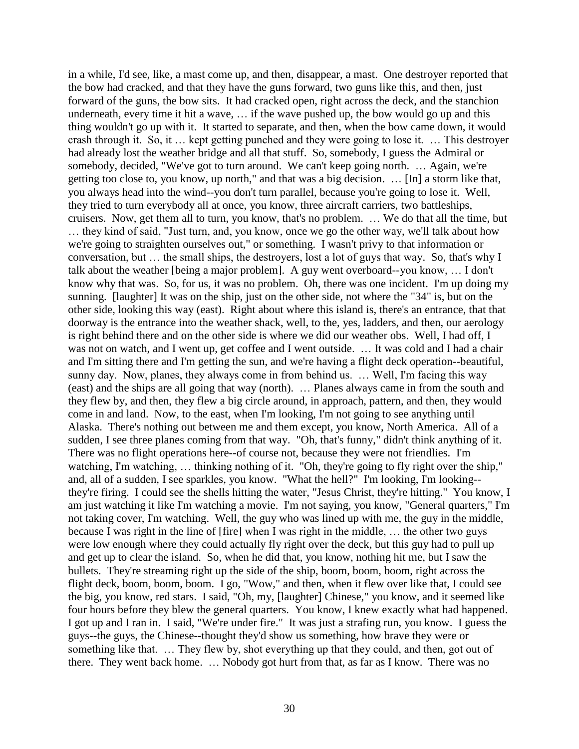in a while, I'd see, like, a mast come up, and then, disappear, a mast. One destroyer reported that the bow had cracked, and that they have the guns forward, two guns like this, and then, just forward of the guns, the bow sits. It had cracked open, right across the deck, and the stanchion underneath, every time it hit a wave, … if the wave pushed up, the bow would go up and this thing wouldn't go up with it. It started to separate, and then, when the bow came down, it would crash through it. So, it … kept getting punched and they were going to lose it. … This destroyer had already lost the weather bridge and all that stuff. So, somebody, I guess the Admiral or somebody, decided, "We've got to turn around. We can't keep going north. … Again, we're getting too close to, you know, up north," and that was a big decision. … [In] a storm like that, you always head into the wind--you don't turn parallel, because you're going to lose it. Well, they tried to turn everybody all at once, you know, three aircraft carriers, two battleships, cruisers. Now, get them all to turn, you know, that's no problem. … We do that all the time, but … they kind of said, "Just turn, and, you know, once we go the other way, we'll talk about how we're going to straighten ourselves out," or something. I wasn't privy to that information or conversation, but … the small ships, the destroyers, lost a lot of guys that way. So, that's why I talk about the weather [being a major problem]. A guy went overboard--you know, … I don't know why that was. So, for us, it was no problem. Oh, there was one incident. I'm up doing my sunning. [laughter] It was on the ship, just on the other side, not where the "34" is, but on the other side, looking this way (east). Right about where this island is, there's an entrance, that that doorway is the entrance into the weather shack, well, to the, yes, ladders, and then, our aerology is right behind there and on the other side is where we did our weather obs. Well, I had off, I was not on watch, and I went up, get coffee and I went outside. … It was cold and I had a chair and I'm sitting there and I'm getting the sun, and we're having a flight deck operation--beautiful, sunny day. Now, planes, they always come in from behind us. … Well, I'm facing this way (east) and the ships are all going that way (north). … Planes always came in from the south and they flew by, and then, they flew a big circle around, in approach, pattern, and then, they would come in and land. Now, to the east, when I'm looking, I'm not going to see anything until Alaska. There's nothing out between me and them except, you know, North America. All of a sudden, I see three planes coming from that way. "Oh, that's funny," didn't think anything of it. There was no flight operations here--of course not, because they were not friendlies. I'm watching, I'm watching, … thinking nothing of it. "Oh, they're going to fly right over the ship," and, all of a sudden, I see sparkles, you know. "What the hell?" I'm looking, I'm looking--they're firing. I could see the shells hitting the water, "Jesus Christ, they're hitting." You know, I am just watching it like I'm watching a movie. I'm not saying, you know, "General quarters," I'm not taking cover, I'm watching. Well, the guy who was lined up with me, the guy in the middle, because I was right in the line of [fire] when I was right in the middle, … the other two guys were low enough where they could actually fly right over the deck, but this guy had to pull up and get up to clear the island. So, when he did that, you know, nothing hit me, but I saw the bullets. They're streaming right up the side of the ship, boom, boom, boom, right across the flight deck, boom, boom, boom. I go, "Wow," and then, when it flew over like that, I could see the big, you know, red stars. I said, "Oh, my, [laughter] Chinese," you know, and it seemed like four hours before they blew the general quarters. You know, I knew exactly what had happened. I got up and I ran in. I said, "We're under fire." It was just a strafing run, you know. I guess the guys--the guys, the Chinese--thought they'd show us something, how brave they were or something like that. … They flew by, shot everything up that they could, and then, got out of there. They went back home. … Nobody got hurt from that, as far as I know. There was no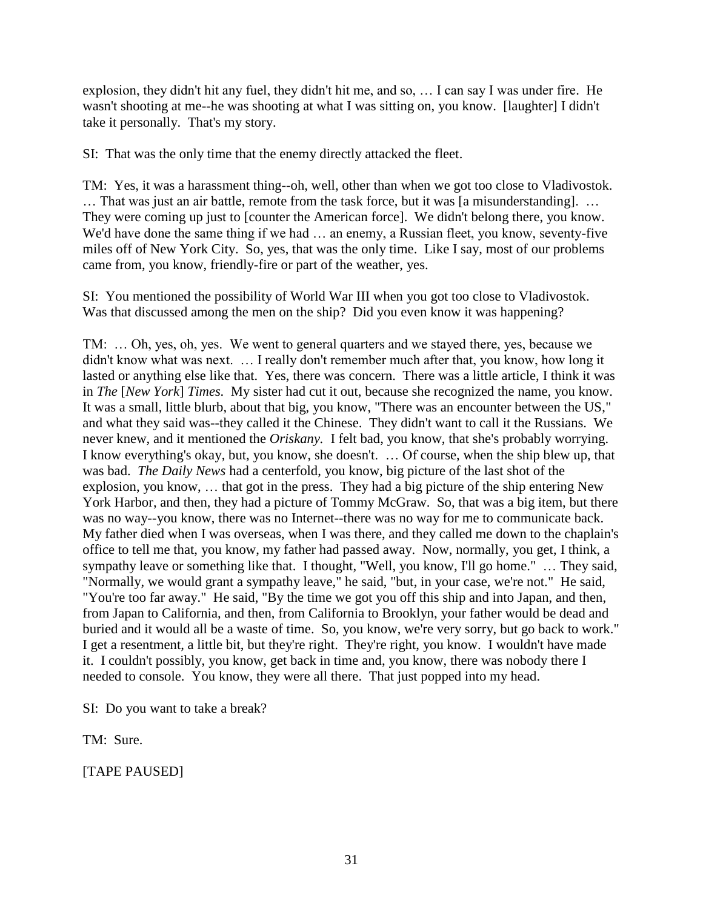explosion, they didn't hit any fuel, they didn't hit me, and so, … I can say I was under fire. He wasn't shooting at me--he was shooting at what I was sitting on, you know. [laughter] I didn't take it personally. That's my story.

SI: That was the only time that the enemy directly attacked the fleet.

TM: Yes, it was a harassment thing--oh, well, other than when we got too close to Vladivostok. … That was just an air battle, remote from the task force, but it was [a misunderstanding]. … They were coming up just to [counter the American force]. We didn't belong there, you know. We'd have done the same thing if we had … an enemy, a Russian fleet, you know, seventy-five miles off of New York City. So, yes, that was the only time. Like I say, most of our problems came from, you know, friendly-fire or part of the weather, yes.

SI: You mentioned the possibility of World War III when you got too close to Vladivostok. Was that discussed among the men on the ship? Did you even know it was happening?

TM: … Oh, yes, oh, yes. We went to general quarters and we stayed there, yes, because we didn't know what was next. … I really don't remember much after that, you know, how long it lasted or anything else like that. Yes, there was concern. There was a little article, I think it was in *The* [*New York*] *Times*. My sister had cut it out, because she recognized the name, you know. It was a small, little blurb, about that big, you know, "There was an encounter between the US," and what they said was--they called it the Chinese. They didn't want to call it the Russians. We never knew, and it mentioned the *Oriskany*. I felt bad, you know, that she's probably worrying. I know everything's okay, but, you know, she doesn't. … Of course, when the ship blew up, that was bad. *The Daily News* had a centerfold, you know, big picture of the last shot of the explosion, you know, … that got in the press. They had a big picture of the ship entering New York Harbor, and then, they had a picture of Tommy McGraw. So, that was a big item, but there was no way--you know, there was no Internet--there was no way for me to communicate back. My father died when I was overseas, when I was there, and they called me down to the chaplain's office to tell me that, you know, my father had passed away. Now, normally, you get, I think, a sympathy leave or something like that. I thought, "Well, you know, I'll go home." … They said, "Normally, we would grant a sympathy leave," he said, "but, in your case, we're not." He said, "You're too far away." He said, "By the time we got you off this ship and into Japan, and then, from Japan to California, and then, from California to Brooklyn, your father would be dead and buried and it would all be a waste of time. So, you know, we're very sorry, but go back to work." I get a resentment, a little bit, but they're right. They're right, you know. I wouldn't have made it. I couldn't possibly, you know, get back in time and, you know, there was nobody there I needed to console. You know, they were all there. That just popped into my head.

SI: Do you want to take a break?

TM: Sure.

[TAPE PAUSED]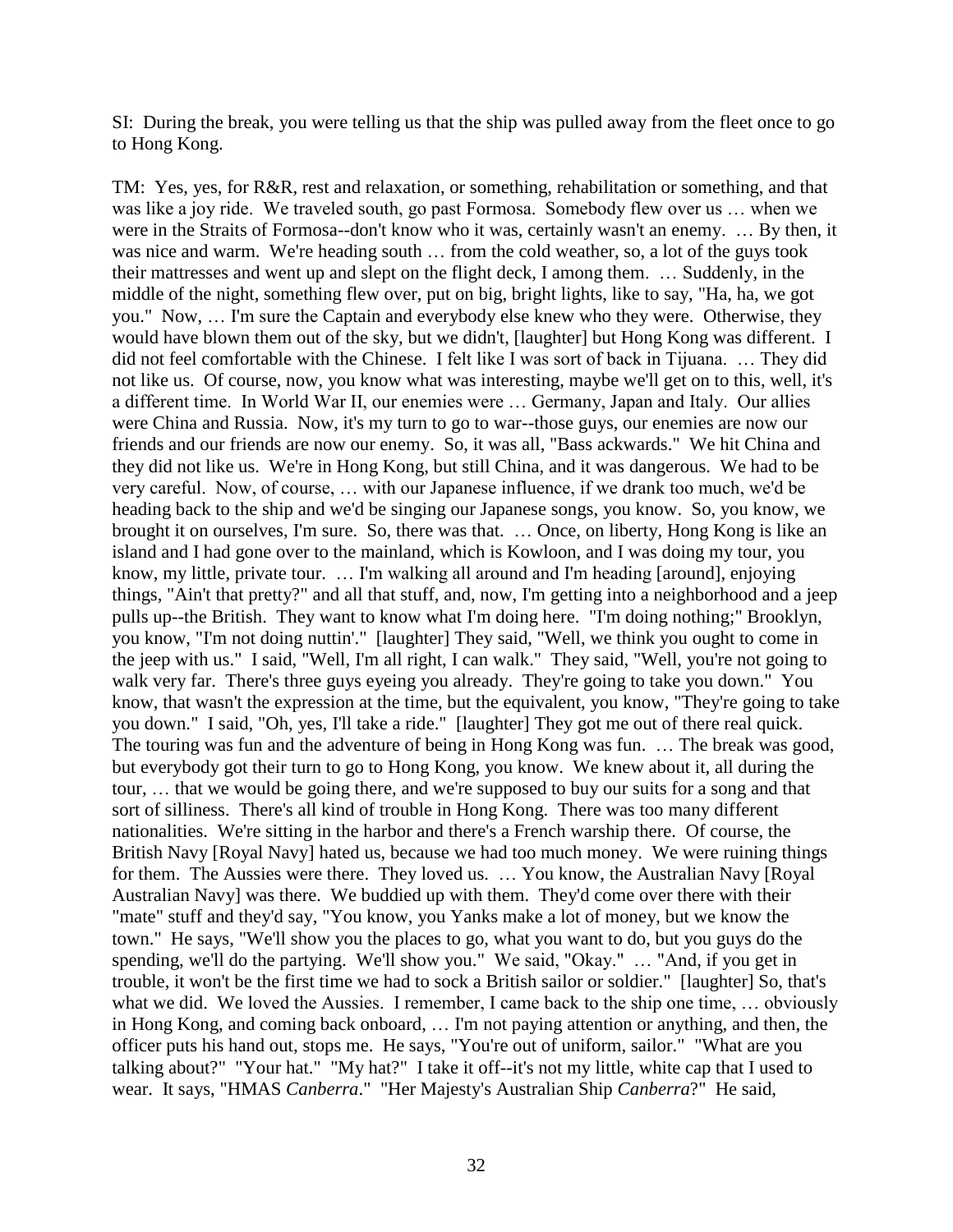SI: During the break, you were telling us that the ship was pulled away from the fleet once to go to Hong Kong.

TM: Yes, yes, for R&R, rest and relaxation, or something, rehabilitation or something, and that was like a joy ride. We traveled south, go past Formosa. Somebody flew over us … when we were in the Straits of Formosa--don't know who it was, certainly wasn't an enemy. … By then, it was nice and warm. We're heading south … from the cold weather, so, a lot of the guys took their mattresses and went up and slept on the flight deck, I among them. … Suddenly, in the middle of the night, something flew over, put on big, bright lights, like to say, "Ha, ha, we got you." Now, … I'm sure the Captain and everybody else knew who they were. Otherwise, they would have blown them out of the sky, but we didn't, [laughter] but Hong Kong was different. I did not feel comfortable with the Chinese. I felt like I was sort of back in Tijuana. … They did not like us. Of course, now, you know what was interesting, maybe we'll get on to this, well, it's a different time. In World War II, our enemies were … Germany, Japan and Italy. Our allies were China and Russia. Now, it's my turn to go to war--those guys, our enemies are now our friends and our friends are now our enemy. So, it was all, "Bass ackwards." We hit China and they did not like us. We're in Hong Kong, but still China, and it was dangerous. We had to be very careful. Now, of course, … with our Japanese influence, if we drank too much, we'd be heading back to the ship and we'd be singing our Japanese songs, you know. So, you know, we brought it on ourselves, I'm sure. So, there was that. … Once, on liberty, Hong Kong is like an island and I had gone over to the mainland, which is Kowloon, and I was doing my tour, you know, my little, private tour. … I'm walking all around and I'm heading [around], enjoying things, "Ain't that pretty?" and all that stuff, and, now, I'm getting into a neighborhood and a jeep pulls up--the British. They want to know what I'm doing here. "I'm doing nothing;" Brooklyn, you know, "I'm not doing nuttin'." [laughter] They said, "Well, we think you ought to come in the jeep with us." I said, "Well, I'm all right, I can walk." They said, "Well, you're not going to walk very far. There's three guys eyeing you already. They're going to take you down." You know, that wasn't the expression at the time, but the equivalent, you know, "They're going to take you down." I said, "Oh, yes, I'll take a ride." [laughter] They got me out of there real quick. The touring was fun and the adventure of being in Hong Kong was fun. … The break was good, but everybody got their turn to go to Hong Kong, you know. We knew about it, all during the tour, … that we would be going there, and we're supposed to buy our suits for a song and that sort of silliness. There's all kind of trouble in Hong Kong. There was too many different nationalities. We're sitting in the harbor and there's a French warship there. Of course, the British Navy [Royal Navy] hated us, because we had too much money. We were ruining things for them. The Aussies were there. They loved us. … You know, the Australian Navy [Royal Australian Navy] was there. We buddied up with them. They'd come over there with their "mate" stuff and they'd say, "You know, you Yanks make a lot of money, but we know the town." He says, "We'll show you the places to go, what you want to do, but you guys do the spending, we'll do the partying. We'll show you." We said, "Okay." … "And, if you get in trouble, it won't be the first time we had to sock a British sailor or soldier." [laughter] So, that's what we did. We loved the Aussies. I remember, I came back to the ship one time, … obviously in Hong Kong, and coming back onboard, … I'm not paying attention or anything, and then, the officer puts his hand out, stops me. He says, "You're out of uniform, sailor." "What are you talking about?" "Your hat." "My hat?" I take it off--it's not my little, white cap that I used to wear. It says, "HMAS *Canberra*." "Her Majesty's Australian Ship *Canberra*?" He said,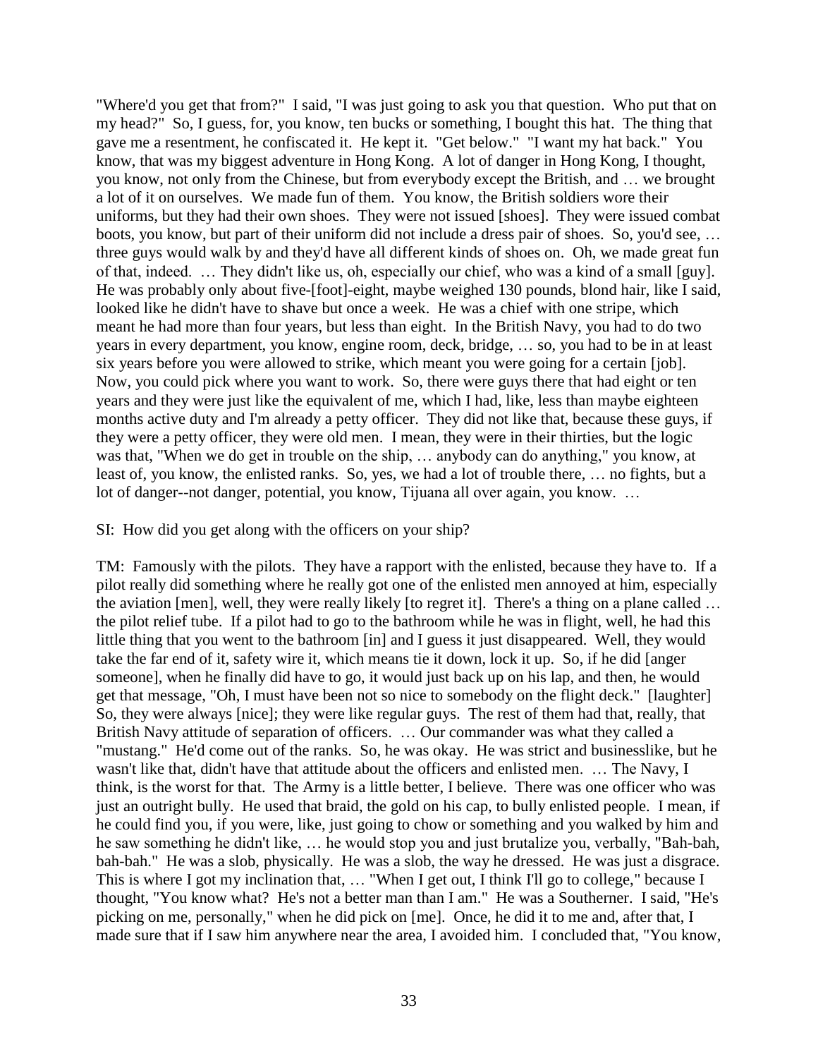"Where'd you get that from?" I said, "I was just going to ask you that question. Who put that on my head?" So, I guess, for, you know, ten bucks or something, I bought this hat. The thing that gave me a resentment, he confiscated it. He kept it. "Get below." "I want my hat back." You know, that was my biggest adventure in Hong Kong. A lot of danger in Hong Kong, I thought, you know, not only from the Chinese, but from everybody except the British, and … we brought a lot of it on ourselves. We made fun of them. You know, the British soldiers wore their uniforms, but they had their own shoes. They were not issued [shoes]. They were issued combat boots, you know, but part of their uniform did not include a dress pair of shoes. So, you'd see, … three guys would walk by and they'd have all different kinds of shoes on. Oh, we made great fun of that, indeed. … They didn't like us, oh, especially our chief, who was a kind of a small [guy]. He was probably only about five-[foot]-eight, maybe weighed 130 pounds, blond hair, like I said, looked like he didn't have to shave but once a week. He was a chief with one stripe, which meant he had more than four years, but less than eight. In the British Navy, you had to do two years in every department, you know, engine room, deck, bridge, … so, you had to be in at least six years before you were allowed to strike, which meant you were going for a certain [job]. Now, you could pick where you want to work. So, there were guys there that had eight or ten years and they were just like the equivalent of me, which I had, like, less than maybe eighteen months active duty and I'm already a petty officer. They did not like that, because these guys, if they were a petty officer, they were old men. I mean, they were in their thirties, but the logic was that, "When we do get in trouble on the ship, … anybody can do anything," you know, at least of, you know, the enlisted ranks. So, yes, we had a lot of trouble there, … no fights, but a lot of danger--not danger, potential, you know, Tijuana all over again, you know. …

SI: How did you get along with the officers on your ship?

TM: Famously with the pilots. They have a rapport with the enlisted, because they have to. If a pilot really did something where he really got one of the enlisted men annoyed at him, especially the aviation [men], well, they were really likely [to regret it]. There's a thing on a plane called … the pilot relief tube. If a pilot had to go to the bathroom while he was in flight, well, he had this little thing that you went to the bathroom [in] and I guess it just disappeared. Well, they would take the far end of it, safety wire it, which means tie it down, lock it up. So, if he did [anger someone], when he finally did have to go, it would just back up on his lap, and then, he would get that message, "Oh, I must have been not so nice to somebody on the flight deck." [laughter] So, they were always [nice]; they were like regular guys. The rest of them had that, really, that British Navy attitude of separation of officers. … Our commander was what they called a "mustang." He'd come out of the ranks. So, he was okay. He was strict and businesslike, but he wasn't like that, didn't have that attitude about the officers and enlisted men. … The Navy, I think, is the worst for that. The Army is a little better, I believe. There was one officer who was just an outright bully. He used that braid, the gold on his cap, to bully enlisted people. I mean, if he could find you, if you were, like, just going to chow or something and you walked by him and he saw something he didn't like, … he would stop you and just brutalize you, verbally, "Bah-bah, bah-bah." He was a slob, physically. He was a slob, the way he dressed. He was just a disgrace. This is where I got my inclination that, … "When I get out, I think I'll go to college," because I thought, "You know what? He's not a better man than I am." He was a Southerner. I said, "He's picking on me, personally," when he did pick on [me]. Once, he did it to me and, after that, I made sure that if I saw him anywhere near the area, I avoided him. I concluded that, "You know,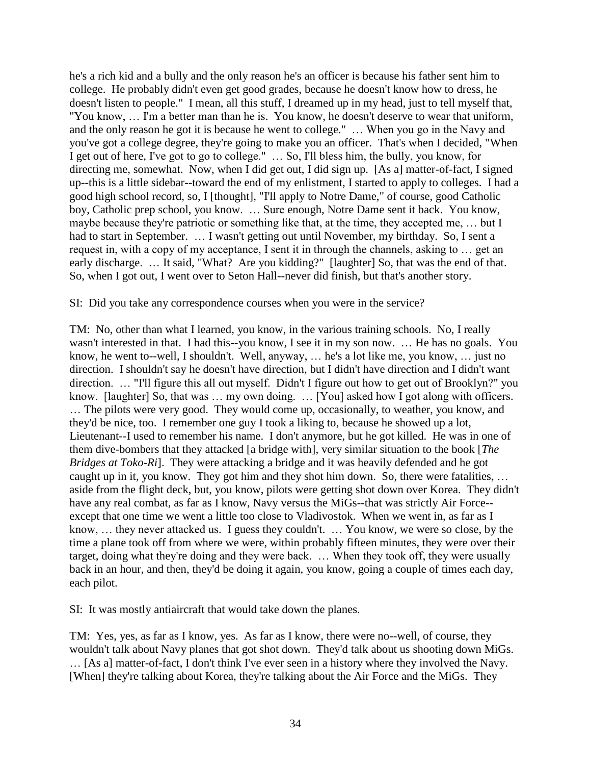he's a rich kid and a bully and the only reason he's an officer is because his father sent him to college. He probably didn't even get good grades, because he doesn't know how to dress, he doesn't listen to people." I mean, all this stuff, I dreamed up in my head, just to tell myself that, "You know, … I'm a better man than he is. You know, he doesn't deserve to wear that uniform, and the only reason he got it is because he went to college." … When you go in the Navy and you've got a college degree, they're going to make you an officer. That's when I decided, "When I get out of here, I've got to go to college." … So, I'll bless him, the bully, you know, for directing me, somewhat. Now, when I did get out, I did sign up. [As a] matter-of-fact, I signed up--this is a little sidebar--toward the end of my enlistment, I started to apply to colleges. I had a good high school record, so, I [thought], "I'll apply to Notre Dame," of course, good Catholic boy, Catholic prep school, you know. … Sure enough, Notre Dame sent it back. You know, maybe because they're patriotic or something like that, at the time, they accepted me, … but I had to start in September. … I wasn't getting out until November, my birthday. So, I sent a request in, with a copy of my acceptance, I sent it in through the channels, asking to … get an early discharge. … It said, "What? Are you kidding?" [laughter] So, that was the end of that. So, when I got out, I went over to Seton Hall--never did finish, but that's another story.

SI: Did you take any correspondence courses when you were in the service?

TM: No, other than what I learned, you know, in the various training schools. No, I really wasn't interested in that. I had this--you know, I see it in my son now. … He has no goals. You know, he went to--well, I shouldn't. Well, anyway, … he's a lot like me, you know, … just no direction. I shouldn't say he doesn't have direction, but I didn't have direction and I didn't want direction. … "I'll figure this all out myself. Didn't I figure out how to get out of Brooklyn?" you know. [laughter] So, that was … my own doing. … [You] asked how I got along with officers. … The pilots were very good. They would come up, occasionally, to weather, you know, and they'd be nice, too. I remember one guy I took a liking to, because he showed up a lot, Lieutenant--I used to remember his name. I don't anymore, but he got killed. He was in one of them dive-bombers that they attacked [a bridge with], very similar situation to the book [*The Bridges at Toko-Ri*]. They were attacking a bridge and it was heavily defended and he got caught up in it, you know. They got him and they shot him down. So, there were fatalities, … aside from the flight deck, but, you know, pilots were getting shot down over Korea. They didn't have any real combat, as far as I know, Navy versus the MiGs--that was strictly Air Force--except that one time we went a little too close to Vladivostok. When we went in, as far as I know, … they never attacked us. I guess they couldn't. … You know, we were so close, by the time a plane took off from where we were, within probably fifteen minutes, they were over their target, doing what they're doing and they were back. … When they took off, they were usually back in an hour, and then, they'd be doing it again, you know, going a couple of times each day, each pilot.

SI: It was mostly antiaircraft that would take down the planes.

TM: Yes, yes, as far as I know, yes. As far as I know, there were no--well, of course, they wouldn't talk about Navy planes that got shot down. They'd talk about us shooting down MiGs. … [As a] matter-of-fact, I don't think I've ever seen in a history where they involved the Navy. [When] they're talking about Korea, they're talking about the Air Force and the MiGs. They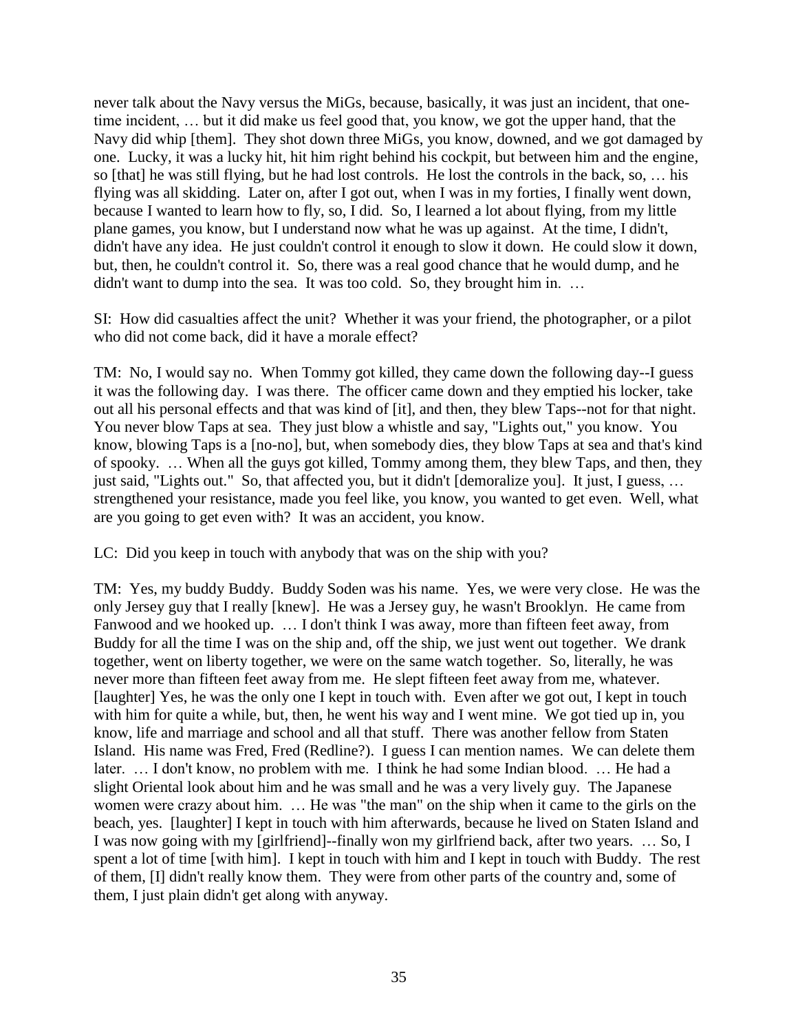never talk about the Navy versus the MiGs, because, basically, it was just an incident, that one-time incident, … but it did make us feel good that, you know, we got the upper hand, that the Navy did whip [them]. They shot down three MiGs, you know, downed, and we got damaged by one. Lucky, it was a lucky hit, hit him right behind his cockpit, but between him and the engine, so [that] he was still flying, but he had lost controls. He lost the controls in the back, so, … his flying was all skidding. Later on, after I got out, when I was in my forties, I finally went down, because I wanted to learn how to fly, so, I did. So, I learned a lot about flying, from my little plane games, you know, but I understand now what he was up against. At the time, I didn't, didn't have any idea. He just couldn't control it enough to slow it down. He could slow it down, but, then, he couldn't control it. So, there was a real good chance that he would dump, and he didn't want to dump into the sea. It was too cold. So, they brought him in. …

SI: How did casualties affect the unit? Whether it was your friend, the photographer, or a pilot who did not come back, did it have a morale effect?

TM: No, I would say no. When Tommy got killed, they came down the following day--I guess it was the following day. I was there. The officer came down and they emptied his locker, take out all his personal effects and that was kind of [it], and then, they blew Taps--not for that night. You never blow Taps at sea. They just blow a whistle and say, "Lights out," you know. You know, blowing Taps is a [no-no], but, when somebody dies, they blow Taps at sea and that's kind of spooky. … When all the guys got killed, Tommy among them, they blew Taps, and then, they just said, "Lights out." So, that affected you, but it didn't [demoralize you]. It just, I guess, … strengthened your resistance, made you feel like, you know, you wanted to get even. Well, what are you going to get even with? It was an accident, you know.

LC: Did you keep in touch with anybody that was on the ship with you?

TM: Yes, my buddy Buddy. Buddy Soden was his name. Yes, we were very close. He was the only Jersey guy that I really [knew]. He was a Jersey guy, he wasn't Brooklyn. He came from Fanwood and we hooked up. … I don't think I was away, more than fifteen feet away, from Buddy for all the time I was on the ship and, off the ship, we just went out together. We drank together, went on liberty together, we were on the same watch together. So, literally, he was never more than fifteen feet away from me. He slept fifteen feet away from me, whatever. [laughter] Yes, he was the only one I kept in touch with. Even after we got out, I kept in touch with him for quite a while, but, then, he went his way and I went mine. We got tied up in, you know, life and marriage and school and all that stuff. There was another fellow from Staten Island. His name was Fred, Fred (Redline?). I guess I can mention names. We can delete them later. … I don't know, no problem with me. I think he had some Indian blood. … He had a slight Oriental look about him and he was small and he was a very lively guy. The Japanese women were crazy about him. … He was "the man" on the ship when it came to the girls on the beach, yes. [laughter] I kept in touch with him afterwards, because he lived on Staten Island and I was now going with my [girlfriend]--finally won my girlfriend back, after two years. … So, I spent a lot of time [with him]. I kept in touch with him and I kept in touch with Buddy. The rest of them, [I] didn't really know them. They were from other parts of the country and, some of them, I just plain didn't get along with anyway.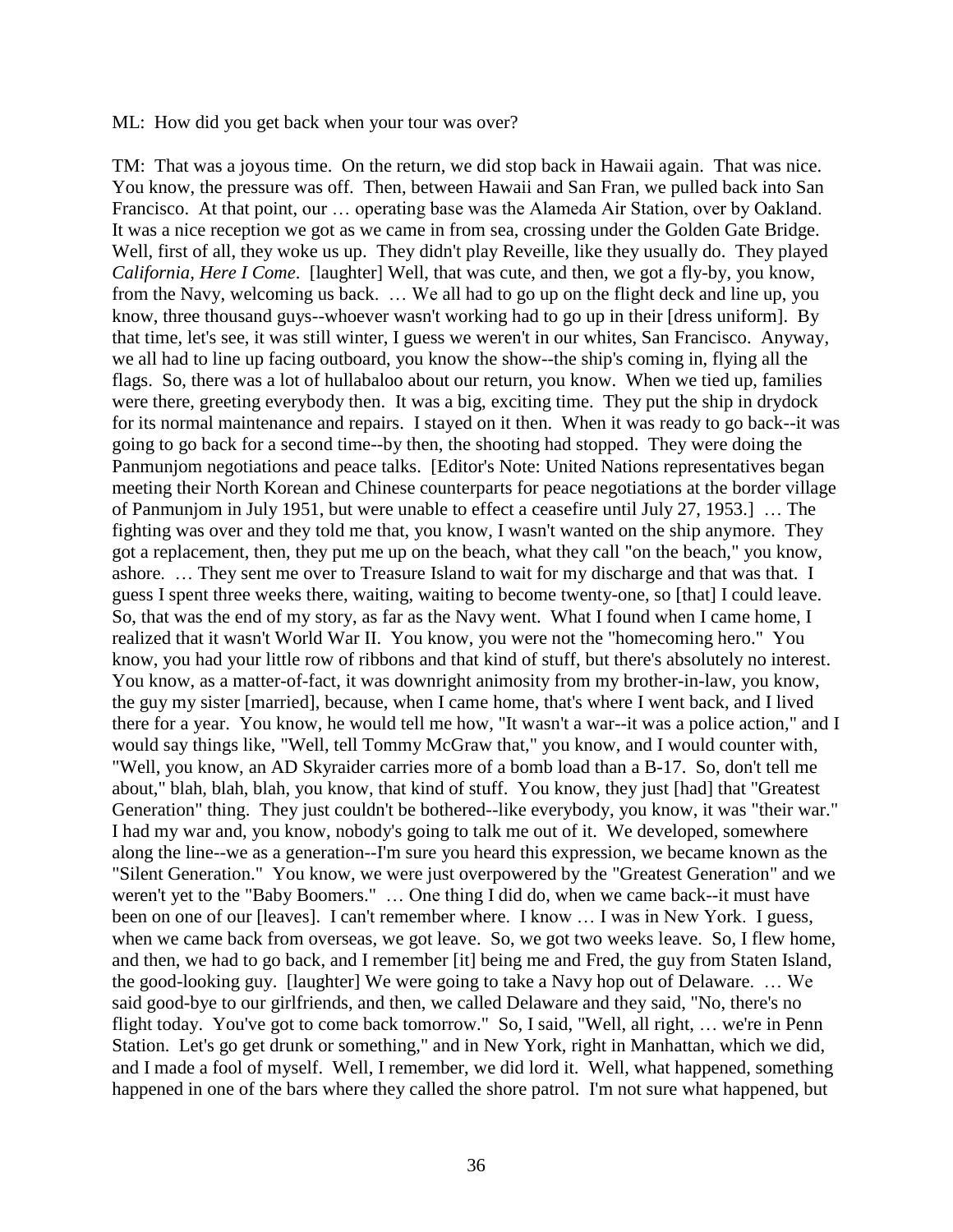ML: How did you get back when your tour was over?

TM: That was a joyous time. On the return, we did stop back in Hawaii again. That was nice. You know, the pressure was off. Then, between Hawaii and San Fran, we pulled back into San Francisco. At that point, our … operating base was the Alameda Air Station, over by Oakland. It was a nice reception we got as we came in from sea, crossing under the Golden Gate Bridge. Well, first of all, they woke us up. They didn't play Reveille, like they usually do. They played *California, Here I Come*. [laughter] Well, that was cute, and then, we got a fly-by, you know, from the Navy, welcoming us back. … We all had to go up on the flight deck and line up, you know, three thousand guys--whoever wasn't working had to go up in their [dress uniform]. By that time, let's see, it was still winter, I guess we weren't in our whites, San Francisco. Anyway, we all had to line up facing outboard, you know the show--the ship's coming in, flying all the flags. So, there was a lot of hullabaloo about our return, you know. When we tied up, families were there, greeting everybody then. It was a big, exciting time. They put the ship in drydock for its normal maintenance and repairs. I stayed on it then. When it was ready to go back--it was going to go back for a second time--by then, the shooting had stopped. They were doing the Panmunjom negotiations and peace talks. [Editor's Note: United Nations representatives began meeting their North Korean and Chinese counterparts for peace negotiations at the border village of Panmunjom in July 1951, but were unable to effect a ceasefire until July 27, 1953.] … The fighting was over and they told me that, you know, I wasn't wanted on the ship anymore. They got a replacement, then, they put me up on the beach, what they call "on the beach," you know, ashore. … They sent me over to Treasure Island to wait for my discharge and that was that. I guess I spent three weeks there, waiting, waiting to become twenty-one, so [that] I could leave. So, that was the end of my story, as far as the Navy went. What I found when I came home, I realized that it wasn't World War II. You know, you were not the "homecoming hero." You know, you had your little row of ribbons and that kind of stuff, but there's absolutely no interest. You know, as a matter-of-fact, it was downright animosity from my brother-in-law, you know, the guy my sister [married], because, when I came home, that's where I went back, and I lived there for a year. You know, he would tell me how, "It wasn't a war--it was a police action," and I would say things like, "Well, tell Tommy McGraw that," you know, and I would counter with, "Well, you know, an AD Skyraider carries more of a bomb load than a B-17. So, don't tell me about," blah, blah, blah, you know, that kind of stuff. You know, they just [had] that "Greatest Generation" thing. They just couldn't be bothered--like everybody, you know, it was "their war." I had my war and, you know, nobody's going to talk me out of it. We developed, somewhere along the line--we as a generation--I'm sure you heard this expression, we became known as the "Silent Generation." You know, we were just overpowered by the "Greatest Generation" and we weren't yet to the "Baby Boomers." … One thing I did do, when we came back--it must have been on one of our [leaves]. I can't remember where. I know … I was in New York. I guess, when we came back from overseas, we got leave. So, we got two weeks leave. So, I flew home, and then, we had to go back, and I remember [it] being me and Fred, the guy from Staten Island, the good-looking guy. [laughter] We were going to take a Navy hop out of Delaware. … We said good-bye to our girlfriends, and then, we called Delaware and they said, "No, there's no flight today. You've got to come back tomorrow." So, I said, "Well, all right, … we're in Penn Station. Let's go get drunk or something," and in New York, right in Manhattan, which we did, and I made a fool of myself. Well, I remember, we did lord it. Well, what happened, something happened in one of the bars where they called the shore patrol. I'm not sure what happened, but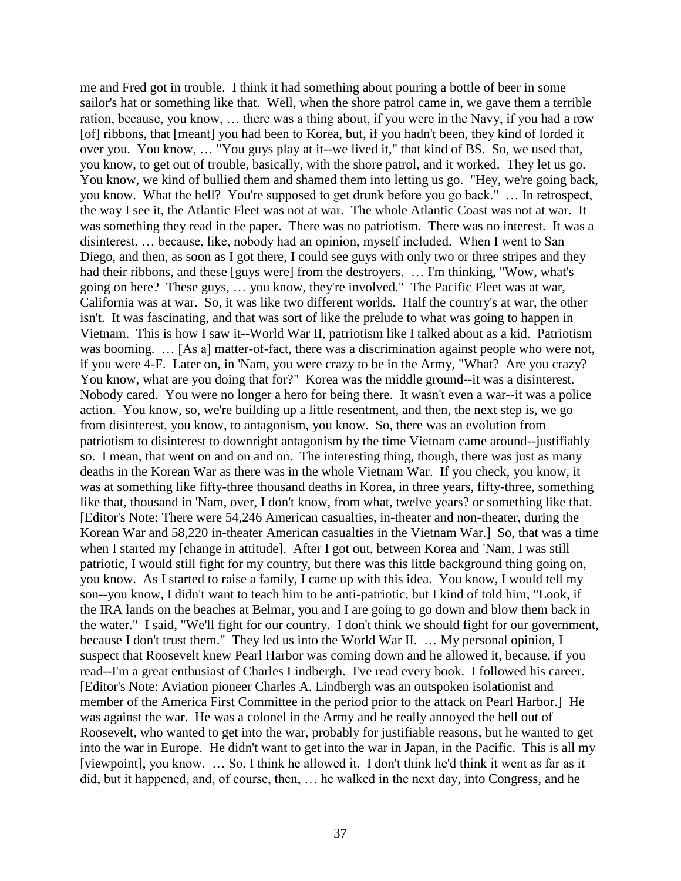me and Fred got in trouble. I think it had something about pouring a bottle of beer in some sailor's hat or something like that. Well, when the shore patrol came in, we gave them a terrible ration, because, you know, … there was a thing about, if you were in the Navy, if you had a row [of] ribbons, that [meant] you had been to Korea, but, if you hadn't been, they kind of lorded it over you. You know, … "You guys play at it--we lived it," that kind of BS. So, we used that, you know, to get out of trouble, basically, with the shore patrol, and it worked. They let us go. You know, we kind of bullied them and shamed them into letting us go. "Hey, we're going back, you know. What the hell? You're supposed to get drunk before you go back." … In retrospect, the way I see it, the Atlantic Fleet was not at war. The whole Atlantic Coast was not at war. It was something they read in the paper. There was no patriotism. There was no interest. It was a disinterest, … because, like, nobody had an opinion, myself included. When I went to San Diego, and then, as soon as I got there, I could see guys with only two or three stripes and they had their ribbons, and these [guys were] from the destroyers. … I'm thinking, "Wow, what's going on here? These guys, … you know, they're involved." The Pacific Fleet was at war, California was at war. So, it was like two different worlds. Half the country's at war, the other isn't. It was fascinating, and that was sort of like the prelude to what was going to happen in Vietnam. This is how I saw it--World War II, patriotism like I talked about as a kid. Patriotism was booming. … [As a] matter-of-fact, there was a discrimination against people who were not, if you were 4-F. Later on, in 'Nam, you were crazy to be in the Army, "What? Are you crazy? You know, what are you doing that for?" Korea was the middle ground--it was a disinterest. Nobody cared. You were no longer a hero for being there. It wasn't even a war--it was a police action. You know, so, we're building up a little resentment, and then, the next step is, we go from disinterest, you know, to antagonism, you know. So, there was an evolution from patriotism to disinterest to downright antagonism by the time Vietnam came around--justifiably so. I mean, that went on and on and on. The interesting thing, though, there was just as many deaths in the Korean War as there was in the whole Vietnam War. If you check, you know, it was at something like fifty-three thousand deaths in Korea, in three years, fifty-three, something like that, thousand in 'Nam, over, I don't know, from what, twelve years? or something like that. [Editor's Note: There were 54,246 American casualties, in-theater and non-theater, during the Korean War and 58,220 in-theater American casualties in the Vietnam War.] So, that was a time when I started my [change in attitude]. After I got out, between Korea and 'Nam, I was still patriotic, I would still fight for my country, but there was this little background thing going on, you know. As I started to raise a family, I came up with this idea. You know, I would tell my son--you know, I didn't want to teach him to be anti-patriotic, but I kind of told him, "Look, if the IRA lands on the beaches at Belmar, you and I are going to go down and blow them back in the water." I said, "We'll fight for our country. I don't think we should fight for our government, because I don't trust them." They led us into the World War II. … My personal opinion, I suspect that Roosevelt knew Pearl Harbor was coming down and he allowed it, because, if you read--I'm a great enthusiast of Charles Lindbergh. I've read every book. I followed his career. [Editor's Note: Aviation pioneer Charles A. Lindbergh was an outspoken isolationist and member of the America First Committee in the period prior to the attack on Pearl Harbor.] He was against the war. He was a colonel in the Army and he really annoyed the hell out of Roosevelt, who wanted to get into the war, probably for justifiable reasons, but he wanted to get into the war in Europe. He didn't want to get into the war in Japan, in the Pacific. This is all my [viewpoint], you know. … So, I think he allowed it. I don't think he'd think it went as far as it did, but it happened, and, of course, then, … he walked in the next day, into Congress, and he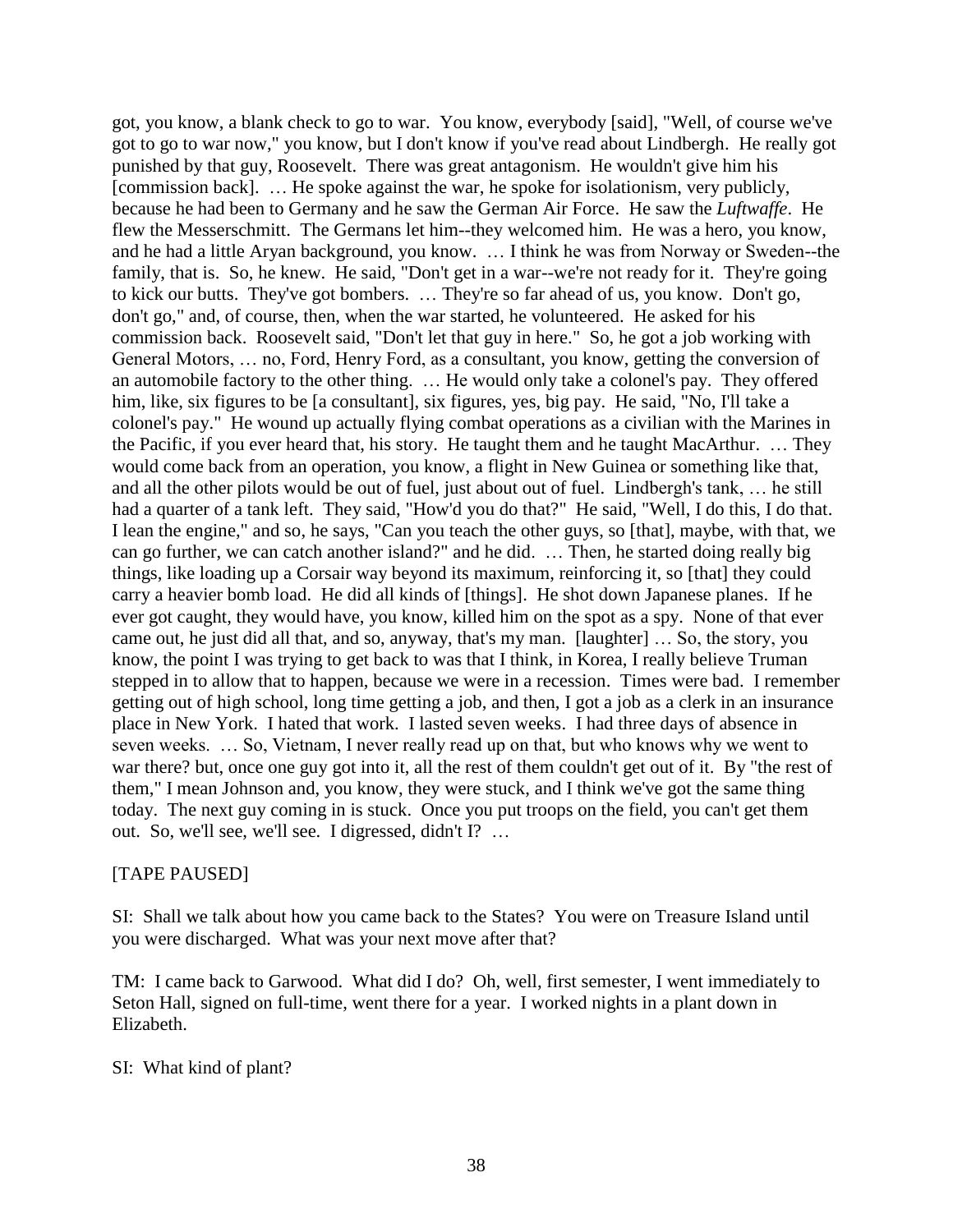got, you know, a blank check to go to war. You know, everybody [said], "Well, of course we've got to go to war now," you know, but I don't know if you've read about Lindbergh. He really got punished by that guy, Roosevelt. There was great antagonism. He wouldn't give him his [commission back]. … He spoke against the war, he spoke for isolationism, very publicly, because he had been to Germany and he saw the German Air Force. He saw the *Luftwaffe*. He flew the Messerschmitt. The Germans let him--they welcomed him. He was a hero, you know, and he had a little Aryan background, you know. … I think he was from Norway or Sweden--the family, that is. So, he knew. He said, "Don't get in a war--we're not ready for it. They're going to kick our butts. They've got bombers. … They're so far ahead of us, you know. Don't go, don't go," and, of course, then, when the war started, he volunteered. He asked for his commission back. Roosevelt said, "Don't let that guy in here." So, he got a job working with General Motors, … no, Ford, Henry Ford, as a consultant, you know, getting the conversion of an automobile factory to the other thing. … He would only take a colonel's pay. They offered him, like, six figures to be [a consultant], six figures, yes, big pay. He said, "No, I'll take a colonel's pay." He wound up actually flying combat operations as a civilian with the Marines in the Pacific, if you ever heard that, his story. He taught them and he taught MacArthur. … They would come back from an operation, you know, a flight in New Guinea or something like that, and all the other pilots would be out of fuel, just about out of fuel. Lindbergh's tank, … he still had a quarter of a tank left. They said, "How'd you do that?" He said, "Well, I do this, I do that. I lean the engine," and so, he says, "Can you teach the other guys, so [that], maybe, with that, we can go further, we can catch another island?" and he did. … Then, he started doing really big things, like loading up a Corsair way beyond its maximum, reinforcing it, so [that] they could carry a heavier bomb load. He did all kinds of [things]. He shot down Japanese planes. If he ever got caught, they would have, you know, killed him on the spot as a spy. None of that ever came out, he just did all that, and so, anyway, that's my man. [laughter] … So, the story, you know, the point I was trying to get back to was that I think, in Korea, I really believe Truman stepped in to allow that to happen, because we were in a recession. Times were bad. I remember getting out of high school, long time getting a job, and then, I got a job as a clerk in an insurance place in New York. I hated that work. I lasted seven weeks. I had three days of absence in seven weeks. … So, Vietnam, I never really read up on that, but who knows why we went to war there? but, once one guy got into it, all the rest of them couldn't get out of it. By "the rest of them," I mean Johnson and, you know, they were stuck, and I think we've got the same thing today. The next guy coming in is stuck. Once you put troops on the field, you can't get them out. So, we'll see, we'll see. I digressed, didn't I? …

[TAPE PAUSED]

SI: Shall we talk about how you came back to the States? You were on Treasure Island until you were discharged. What was your next move after that?

TM: I came back to Garwood. What did I do? Oh, well, first semester, I went immediately to Seton Hall, signed on full-time, went there for a year. I worked nights in a plant down in Elizabeth.

SI: What kind of plant?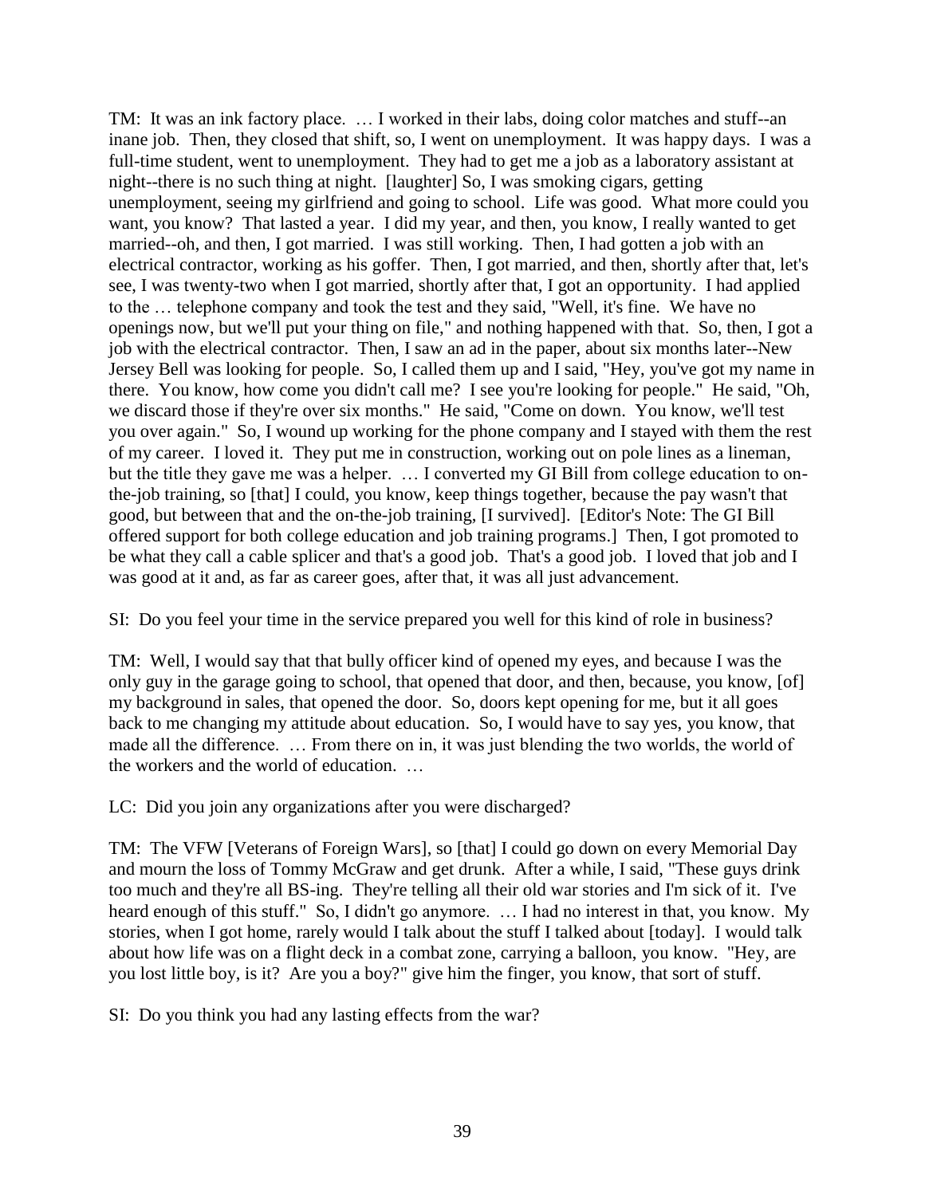TM: It was an ink factory place. … I worked in their labs, doing color matches and stuff--an inane job. Then, they closed that shift, so, I went on unemployment. It was happy days. I was a full-time student, went to unemployment. They had to get me a job as a laboratory assistant at night--there is no such thing at night. [laughter] So, I was smoking cigars, getting unemployment, seeing my girlfriend and going to school. Life was good. What more could you want, you know? That lasted a year. I did my year, and then, you know, I really wanted to get married--oh, and then, I got married. I was still working. Then, I had gotten a job with an electrical contractor, working as his goffer. Then, I got married, and then, shortly after that, let's see, I was twenty-two when I got married, shortly after that, I got an opportunity. I had applied to the … telephone company and took the test and they said, "Well, it's fine. We have no openings now, but we'll put your thing on file," and nothing happened with that. So, then, I got a job with the electrical contractor. Then, I saw an ad in the paper, about six months later--New Jersey Bell was looking for people. So, I called them up and I said, "Hey, you've got my name in there. You know, how come you didn't call me? I see you're looking for people." He said, "Oh, we discard those if they're over six months." He said, "Come on down. You know, we'll test you over again." So, I wound up working for the phone company and I stayed with them the rest of my career. I loved it. They put me in construction, working out on pole lines as a lineman, but the title they gave me was a helper. … I converted my GI Bill from college education to on-the-job training, so [that] I could, you know, keep things together, because the pay wasn't that good, but between that and the on-the-job training, [I survived]. [Editor's Note: The GI Bill offered support for both college education and job training programs.] Then, I got promoted to be what they call a cable splicer and that's a good job. That's a good job. I loved that job and I was good at it and, as far as career goes, after that, it was all just advancement.

SI: Do you feel your time in the service prepared you well for this kind of role in business?

TM: Well, I would say that that bully officer kind of opened my eyes, and because I was the only guy in the garage going to school, that opened that door, and then, because, you know, [of] my background in sales, that opened the door. So, doors kept opening for me, but it all goes back to me changing my attitude about education. So, I would have to say yes, you know, that made all the difference. … From there on in, it was just blending the two worlds, the world of the workers and the world of education. …

LC: Did you join any organizations after you were discharged?

TM: The VFW [Veterans of Foreign Wars], so [that] I could go down on every Memorial Day and mourn the loss of Tommy McGraw and get drunk. After a while, I said, "These guys drink too much and they're all BS-ing. They're telling all their old war stories and I'm sick of it. I've heard enough of this stuff." So, I didn't go anymore. … I had no interest in that, you know. My stories, when I got home, rarely would I talk about the stuff I talked about [today]. I would talk about how life was on a flight deck in a combat zone, carrying a balloon, you know. "Hey, are you lost little boy, is it? Are you a boy?" give him the finger, you know, that sort of stuff.

SI: Do you think you had any lasting effects from the war?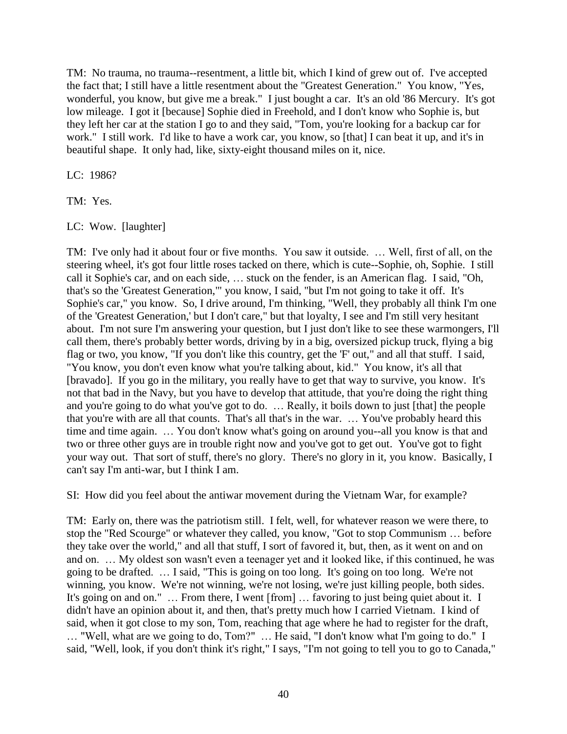TM: No trauma, no trauma--resentment, a little bit, which I kind of grew out of. I've accepted the fact that; I still have a little resentment about the "Greatest Generation." You know, "Yes, wonderful, you know, but give me a break." I just bought a car. It's an old '86 Mercury. It's got low mileage. I got it [because] Sophie died in Freehold, and I don't know who Sophie is, but they left her car at the station I go to and they said, "Tom, you're looking for a backup car for work." I still work. I'd like to have a work car, you know, so [that] I can beat it up, and it's in beautiful shape. It only had, like, sixty-eight thousand miles on it, nice.

LC: 1986?

TM: Yes.

LC: Wow. [laughter]

TM: I've only had it about four or five months. You saw it outside. … Well, first of all, on the steering wheel, it's got four little roses tacked on there, which is cute--Sophie, oh, Sophie. I still call it Sophie's car, and on each side, … stuck on the fender, is an American flag. I said, "Oh, that's so the 'Greatest Generation,'" you know, I said, "but I'm not going to take it off. It's Sophie's car," you know. So, I drive around, I'm thinking, "Well, they probably all think I'm one of the 'Greatest Generation,' but I don't care," but that loyalty, I see and I'm still very hesitant about. I'm not sure I'm answering your question, but I just don't like to see these warmongers, I'll call them, there's probably better words, driving by in a big, oversized pickup truck, flying a big flag or two, you know, "If you don't like this country, get the 'F' out," and all that stuff. I said, "You know, you don't even know what you're talking about, kid." You know, it's all that [bravado]. If you go in the military, you really have to get that way to survive, you know. It's not that bad in the Navy, but you have to develop that attitude, that you're doing the right thing and you're going to do what you've got to do. … Really, it boils down to just [that] the people that you're with are all that counts. That's all that's in the war. … You've probably heard this time and time again. … You don't know what's going on around you--all you know is that and two or three other guys are in trouble right now and you've got to get out. You've got to fight your way out. That sort of stuff, there's no glory. There's no glory in it, you know. Basically, I can't say I'm anti-war, but I think I am.

SI: How did you feel about the antiwar movement during the Vietnam War, for example?

TM: Early on, there was the patriotism still. I felt, well, for whatever reason we were there, to stop the "Red Scourge" or whatever they called, you know, "Got to stop Communism … before they take over the world," and all that stuff, I sort of favored it, but, then, as it went on and on and on. … My oldest son wasn't even a teenager yet and it looked like, if this continued, he was going to be drafted. … I said, "This is going on too long. It's going on too long. We're not winning, you know. We're not winning, we're not losing, we're just killing people, both sides. It's going on and on." … From there, I went [from] … favoring to just being quiet about it. I didn't have an opinion about it, and then, that's pretty much how I carried Vietnam. I kind of said, when it got close to my son, Tom, reaching that age where he had to register for the draft, … "Well, what are we going to do, Tom?" … He said, "I don't know what I'm going to do." I said, "Well, look, if you don't think it's right," I says, "I'm not going to tell you to go to Canada,"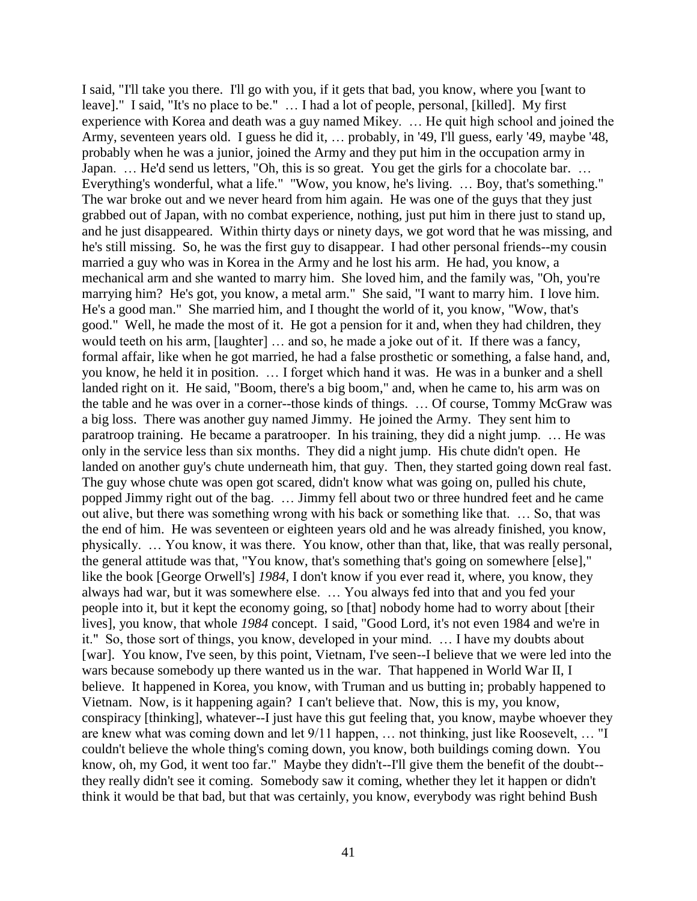I said, "I'll take you there. I'll go with you, if it gets that bad, you know, where you [want to leave]." I said, "It's no place to be." … I had a lot of people, personal, [killed]. My first experience with Korea and death was a guy named Mikey. … He quit high school and joined the Army, seventeen years old. I guess he did it, … probably, in '49, I'll guess, early '49, maybe '48, probably when he was a junior, joined the Army and they put him in the occupation army in Japan. … He'd send us letters, "Oh, this is so great. You get the girls for a chocolate bar. … Everything's wonderful, what a life." "Wow, you know, he's living. … Boy, that's something." The war broke out and we never heard from him again. He was one of the guys that they just grabbed out of Japan, with no combat experience, nothing, just put him in there just to stand up, and he just disappeared. Within thirty days or ninety days, we got word that he was missing, and he's still missing. So, he was the first guy to disappear. I had other personal friends--my cousin married a guy who was in Korea in the Army and he lost his arm. He had, you know, a mechanical arm and she wanted to marry him. She loved him, and the family was, "Oh, you're marrying him? He's got, you know, a metal arm." She said, "I want to marry him. I love him. He's a good man." She married him, and I thought the world of it, you know, "Wow, that's good." Well, he made the most of it. He got a pension for it and, when they had children, they would teeth on his arm, [laughter] … and so, he made a joke out of it. If there was a fancy, formal affair, like when he got married, he had a false prosthetic or something, a false hand, and, you know, he held it in position. … I forget which hand it was. He was in a bunker and a shell landed right on it. He said, "Boom, there's a big boom," and, when he came to, his arm was on the table and he was over in a corner--those kinds of things. … Of course, Tommy McGraw was a big loss. There was another guy named Jimmy. He joined the Army. They sent him to paratroop training. He became a paratrooper. In his training, they did a night jump. … He was only in the service less than six months. They did a night jump. His chute didn't open. He landed on another guy's chute underneath him, that guy. Then, they started going down real fast. The guy whose chute was open got scared, didn't know what was going on, pulled his chute, popped Jimmy right out of the bag. … Jimmy fell about two or three hundred feet and he came out alive, but there was something wrong with his back or something like that. … So, that was the end of him. He was seventeen or eighteen years old and he was already finished, you know, physically. … You know, it was there. You know, other than that, like, that was really personal, the general attitude was that, "You know, that's something that's going on somewhere [else]," like the book [George Orwell's] *1984*, I don't know if you ever read it, where, you know, they always had war, but it was somewhere else. … You always fed into that and you fed your people into it, but it kept the economy going, so [that] nobody home had to worry about [their lives], you know, that whole *1984* concept. I said, "Good Lord, it's not even 1984 and we're in it." So, those sort of things, you know, developed in your mind. … I have my doubts about [war]. You know, I've seen, by this point, Vietnam, I've seen--I believe that we were led into the wars because somebody up there wanted us in the war. That happened in World War II, I believe. It happened in Korea, you know, with Truman and us butting in; probably happened to Vietnam. Now, is it happening again? I can't believe that. Now, this is my, you know, conspiracy [thinking], whatever--I just have this gut feeling that, you know, maybe whoever they are knew what was coming down and let 9/11 happen, … not thinking, just like Roosevelt, … "I couldn't believe the whole thing's coming down, you know, both buildings coming down. You know, oh, my God, it went too far." Maybe they didn't--I'll give them the benefit of the doubt--they really didn't see it coming. Somebody saw it coming, whether they let it happen or didn't think it would be that bad, but that was certainly, you know, everybody was right behind Bush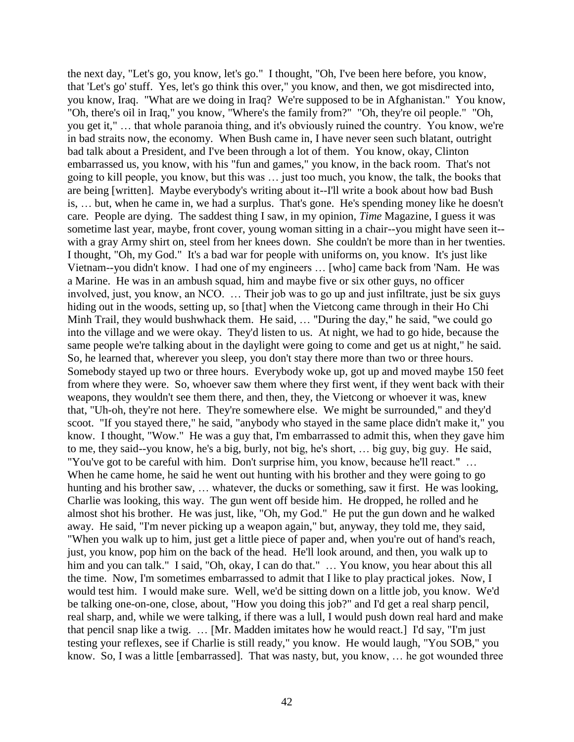the next day, "Let's go, you know, let's go." I thought, "Oh, I've been here before, you know, that 'Let's go' stuff. Yes, let's go think this over," you know, and then, we got misdirected into, you know, Iraq. "What are we doing in Iraq? We're supposed to be in Afghanistan." You know, "Oh, there's oil in Iraq," you know, "Where's the family from?" "Oh, they're oil people." "Oh, you get it," … that whole paranoia thing, and it's obviously ruined the country. You know, we're in bad straits now, the economy. When Bush came in, I have never seen such blatant, outright bad talk about a President, and I've been through a lot of them. You know, okay, Clinton embarrassed us, you know, with his "fun and games," you know, in the back room. That's not going to kill people, you know, but this was … just too much, you know, the talk, the books that are being [written]. Maybe everybody's writing about it--I'll write a book about how bad Bush is, … but, when he came in, we had a surplus. That's gone. He's spending money like he doesn't care. People are dying. The saddest thing I saw, in my opinion, *Time* Magazine, I guess it was sometime last year, maybe, front cover, young woman sitting in a chair--you might have seen it--with a gray Army shirt on, steel from her knees down. She couldn't be more than in her twenties. I thought, "Oh, my God." It's a bad war for people with uniforms on, you know. It's just like Vietnam--you didn't know. I had one of my engineers … [who] came back from 'Nam. He was a Marine. He was in an ambush squad, him and maybe five or six other guys, no officer involved, just, you know, an NCO. … Their job was to go up and just infiltrate, just be six guys hiding out in the woods, setting up, so [that] when the Vietcong came through in their Ho Chi Minh Trail, they would bushwhack them. He said, … "During the day," he said, "we could go into the village and we were okay. They'd listen to us. At night, we had to go hide, because the same people we're talking about in the daylight were going to come and get us at night," he said. So, he learned that, wherever you sleep, you don't stay there more than two or three hours. Somebody stayed up two or three hours. Everybody woke up, got up and moved maybe 150 feet from where they were. So, whoever saw them where they first went, if they went back with their weapons, they wouldn't see them there, and then, they, the Vietcong or whoever it was, knew that, "Uh-oh, they're not here. They're somewhere else. We might be surrounded," and they'd scoot. "If you stayed there," he said, "anybody who stayed in the same place didn't make it," you know. I thought, "Wow." He was a guy that, I'm embarrassed to admit this, when they gave him to me, they said--you know, he's a big, burly, not big, he's short, … big guy, big guy. He said, "You've got to be careful with him. Don't surprise him, you know, because he'll react." … When he came home, he said he went out hunting with his brother and they were going to go hunting and his brother saw, … whatever, the ducks or something, saw it first. He was looking, Charlie was looking, this way. The gun went off beside him. He dropped, he rolled and he almost shot his brother. He was just, like, "Oh, my God." He put the gun down and he walked away. He said, "I'm never picking up a weapon again," but, anyway, they told me, they said, "When you walk up to him, just get a little piece of paper and, when you're out of hand's reach, just, you know, pop him on the back of the head. He'll look around, and then, you walk up to him and you can talk." I said, "Oh, okay, I can do that." … You know, you hear about this all the time. Now, I'm sometimes embarrassed to admit that I like to play practical jokes. Now, I would test him. I would make sure. Well, we'd be sitting down on a little job, you know. We'd be talking one-on-one, close, about, "How you doing this job?" and I'd get a real sharp pencil, real sharp, and, while we were talking, if there was a lull, I would push down real hard and make that pencil snap like a twig. … [Mr. Madden imitates how he would react.] I'd say, "I'm just testing your reflexes, see if Charlie is still ready," you know. He would laugh, "You SOB," you know. So, I was a little [embarrassed]. That was nasty, but, you know, … he got wounded three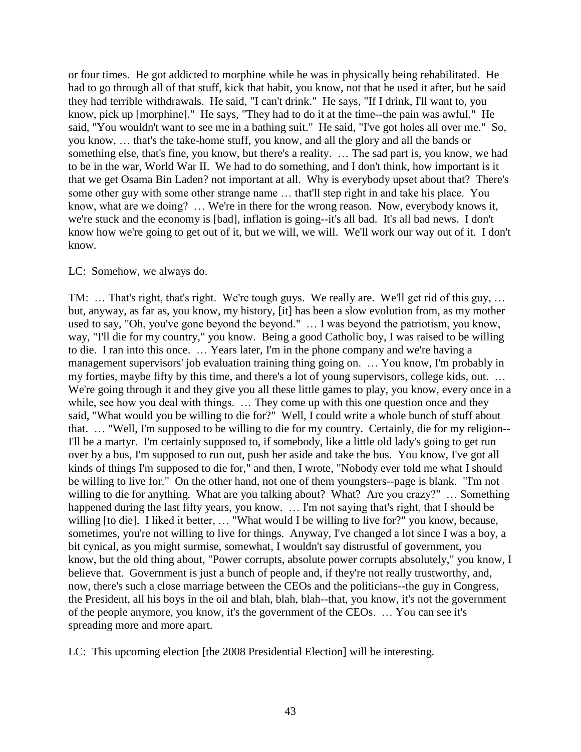or four times. He got addicted to morphine while he was in physically being rehabilitated. He had to go through all of that stuff, kick that habit, you know, not that he used it after, but he said they had terrible withdrawals. He said, "I can't drink." He says, "If I drink, I'll want to, you know, pick up [morphine]." He says, "They had to do it at the time--the pain was awful." He said, "You wouldn't want to see me in a bathing suit." He said, "I've got holes all over me." So, you know, … that's the take-home stuff, you know, and all the glory and all the bands or something else, that's fine, you know, but there's a reality. … The sad part is, you know, we had to be in the war, World War II. We had to do something, and I don't think, how important is it that we get Osama Bin Laden? not important at all. Why is everybody upset about that? There's some other guy with some other strange name … that'll step right in and take his place. You know, what are we doing? … We're in there for the wrong reason. Now, everybody knows it, we're stuck and the economy is [bad], inflation is going--it's all bad. It's all bad news. I don't know how we're going to get out of it, but we will, we will. We'll work our way out of it. I don't know.

LC: Somehow, we always do.

TM: … That's right, that's right. We're tough guys. We really are. We'll get rid of this guy, … but, anyway, as far as, you know, my history, [it] has been a slow evolution from, as my mother used to say, "Oh, you've gone beyond the beyond." … I was beyond the patriotism, you know, way, "I'll die for my country," you know. Being a good Catholic boy, I was raised to be willing to die. I ran into this once. … Years later, I'm in the phone company and we're having a management supervisors' job evaluation training thing going on. … You know, I'm probably in my forties, maybe fifty by this time, and there's a lot of young supervisors, college kids, out. … We're going through it and they give you all these little games to play, you know, every once in a while, see how you deal with things. … They come up with this one question once and they said, "What would you be willing to die for?" Well, I could write a whole bunch of stuff about that. … "Well, I'm supposed to be willing to die for my country. Certainly, die for my religion--I'll be a martyr. I'm certainly supposed to, if somebody, like a little old lady's going to get run over by a bus, I'm supposed to run out, push her aside and take the bus. You know, I've got all kinds of things I'm supposed to die for," and then, I wrote, "Nobody ever told me what I should be willing to live for." On the other hand, not one of them youngsters--page is blank. "I'm not willing to die for anything. What are you talking about? What? Are you crazy?" … Something happened during the last fifty years, you know. … I'm not saying that's right, that I should be willing [to die]. I liked it better, … "What would I be willing to live for?" you know, because, sometimes, you're not willing to live for things. Anyway, I've changed a lot since I was a boy, a bit cynical, as you might surmise, somewhat, I wouldn't say distrustful of government, you know, but the old thing about, "Power corrupts, absolute power corrupts absolutely," you know, I believe that. Government is just a bunch of people and, if they're not really trustworthy, and, now, there's such a close marriage between the CEOs and the politicians--the guy in Congress, the President, all his boys in the oil and blah, blah, blah--that, you know, it's not the government of the people anymore, you know, it's the government of the CEOs. … You can see it's spreading more and more apart.

LC: This upcoming election [the 2008 Presidential Election] will be interesting.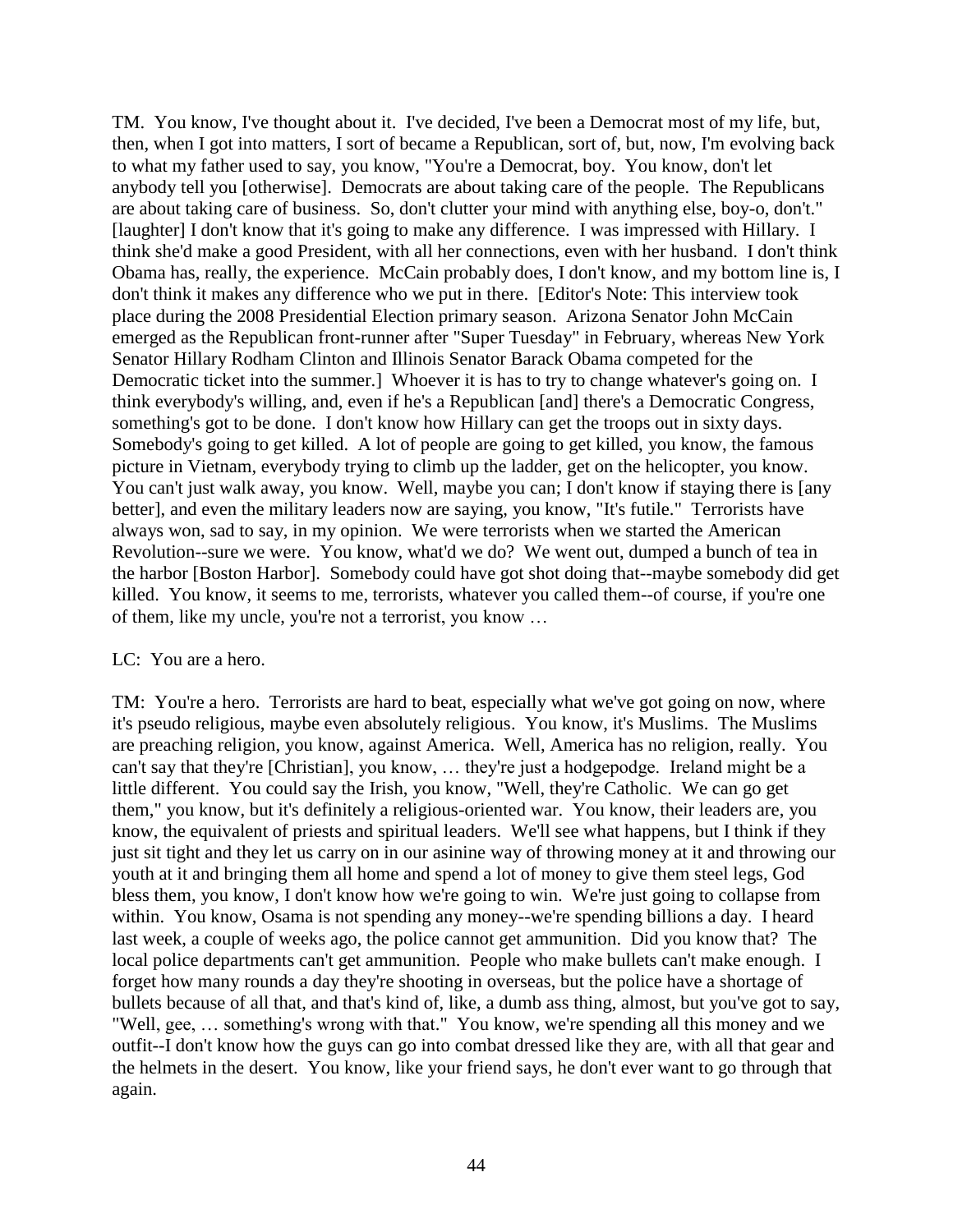TM. You know, I've thought about it. I've decided, I've been a Democrat most of my life, but, then, when I got into matters, I sort of became a Republican, sort of, but, now, I'm evolving back to what my father used to say, you know, "You're a Democrat, boy. You know, don't let anybody tell you [otherwise]. Democrats are about taking care of the people. The Republicans are about taking care of business. So, don't clutter your mind with anything else, boy-o, don't." [laughter] I don't know that it's going to make any difference. I was impressed with Hillary. I think she'd make a good President, with all her connections, even with her husband. I don't think Obama has, really, the experience. McCain probably does, I don't know, and my bottom line is, I don't think it makes any difference who we put in there. [Editor's Note: This interview took place during the 2008 Presidential Election primary season. Arizona Senator John McCain emerged as the Republican front-runner after "Super Tuesday" in February, whereas New York Senator Hillary Rodham Clinton and Illinois Senator Barack Obama competed for the Democratic ticket into the summer.] Whoever it is has to try to change whatever's going on. I think everybody's willing, and, even if he's a Republican [and] there's a Democratic Congress, something's got to be done. I don't know how Hillary can get the troops out in sixty days. Somebody's going to get killed. A lot of people are going to get killed, you know, the famous picture in Vietnam, everybody trying to climb up the ladder, get on the helicopter, you know. You can't just walk away, you know. Well, maybe you can; I don't know if staying there is [any better], and even the military leaders now are saying, you know, "It's futile." Terrorists have always won, sad to say, in my opinion. We were terrorists when we started the American Revolution--sure we were. You know, what'd we do? We went out, dumped a bunch of tea in the harbor [Boston Harbor]. Somebody could have got shot doing that--maybe somebody did get killed. You know, it seems to me, terrorists, whatever you called them--of course, if you're one of them, like my uncle, you're not a terrorist, you know …

LC: You are a hero.

TM: You're a hero. Terrorists are hard to beat, especially what we've got going on now, where it's pseudo religious, maybe even absolutely religious. You know, it's Muslims. The Muslims are preaching religion, you know, against America. Well, America has no religion, really. You can't say that they're [Christian], you know, … they're just a hodgepodge. Ireland might be a little different. You could say the Irish, you know, "Well, they're Catholic. We can go get them," you know, but it's definitely a religious-oriented war. You know, their leaders are, you know, the equivalent of priests and spiritual leaders. We'll see what happens, but I think if they just sit tight and they let us carry on in our asinine way of throwing money at it and throwing our youth at it and bringing them all home and spend a lot of money to give them steel legs, God bless them, you know, I don't know how we're going to win. We're just going to collapse from within. You know, Osama is not spending any money--we're spending billions a day. I heard last week, a couple of weeks ago, the police cannot get ammunition. Did you know that? The local police departments can't get ammunition. People who make bullets can't make enough. I forget how many rounds a day they're shooting in overseas, but the police have a shortage of bullets because of all that, and that's kind of, like, a dumb ass thing, almost, but you've got to say, "Well, gee, … something's wrong with that." You know, we're spending all this money and we outfit--I don't know how the guys can go into combat dressed like they are, with all that gear and the helmets in the desert. You know, like your friend says, he don't ever want to go through that again.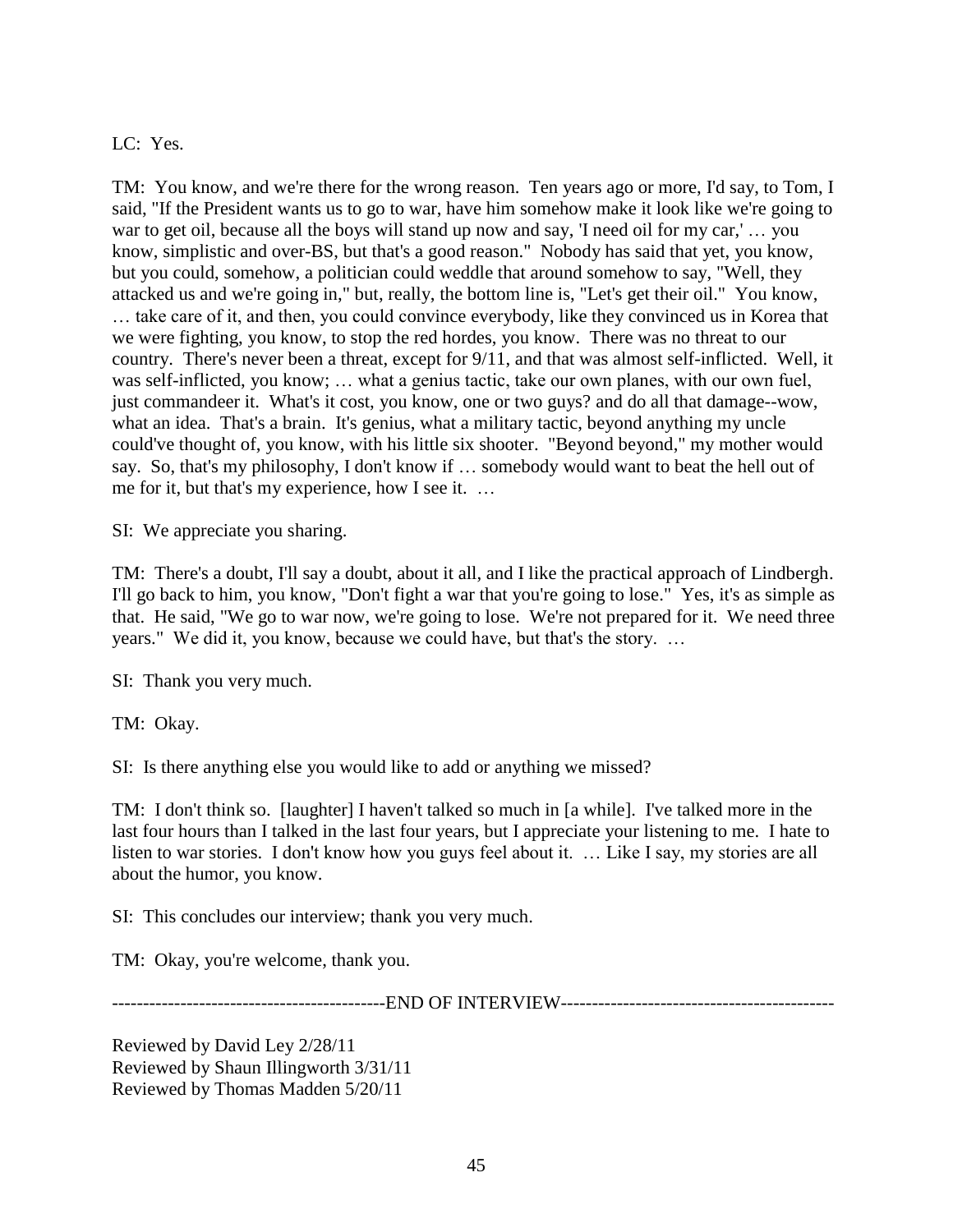LC: Yes.

TM: You know, and we're there for the wrong reason. Ten years ago or more, I'd say, to Tom, I said, "If the President wants us to go to war, have him somehow make it look like we're going to war to get oil, because all the boys will stand up now and say, 'I need oil for my car,' … you know, simplistic and over-BS, but that's a good reason." Nobody has said that yet, you know, but you could, somehow, a politician could weddle that around somehow to say, "Well, they attacked us and we're going in," but, really, the bottom line is, "Let's get their oil." You know, … take care of it, and then, you could convince everybody, like they convinced us in Korea that we were fighting, you know, to stop the red hordes, you know. There was no threat to our country. There's never been a threat, except for 9/11, and that was almost self-inflicted. Well, it was self-inflicted, you know; … what a genius tactic, take our own planes, with our own fuel, just commandeer it. What's it cost, you know, one or two guys? and do all that damage--wow, what an idea. That's a brain. It's genius, what a military tactic, beyond anything my uncle could've thought of, you know, with his little six shooter. "Beyond beyond," my mother would say. So, that's my philosophy, I don't know if … somebody would want to beat the hell out of me for it, but that's my experience, how I see it. …

SI: We appreciate you sharing.

TM: There's a doubt, I'll say a doubt, about it all, and I like the practical approach of Lindbergh. I'll go back to him, you know, "Don't fight a war that you're going to lose." Yes, it's as simple as that. He said, "We go to war now, we're going to lose. We're not prepared for it. We need three years." We did it, you know, because we could have, but that's the story. …

SI: Thank you very much.

TM: Okay.

SI: Is there anything else you would like to add or anything we missed?

TM: I don't think so. [laughter] I haven't talked so much in [a while]. I've talked more in the last four hours than I talked in the last four years, but I appreciate your listening to me. I hate to listen to war stories. I don't know how you guys feel about it. … Like I say, my stories are all about the humor, you know.

SI: This concludes our interview; thank you very much.

TM: Okay, you're welcome, thank you.

-------------------------------------------END OF INTERVIEW-------------------------------------------

Reviewed by David Ley 2/28/11
Reviewed by Shaun Illingworth 3/31/11
Reviewed by Thomas Madden 5/20/11